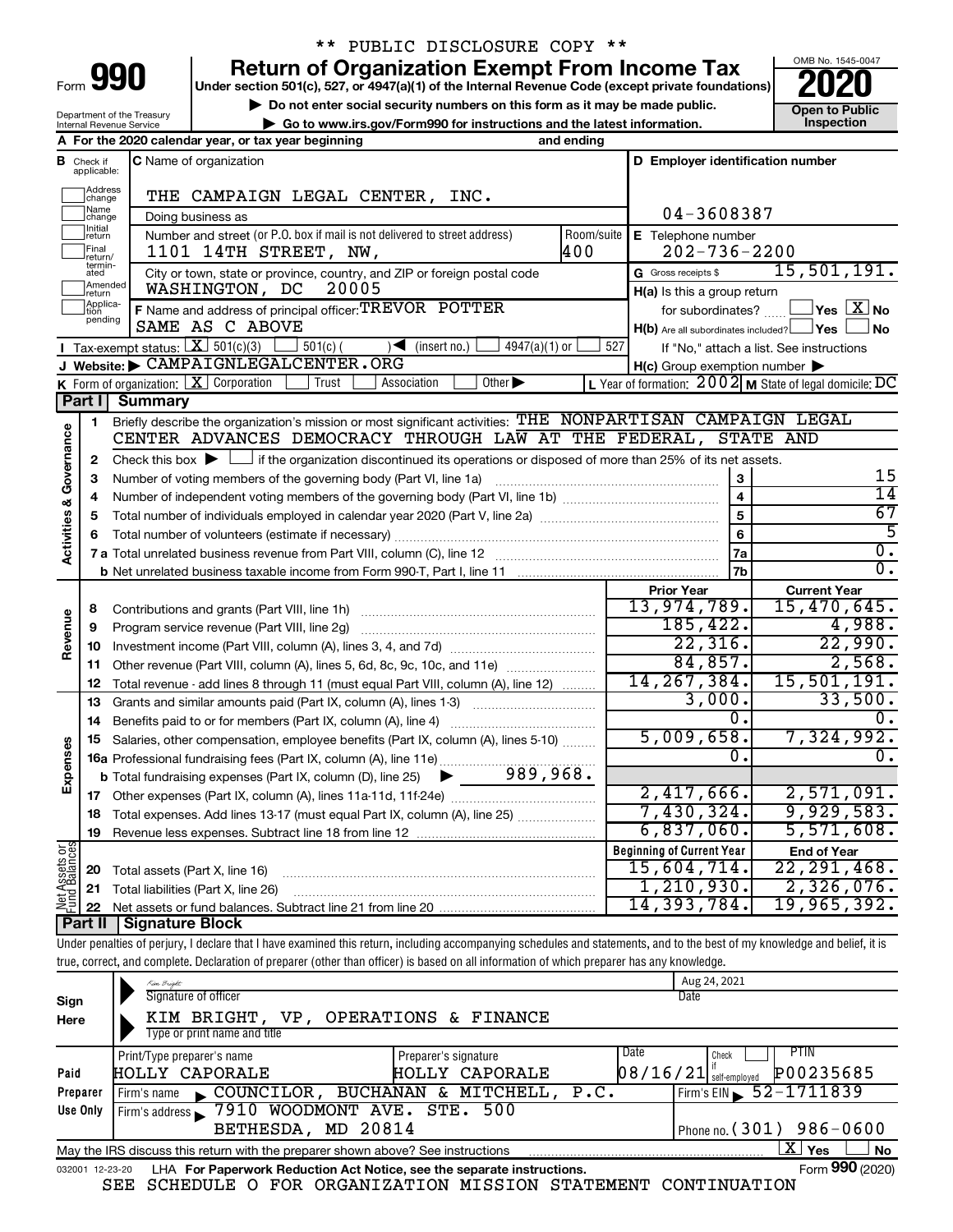** PUBLIC DISCLOSURE COPY **

# Form 990 — Return of Organization Exempt From Income Tax

Under section 501(c), 527, or 4947(a)(1) of the Internal Revenue Code (except private foundations)

▶ Do not enter social security numbers on this form as it may be made public.

▶ Go to www.irs.gov/Form990 for instructions and the latest information.

Department of the Treasury
Internal Revenue Service

OMB No. 1545-0047

**2020**

**Open to Public Inspection**

**A** For the 2020 calendar year, or tax year beginning and ending

**B** Check if applicable: Address change, Name change, Initial return, Final return/terminated, Amended return, Application pending

**C** Name of organization: THE CAMPAIGN LEGAL CENTER, INC.

Doing business as

Number and street (or P.O. box if mail is not delivered to street address): 1101 14TH STREET, NW, — Room/suite: 400

City or town, state or province, country, and ZIP or foreign postal code: WASHINGTON, DC 20005

**D** Employer identification number: 04-3608387

**E** Telephone number: 202-736-2200

**G** Gross receipts $ 15,501,191.

**F** Name and address of principal officer: TREVOR POTTER, SAME AS C ABOVE

**H(a)** Is this a group return for subordinates? ☐ Yes ☒ No

**H(b)** Are all subordinates included? ☐ Yes ☐ No — If "No," attach a list. See instructions

**H(c)** Group exemption number ▶

**I** Tax-exempt status: ☒ 501(c)(3) ☐ 501(c) ( ) ◀ (insert no.) ☐ 4947(a)(1) or ☐ 527

**J** Website: ▶ CAMPAIGNLEGALCENTER.ORG

**K** Form of organization: ☒ Corporation ☐ Trust ☐ Association ☐ Other ▶

**L** Year of formation: 2002 **M** State of legal domicile: DC

## Part I Summary

**Activities & Governance**

1. Briefly describe the organization's mission or most significant activities: THE NONPARTISAN CAMPAIGN LEGAL CENTER ADVANCES DEMOCRACY THROUGH LAW AT THE FEDERAL, STATE AND
2. Check this box ▶ ☐ if the organization discontinued its operations or disposed of more than 25% of its net assets.

| | | Line | |
|---|---|---|---|
| 3 | Number of voting members of the governing body (Part VI, line 1a) | 3 | 15 |
| 4 | Number of independent voting members of the governing body (Part VI, line 1b) | 4 | 14 |
| 5 | Total number of individuals employed in calendar year 2020 (Part V, line 2a) | 5 | 67 |
| 6 | Total number of volunteers (estimate if necessary) | 6 | 5 |
| 7a | Total unrelated business revenue from Part VIII, column (C), line 12 | 7a | 0. |
| b | Net unrelated business taxable income from Form 990-T, Part I, line 11 | 7b | 0. |

| | | Prior Year | Current Year |
|---|---|---|---|
| **Revenue** | | | |
| 8 | Contributions and grants (Part VIII, line 1h) | 13,974,789. | 15,470,645. |
| 9 | Program service revenue (Part VIII, line 2g) | 185,422. | 4,988. |
| 10 | Investment income (Part VIII, column (A), lines 3, 4, and 7d) | 22,316. | 22,990. |
| 11 | Other revenue (Part VIII, column (A), lines 5, 6d, 8c, 9c, 10c, and 11e) | 84,857. | 2,568. |
| 12 | Total revenue - add lines 8 through 11 (must equal Part VIII, column (A), line 12) | 14,267,384. | 15,501,191. |
| **Expenses** | | | |
| 13 | Grants and similar amounts paid (Part IX, column (A), lines 1-3) | 3,000. | 33,500. |
| 14 | Benefits paid to or for members (Part IX, column (A), line 4) | 0. | 0. |
| 15 | Salaries, other compensation, employee benefits (Part IX, column (A), lines 5-10) | 5,009,658. | 7,324,992. |
| 16a | Professional fundraising fees (Part IX, column (A), line 11e) | 0. | 0. |
| b | Total fundraising expenses (Part IX, column (D), line 25) ▶ 989,968. | | |
| 17 | Other expenses (Part IX, column (A), lines 11a-11d, 11f-24e) | 2,417,666. | 2,571,091. |
| 18 | Total expenses. Add lines 13-17 (must equal Part IX, column (A), line 25) | 7,430,324. | 9,929,583. |
| 19 | Revenue less expenses. Subtract line 18 from line 12 | 6,837,060. | 5,571,608. |
| **Net Assets or Fund Balances** | | **Beginning of Current Year** | **End of Year** |
| 20 | Total assets (Part X, line 16) | 15,604,714. | 22,291,468. |
| 21 | Total liabilities (Part X, line 26) | 1,210,930. | 2,326,076. |
| 22 | Net assets or fund balances. Subtract line 21 from line 20 | 14,393,784. | 19,965,392. |

## Part II Signature Block

Under penalties of perjury, I declare that I have examined this return, including accompanying schedules and statements, and to the best of my knowledge and belief, it is true, correct, and complete. Declaration of preparer (other than officer) is based on all information of which preparer has any knowledge.

**Sign Here**

Signature of officer: Kim Bright — Date: Aug 24, 2021

KIM BRIGHT, VP, OPERATIONS & FINANCE
Type or print name and title

**Paid Preparer Use Only**

| Print/Type preparer's name | Preparer's signature | Date | Check if self-employed | PTIN |
|---|---|---|---|---|
| HOLLY CAPORALE | HOLLY CAPORALE | 08/16/21 | ☐ | P00235685 |

Firm's name ▶ COUNCILOR, BUCHANAN & MITCHELL, P.C. — Firm's EIN ▶ 52-1711839

Firm's address ▶ 7910 WOODMONT AVE. STE. 500, BETHESDA, MD 20814 — Phone no. (301) 986-0600

May the IRS discuss this return with the preparer shown above? See instructions ☒ Yes ☐ No

032001 12-23-20 LHA For Paperwork Reduction Act Notice, see the separate instructions. Form **990** (2020)

SEE SCHEDULE O FOR ORGANIZATION MISSION STATEMENT CONTINUATION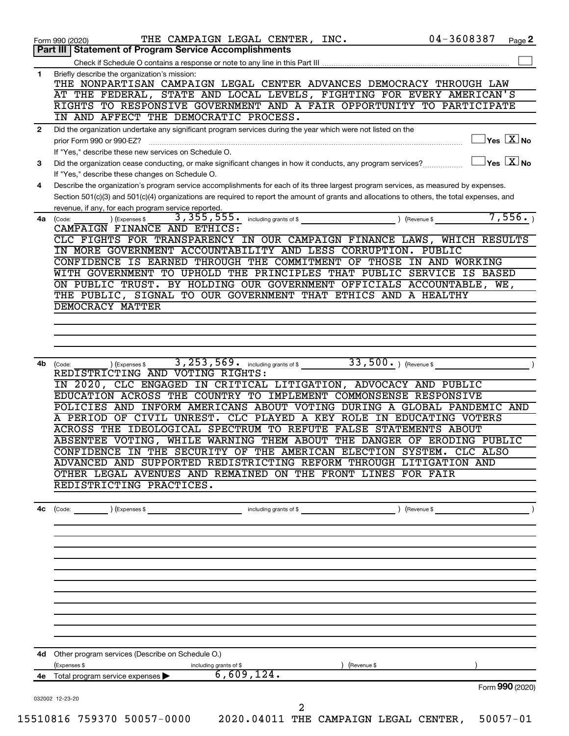Form 990 (2020) THE CAMPAIGN LEGAL CENTER, INC. 04-3608387 Page **2**

## Part III | Statement of Program Service Accomplishments

Check if Schedule O contains a response or note to any line in this Part III ☐

**1** Briefly describe the organization's mission:

THE NONPARTISAN CAMPAIGN LEGAL CENTER ADVANCES DEMOCRACY THROUGH LAW AT THE FEDERAL, STATE AND LOCAL LEVELS, FIGHTING FOR EVERY AMERICAN'S RIGHTS TO RESPONSIVE GOVERNMENT AND A FAIR OPPORTUNITY TO PARTICIPATE IN AND AFFECT THE DEMOCRATIC PROCESS.

**2** Did the organization undertake any significant program services during the year which were not listed on the prior Form 990 or 990-EZ? ☐ Yes ☒ No

If "Yes," describe these new services on Schedule O.

**3** Did the organization cease conducting, or make significant changes in how it conducts, any program services? ☐ Yes ☒ No

If "Yes," describe these changes on Schedule O.

**4** Describe the organization's program service accomplishments for each of its three largest program services, as measured by expenses. Section 501(c)(3) and 501(c)(4) organizations are required to report the amount of grants and allocations to others, the total expenses, and revenue, if any, for each program service reported.

**4a** (Code: ) (Expenses $ 3,355,555. including grants of $ ) (Revenue $ 7,556. )

CAMPAIGN FINANCE AND ETHICS:
CLC FIGHTS FOR TRANSPARENCY IN OUR CAMPAIGN FINANCE LAWS, WHICH RESULTS IN MORE GOVERNMENT ACCOUNTABILITY AND LESS CORRUPTION. PUBLIC CONFIDENCE IS EARNED THROUGH THE COMMITMENT OF THOSE IN AND WORKING WITH GOVERNMENT TO UPHOLD THE PRINCIPLES THAT PUBLIC SERVICE IS BASED ON PUBLIC TRUST. BY HOLDING OUR GOVERNMENT OFFICIALS ACCOUNTABLE, WE, THE PUBLIC, SIGNAL TO OUR GOVERNMENT THAT ETHICS AND A HEALTHY DEMOCRACY MATTER

**4b** (Code: ) (Expenses $ 3,253,569. including grants of $ 33,500. ) (Revenue $ )

REDISTRICTING AND VOTING RIGHTS:
IN 2020, CLC ENGAGED IN CRITICAL LITIGATION, ADVOCACY AND PUBLIC EDUCATION ACROSS THE COUNTRY TO IMPLEMENT COMMONSENSE RESPONSIVE POLICIES AND INFORM AMERICANS ABOUT VOTING DURING A GLOBAL PANDEMIC AND A PERIOD OF CIVIL UNREST. CLC PLAYED A KEY ROLE IN EDUCATING VOTERS ACROSS THE IDEOLOGICAL SPECTRUM TO REFUTE FALSE STATEMENTS ABOUT ABSENTEE VOTING, WHILE WARNING THEM ABOUT THE DANGER OF ERODING PUBLIC CONFIDENCE IN THE SECURITY OF THE AMERICAN ELECTION SYSTEM. CLC ALSO ADVANCED AND SUPPORTED REDISTRICTING REFORM THROUGH LITIGATION AND OTHER LEGAL AVENUES AND REMAINED ON THE FRONT LINES FOR FAIR REDISTRICTING PRACTICES.

**4c** (Code: ) (Expenses $ including grants of $ ) (Revenue $ )

**4d** Other program services (Describe on Schedule O.)
(Expenses $ including grants of $ ) (Revenue $ )

**4e** Total program service expenses ▶ 6,609,124.

Form **990** (2020)

032002 12-23-20

15510816 759370 50057-0000 2020.04011 THE CAMPAIGN LEGAL CENTER, 50057-01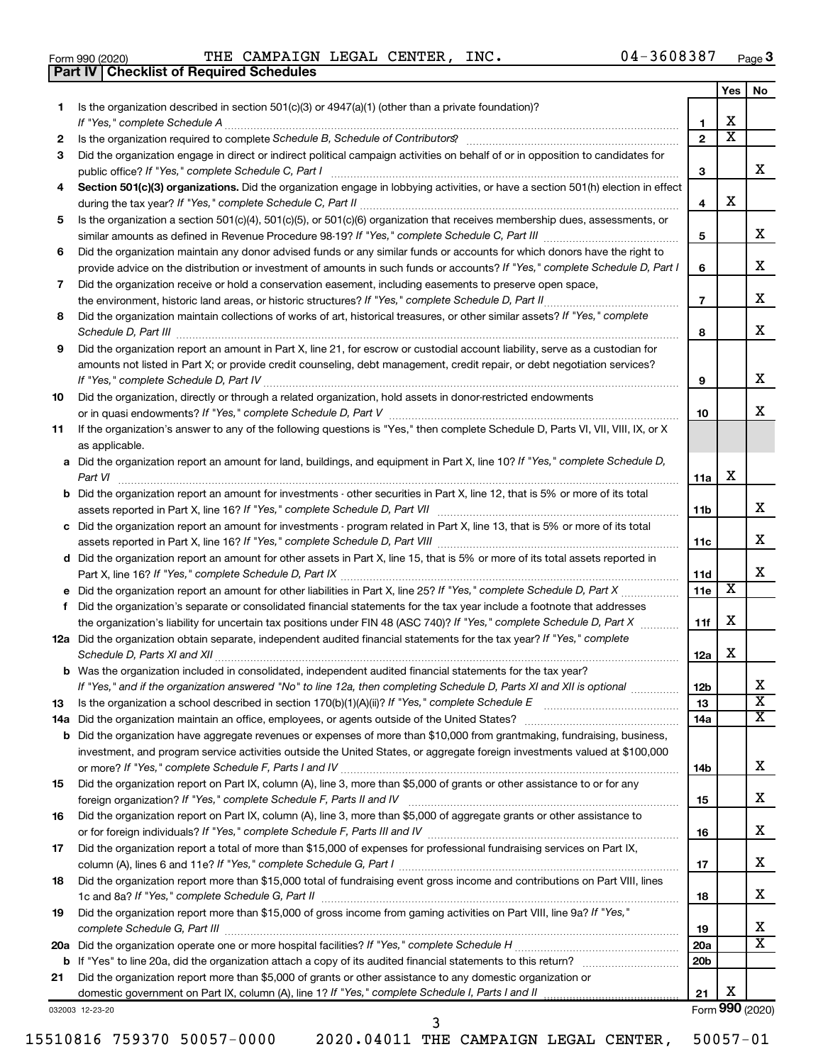Form 990 (2020) THE CAMPAIGN LEGAL CENTER, INC. 04-3608387 Page 3

## Part IV Checklist of Required Schedules

| | | | Yes | No |
|---|---|---|---|---|
| 1 | Is the organization described in section 501(c)(3) or 4947(a)(1) (other than a private foundation)? *If "Yes," complete Schedule A* | 1 | X | |
| 2 | Is the organization required to complete *Schedule B, Schedule of Contributors*? | 2 | X | |
| 3 | Did the organization engage in direct or indirect political campaign activities on behalf of or in opposition to candidates for public office? *If "Yes," complete Schedule C, Part I* | 3 | | X |
| 4 | **Section 501(c)(3) organizations.** Did the organization engage in lobbying activities, or have a section 501(h) election in effect during the tax year? *If "Yes," complete Schedule C, Part II* | 4 | X | |
| 5 | Is the organization a section 501(c)(4), 501(c)(5), or 501(c)(6) organization that receives membership dues, assessments, or similar amounts as defined in Revenue Procedure 98-19? *If "Yes," complete Schedule C, Part III* | 5 | | X |
| 6 | Did the organization maintain any donor advised funds or any similar funds or accounts for which donors have the right to provide advice on the distribution or investment of amounts in such funds or accounts? *If "Yes," complete Schedule D, Part I* | 6 | | X |
| 7 | Did the organization receive or hold a conservation easement, including easements to preserve open space, the environment, historic land areas, or historic structures? *If "Yes," complete Schedule D, Part II* | 7 | | X |
| 8 | Did the organization maintain collections of works of art, historical treasures, or other similar assets? *If "Yes," complete Schedule D, Part III* | 8 | | X |
| 9 | Did the organization report an amount in Part X, line 21, for escrow or custodial account liability, serve as a custodian for amounts not listed in Part X; or provide credit counseling, debt management, credit repair, or debt negotiation services? *If "Yes," complete Schedule D, Part IV* | 9 | | X |
| 10 | Did the organization, directly or through a related organization, hold assets in donor-restricted endowments or in quasi endowments? *If "Yes," complete Schedule D, Part V* | 10 | | X |
| 11 | If the organization's answer to any of the following questions is "Yes," then complete Schedule D, Parts VI, VII, VIII, IX, or X as applicable. | | | |
| a | Did the organization report an amount for land, buildings, and equipment in Part X, line 10? *If "Yes," complete Schedule D, Part VI* | 11a | X | |
| b | Did the organization report an amount for investments - other securities in Part X, line 12, that is 5% or more of its total assets reported in Part X, line 16? *If "Yes," complete Schedule D, Part VII* | 11b | | X |
| c | Did the organization report an amount for investments - program related in Part X, line 13, that is 5% or more of its total assets reported in Part X, line 16? *If "Yes," complete Schedule D, Part VIII* | 11c | | X |
| d | Did the organization report an amount for other assets in Part X, line 15, that is 5% or more of its total assets reported in Part X, line 16? *If "Yes," complete Schedule D, Part IX* | 11d | | X |
| e | Did the organization report an amount for other liabilities in Part X, line 25? *If "Yes," complete Schedule D, Part X* | 11e | X | |
| f | Did the organization's separate or consolidated financial statements for the tax year include a footnote that addresses the organization's liability for uncertain tax positions under FIN 48 (ASC 740)? *If "Yes," complete Schedule D, Part X* | 11f | X | |
| 12a | Did the organization obtain separate, independent audited financial statements for the tax year? *If "Yes," complete Schedule D, Parts XI and XII* | 12a | X | |
| b | Was the organization included in consolidated, independent audited financial statements for the tax year? *If "Yes," and if the organization answered "No" to line 12a, then completing Schedule D, Parts XI and XII is optional* | 12b | | X |
| 13 | Is the organization a school described in section 170(b)(1)(A)(ii)? *If "Yes," complete Schedule E* | 13 | | X |
| 14a | Did the organization maintain an office, employees, or agents outside of the United States? | 14a | | X |
| b | Did the organization have aggregate revenues or expenses of more than $10,000 from grantmaking, fundraising, business, investment, and program service activities outside the United States, or aggregate foreign investments valued at $100,000 or more? *If "Yes," complete Schedule F, Parts I and IV* | 14b | | X |
| 15 | Did the organization report on Part IX, column (A), line 3, more than $5,000 of grants or other assistance to or for any foreign organization? *If "Yes," complete Schedule F, Parts II and IV* | 15 | | X |
| 16 | Did the organization report on Part IX, column (A), line 3, more than $5,000 of aggregate grants or other assistance to or for foreign individuals? *If "Yes," complete Schedule F, Parts III and IV* | 16 | | X |
| 17 | Did the organization report a total of more than $15,000 of expenses for professional fundraising services on Part IX, column (A), lines 6 and 11e? *If "Yes," complete Schedule G, Part I* | 17 | | X |
| 18 | Did the organization report more than $15,000 total of fundraising event gross income and contributions on Part VIII, lines 1c and 8a? *If "Yes," complete Schedule G, Part II* | 18 | | X |
| 19 | Did the organization report more than $15,000 of gross income from gaming activities on Part VIII, line 9a? *If "Yes," complete Schedule G, Part III* | 19 | | X |
| 20a | Did the organization operate one or more hospital facilities? *If "Yes," complete Schedule H* | 20a | | X |
| b | If "Yes" to line 20a, did the organization attach a copy of its audited financial statements to this return? | 20b | | |
| 21 | Did the organization report more than $5,000 of grants or other assistance to any domestic organization or domestic government on Part IX, column (A), line 1? *If "Yes," complete Schedule I, Parts I and II* | 21 | X | |

032003 12-23-20 Form **990** (2020)

15510816 759370 50057-0000 2020.04011 THE CAMPAIGN LEGAL CENTER, 50057-01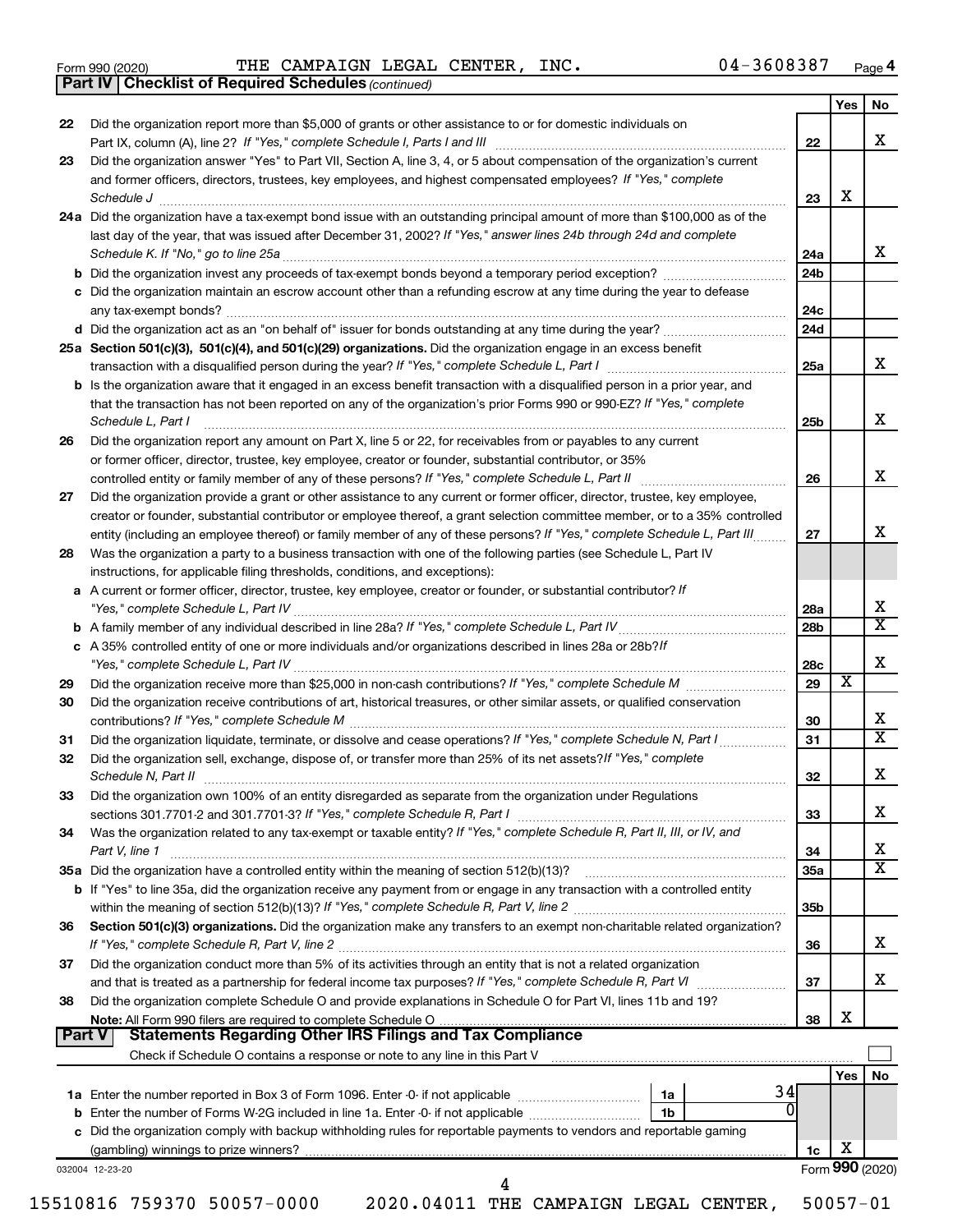Form 990 (2020) THE CAMPAIGN LEGAL CENTER, INC. 04-3608387 Page 4

**Part IV | Checklist of Required Schedules** *(continued)*

| | | | Yes | No |
|---|---|---|---|---|
| 22 | Did the organization report more than $5,000 of grants or other assistance to or for domestic individuals on Part IX, column (A), line 2? *If "Yes," complete Schedule I, Parts I and III* | 22 | | X |
| 23 | Did the organization answer "Yes" to Part VII, Section A, line 3, 4, or 5 about compensation of the organization's current and former officers, directors, trustees, key employees, and highest compensated employees? *If "Yes," complete Schedule J* | 23 | X | |
| 24a | Did the organization have a tax-exempt bond issue with an outstanding principal amount of more than $100,000 as of the last day of the year, that was issued after December 31, 2002? *If "Yes," answer lines 24b through 24d and complete Schedule K. If "No," go to line 25a* | 24a | | X |
| b | Did the organization invest any proceeds of tax-exempt bonds beyond a temporary period exception? | 24b | | |
| c | Did the organization maintain an escrow account other than a refunding escrow at any time during the year to defease any tax-exempt bonds? | 24c | | |
| d | Did the organization act as an "on behalf of" issuer for bonds outstanding at any time during the year? | 24d | | |
| 25a | **Section 501(c)(3), 501(c)(4), and 501(c)(29) organizations.** Did the organization engage in an excess benefit transaction with a disqualified person during the year? *If "Yes," complete Schedule L, Part I* | 25a | | X |
| b | Is the organization aware that it engaged in an excess benefit transaction with a disqualified person in a prior year, and that the transaction has not been reported on any of the organization's prior Forms 990 or 990-EZ? *If "Yes," complete Schedule L, Part I* | 25b | | X |
| 26 | Did the organization report any amount on Part X, line 5 or 22, for receivables from or payables to any current or former officer, director, trustee, key employee, creator or founder, substantial contributor, or 35% controlled entity or family member of any of these persons? *If "Yes," complete Schedule L, Part II* | 26 | | X |
| 27 | Did the organization provide a grant or other assistance to any current or former officer, director, trustee, key employee, creator or founder, substantial contributor or employee thereof, a grant selection committee member, or to a 35% controlled entity (including an employee thereof) or family member of any of these persons? *If "Yes," complete Schedule L, Part III* | 27 | | X |
| 28 | Was the organization a party to a business transaction with one of the following parties (see Schedule L, Part IV instructions, for applicable filing thresholds, conditions, and exceptions): | | | |
| a | A current or former officer, director, trustee, key employee, creator or founder, or substantial contributor? *If "Yes," complete Schedule L, Part IV* | 28a | | X |
| b | A family member of any individual described in line 28a? *If "Yes," complete Schedule L, Part IV* | 28b | | X |
| c | A 35% controlled entity of one or more individuals and/or organizations described in lines 28a or 28b? *If "Yes," complete Schedule L, Part IV* | 28c | | X |
| 29 | Did the organization receive more than $25,000 in non-cash contributions? *If "Yes," complete Schedule M* | 29 | X | |
| 30 | Did the organization receive contributions of art, historical treasures, or other similar assets, or qualified conservation contributions? *If "Yes," complete Schedule M* | 30 | | X |
| 31 | Did the organization liquidate, terminate, or dissolve and cease operations? *If "Yes," complete Schedule N, Part I* | 31 | | X |
| 32 | Did the organization sell, exchange, dispose of, or transfer more than 25% of its net assets? *If "Yes," complete Schedule N, Part II* | 32 | | X |
| 33 | Did the organization own 100% of an entity disregarded as separate from the organization under Regulations sections 301.7701-2 and 301.7701-3? *If "Yes," complete Schedule R, Part I* | 33 | | X |
| 34 | Was the organization related to any tax-exempt or taxable entity? *If "Yes," complete Schedule R, Part II, III, or IV, and Part V, line 1* | 34 | | X |
| 35a | Did the organization have a controlled entity within the meaning of section 512(b)(13)? | 35a | | X |
| b | If "Yes" to line 35a, did the organization receive any payment from or engage in any transaction with a controlled entity within the meaning of section 512(b)(13)? *If "Yes," complete Schedule R, Part V, line 2* | 35b | | |
| 36 | **Section 501(c)(3) organizations.** Did the organization make any transfers to an exempt non-charitable related organization? *If "Yes," complete Schedule R, Part V, line 2* | 36 | | X |
| 37 | Did the organization conduct more than 5% of its activities through an entity that is not a related organization and that is treated as a partnership for federal income tax purposes? *If "Yes," complete Schedule R, Part VI* | 37 | | X |
| 38 | Did the organization complete Schedule O and provide explanations in Schedule O for Part VI, lines 11b and 19? **Note:** All Form 990 filers are required to complete Schedule O | 38 | X | |

**Part V | Statements Regarding Other IRS Filings and Tax Compliance**

Check if Schedule O contains a response or note to any line in this Part V ☐

| | | | | | Yes | No |
|---|---|---|---|---|---|---|
| 1a | Enter the number reported in Box 3 of Form 1096. Enter -0- if not applicable | 1a | 34 | | | |
| b | Enter the number of Forms W-2G included in line 1a. Enter -0- if not applicable | 1b | 0 | | | |
| c | Did the organization comply with backup withholding rules for reportable payments to vendors and reportable gaming (gambling) winnings to prize winners? | | | 1c | X | |

032004 12-23-20 Form **990** (2020)

15510816 759370 50057-0000 2020.04011 THE CAMPAIGN LEGAL CENTER, 50057-01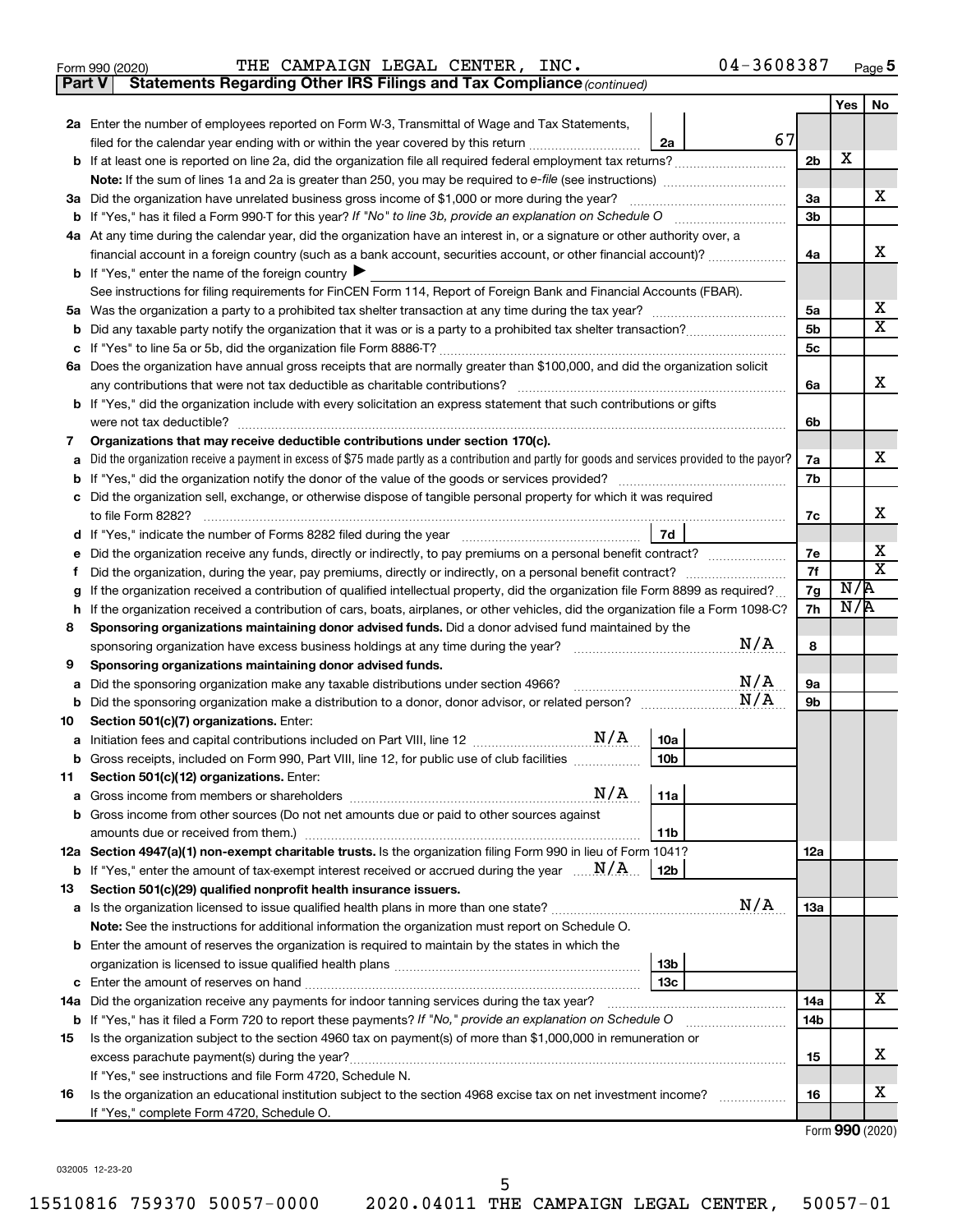Form 990 (2020) THE CAMPAIGN LEGAL CENTER, INC. 04-3608387 Page **5**

**Part V | Statements Regarding Other IRS Filings and Tax Compliance** *(continued)*

| | | | | Yes | No |
|---|---|---|---|---|---|
| **2a** | Enter the number of employees reported on Form W-3, Transmittal of Wage and Tax Statements, filed for the calendar year ending with or within the year covered by this return | 2a 67 | | | |
| **b** | If at least one is reported on line 2a, did the organization file all required federal employment tax returns? | | 2b | X | |
| | **Note:** If the sum of lines 1a and 2a is greater than 250, you may be required to *e-file* (see instructions) | | | | |
| **3a** | Did the organization have unrelated business gross income of $1,000 or more during the year? | | 3a | | X |
| **b** | If "Yes," has it filed a Form 990-T for this year? *If "No" to line 3b, provide an explanation on Schedule O* | | 3b | | |
| **4a** | At any time during the calendar year, did the organization have an interest in, or a signature or other authority over, a financial account in a foreign country (such as a bank account, securities account, or other financial account)? | | 4a | | X |
| **b** | If "Yes," enter the name of the foreign country ▶ | | | | |
| | See instructions for filing requirements for FinCEN Form 114, Report of Foreign Bank and Financial Accounts (FBAR). | | | | |
| **5a** | Was the organization a party to a prohibited tax shelter transaction at any time during the tax year? | | 5a | | X |
| **b** | Did any taxable party notify the organization that it was or is a party to a prohibited tax shelter transaction? | | 5b | | X |
| **c** | If "Yes" to line 5a or 5b, did the organization file Form 8886-T? | | 5c | | |
| **6a** | Does the organization have annual gross receipts that are normally greater than $100,000, and did the organization solicit any contributions that were not tax deductible as charitable contributions? | | 6a | | X |
| **b** | If "Yes," did the organization include with every solicitation an express statement that such contributions or gifts were not tax deductible? | | 6b | | |
| **7** | **Organizations that may receive deductible contributions under section 170(c).** | | | | |
| **a** | Did the organization receive a payment in excess of $75 made partly as a contribution and partly for goods and services provided to the payor? | | 7a | | X |
| **b** | If "Yes," did the organization notify the donor of the value of the goods or services provided? | | 7b | | |
| **c** | Did the organization sell, exchange, or otherwise dispose of tangible personal property for which it was required to file Form 8282? | | 7c | | X |
| **d** | If "Yes," indicate the number of Forms 8282 filed during the year | 7d | | | |
| **e** | Did the organization receive any funds, directly or indirectly, to pay premiums on a personal benefit contract? | | 7e | | X |
| **f** | Did the organization, during the year, pay premiums, directly or indirectly, on a personal benefit contract? | | 7f | | X |
| **g** | If the organization received a contribution of qualified intellectual property, did the organization file Form 8899 as required? | | 7g | N/A | |
| **h** | If the organization received a contribution of cars, boats, airplanes, or other vehicles, did the organization file a Form 1098-C? | | 7h | N/A | |
| **8** | **Sponsoring organizations maintaining donor advised funds.** Did a donor advised fund maintained by the sponsoring organization have excess business holdings at any time during the year? N/A | | 8 | | |
| **9** | **Sponsoring organizations maintaining donor advised funds.** | | | | |
| **a** | Did the sponsoring organization make any taxable distributions under section 4966? N/A | | 9a | | |
| **b** | Did the sponsoring organization make a distribution to a donor, donor advisor, or related person? N/A | | 9b | | |
| **10** | **Section 501(c)(7) organizations.** Enter: | | | | |
| **a** | Initiation fees and capital contributions included on Part VIII, line 12 N/A | 10a | | | |
| **b** | Gross receipts, included on Form 990, Part VIII, line 12, for public use of club facilities | 10b | | | |
| **11** | **Section 501(c)(12) organizations.** Enter: | | | | |
| **a** | Gross income from members or shareholders N/A | 11a | | | |
| **b** | Gross income from other sources (Do not net amounts due or paid to other sources against amounts due or received from them.) | 11b | | | |
| **12a** | **Section 4947(a)(1) non-exempt charitable trusts.** Is the organization filing Form 990 in lieu of Form 1041? | | 12a | | |
| **b** | If "Yes," enter the amount of tax-exempt interest received or accrued during the year N/A | 12b | | | |
| **13** | **Section 501(c)(29) qualified nonprofit health insurance issuers.** | | | | |
| **a** | Is the organization licensed to issue qualified health plans in more than one state? N/A | | 13a | | |
| | **Note:** See the instructions for additional information the organization must report on Schedule O. | | | | |
| **b** | Enter the amount of reserves the organization is required to maintain by the states in which the organization is licensed to issue qualified health plans | 13b | | | |
| **c** | Enter the amount of reserves on hand | 13c | | | |
| **14a** | Did the organization receive any payments for indoor tanning services during the tax year? | | 14a | | X |
| **b** | If "Yes," has it filed a Form 720 to report these payments? *If "No," provide an explanation on Schedule O* | | 14b | | |
| **15** | Is the organization subject to the section 4960 tax on payment(s) of more than $1,000,000 in remuneration or excess parachute payment(s) during the year? | | 15 | | X |
| | If "Yes," see instructions and file Form 4720, Schedule N. | | | | |
| **16** | Is the organization an educational institution subject to the section 4968 excise tax on net investment income? | | 16 | | X |
| | If "Yes," complete Form 4720, Schedule O. | | | | |

Form **990** (2020)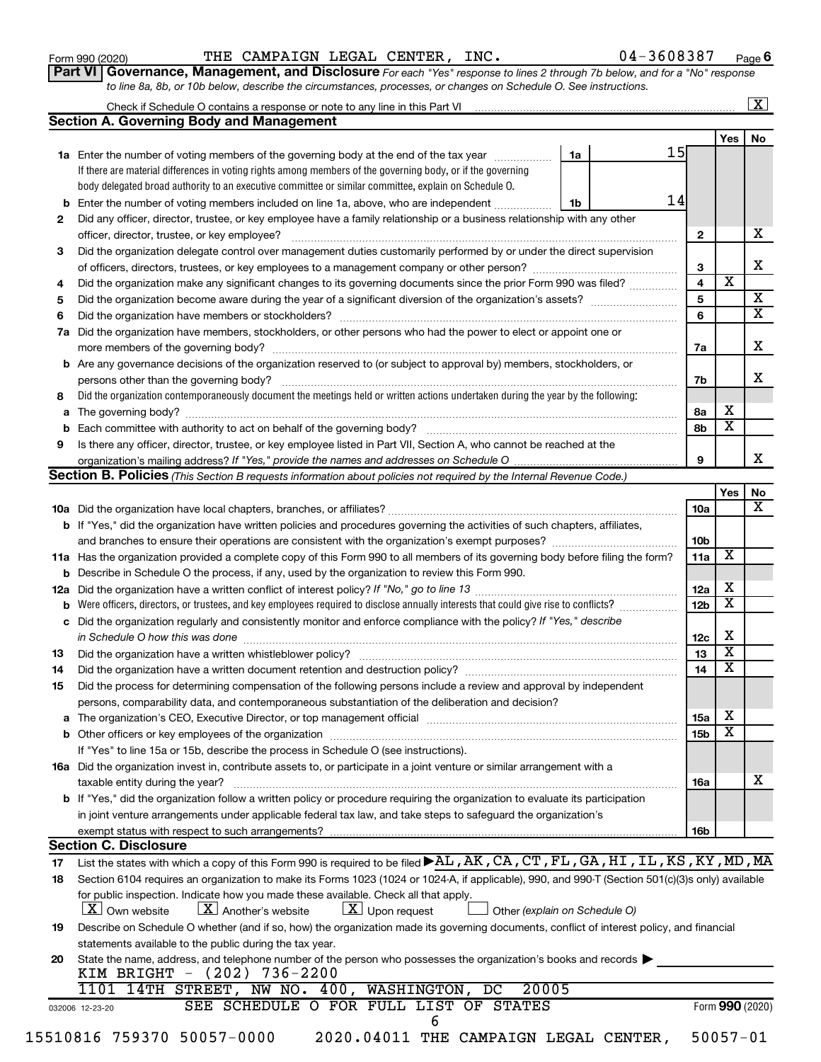Form 990 (2020) THE CAMPAIGN LEGAL CENTER, INC. 04-3608387 Page 6

**Part VI Governance, Management, and Disclosure** *For each "Yes" response to lines 2 through 7b below, and for a "No" response to line 8a, 8b, or 10b below, describe the circumstances, processes, or changes on Schedule O. See instructions.*

Check if Schedule O contains a response or note to any line in this Part VI [X]

## Section A. Governing Body and Management

| | | | Yes | No |
|---|---|---|---|---|
| **1a** | Enter the number of voting members of the governing body at the end of the tax year — **1a** 15. If there are material differences in voting rights among members of the governing body, or if the governing body delegated broad authority to an executive committee or similar committee, explain on Schedule O. | | | |
| **b** | Enter the number of voting members included on line 1a, above, who are independent — **1b** 14 | | | |
| **2** | Did any officer, director, trustee, or key employee have a family relationship or a business relationship with any other officer, director, trustee, or key employee? | 2 | | X |
| **3** | Did the organization delegate control over management duties customarily performed by or under the direct supervision of officers, directors, trustees, or key employees to a management company or other person? | 3 | | X |
| **4** | Did the organization make any significant changes to its governing documents since the prior Form 990 was filed? | 4 | X | |
| **5** | Did the organization become aware during the year of a significant diversion of the organization's assets? | 5 | | X |
| **6** | Did the organization have members or stockholders? | 6 | | X |
| **7a** | Did the organization have members, stockholders, or other persons who had the power to elect or appoint one or more members of the governing body? | 7a | | X |
| **b** | Are any governance decisions of the organization reserved to (or subject to approval by) members, stockholders, or persons other than the governing body? | 7b | | X |
| **8** | Did the organization contemporaneously document the meetings held or written actions undertaken during the year by the following: | | | |
| **a** | The governing body? | 8a | X | |
| **b** | Each committee with authority to act on behalf of the governing body? | 8b | X | |
| **9** | Is there any officer, director, trustee, or key employee listed in Part VII, Section A, who cannot be reached at the organization's mailing address? *If "Yes," provide the names and addresses on Schedule O* | 9 | | X |

## Section B. Policies *(This Section B requests information about policies not required by the Internal Revenue Code.)*

| | | | Yes | No |
|---|---|---|---|---|
| **10a** | Did the organization have local chapters, branches, or affiliates? | 10a | | X |
| **b** | If "Yes," did the organization have written policies and procedures governing the activities of such chapters, affiliates, and branches to ensure their operations are consistent with the organization's exempt purposes? | 10b | | |
| **11a** | Has the organization provided a complete copy of this Form 990 to all members of its governing body before filing the form? | 11a | X | |
| **b** | Describe in Schedule O the process, if any, used by the organization to review this Form 990. | | | |
| **12a** | Did the organization have a written conflict of interest policy? *If "No," go to line 13* | 12a | X | |
| **b** | Were officers, directors, or trustees, and key employees required to disclose annually interests that could give rise to conflicts? | 12b | X | |
| **c** | Did the organization regularly and consistently monitor and enforce compliance with the policy? *If "Yes," describe in Schedule O how this was done* | 12c | X | |
| **13** | Did the organization have a written whistleblower policy? | 13 | X | |
| **14** | Did the organization have a written document retention and destruction policy? | 14 | X | |
| **15** | Did the process for determining compensation of the following persons include a review and approval by independent persons, comparability data, and contemporaneous substantiation of the deliberation and decision? | | | |
| **a** | The organization's CEO, Executive Director, or top management official | 15a | X | |
| **b** | Other officers or key employees of the organization | 15b | X | |
| | If "Yes" to line 15a or 15b, describe the process in Schedule O (see instructions). | | | |
| **16a** | Did the organization invest in, contribute assets to, or participate in a joint venture or similar arrangement with a taxable entity during the year? | 16a | | X |
| **b** | If "Yes," did the organization follow a written policy or procedure requiring the organization to evaluate its participation in joint venture arrangements under applicable federal tax law, and take steps to safeguard the organization's exempt status with respect to such arrangements? | 16b | | |

## Section C. Disclosure

**17** List the states with which a copy of this Form 990 is required to be filed ▶ AL, AK, CA, CT, FL, GA, HI, IL, KS, KY, MD, MA

SEE SCHEDULE O FOR FULL LIST OF STATES

**18** Section 6104 requires an organization to make its Forms 1023 (1024 or 1024-A, if applicable), 990, and 990-T (Section 501(c)(3)s only) available for public inspection. Indicate how you made these available. Check all that apply.

[X] Own website [X] Another's website [X] Upon request [ ] Other *(explain on Schedule O)*

**19** Describe on Schedule O whether (and if so, how) the organization made its governing documents, conflict of interest policy, and financial statements available to the public during the tax year.

**20** State the name, address, and telephone number of the person who possesses the organization's books and records ▶

KIM BRIGHT - (202) 736-2200
1101 14TH STREET, NW NO. 400, WASHINGTON, DC 20005

032006 12-23-20 Form **990** (2020)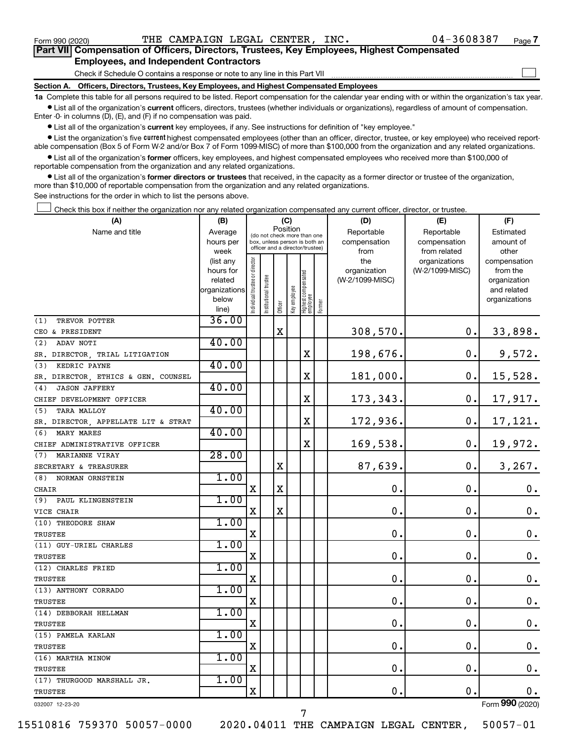Form 990 (2020) THE CAMPAIGN LEGAL CENTER, INC. 04-3608387 Page 7

**Part VII Compensation of Officers, Directors, Trustees, Key Employees, Highest Compensated Employees, and Independent Contractors**

Check if Schedule O contains a response or note to any line in this Part VII

**Section A. Officers, Directors, Trustees, Key Employees, and Highest Compensated Employees**

**1a** Complete this table for all persons required to be listed. Report compensation for the calendar year ending with or within the organization's tax year.

- List all of the organization's **current** officers, directors, trustees (whether individuals or organizations), regardless of amount of compensation. Enter -0- in columns (D), (E), and (F) if no compensation was paid.
- List all of the organization's **current** key employees, if any. See instructions for definition of "key employee."
- List the organization's five **current** highest compensated employees (other than an officer, director, trustee, or key employee) who received reportable compensation (Box 5 of Form W-2 and/or Box 7 of Form 1099-MISC) of more than $100,000 from the organization and any related organizations.
- List all of the organization's **former** officers, key employees, and highest compensated employees who received more than $100,000 of reportable compensation from the organization and any related organizations.
- List all of the organization's **former directors or trustees** that received, in the capacity as a former director or trustee of the organization, more than $10,000 of reportable compensation from the organization and any related organizations.

See instructions for the order in which to list the persons above.

Check this box if neither the organization nor any related organization compensated any current officer, director, or trustee.

| (A) Name and title | (B) Average hours per week (list any hours for related organizations below line) | (C) Position: Individual trustee or director | Institutional trustee | Officer | Key employee | Highest compensated employee | Former | (D) Reportable compensation from the organization (W-2/1099-MISC) | (E) Reportable compensation from related organizations (W-2/1099-MISC) | (F) Estimated amount of other compensation from the organization and related organizations |
|---|---|---|---|---|---|---|---|---|---|---|
| (1) TREVOR POTTER<br>CEO & PRESIDENT | 36.00 | | | X | | | | 308,570. | 0. | 33,898. |
| (2) ADAV NOTI<br>SR. DIRECTOR, TRIAL LITIGATION | 40.00 | | | | | X | | 198,676. | 0. | 9,572. |
| (3) KEDRIC PAYNE<br>SR. DIRECTOR, ETHICS & GEN. COUNSEL | 40.00 | | | | | X | | 181,000. | 0. | 15,528. |
| (4) JASON JAFFERY<br>CHIEF DEVELOPMENT OFFICER | 40.00 | | | | | X | | 173,343. | 0. | 17,917. |
| (5) TARA MALLOY<br>SR. DIRECTOR, APPELLATE LIT & STRAT | 40.00 | | | | | X | | 172,936. | 0. | 17,121. |
| (6) MARY MARES<br>CHIEF ADMINISTRATIVE OFFICER | 40.00 | | | | | X | | 169,538. | 0. | 19,972. |
| (7) MARIANNE VIRAY<br>SECRETARY & TREASURER | 28.00 | | | X | | | | 87,639. | 0. | 3,267. |
| (8) NORMAN ORNSTEIN<br>CHAIR | 1.00 | X | | X | | | | 0. | 0. | 0. |
| (9) PAUL KLINGENSTEIN<br>VICE CHAIR | 1.00 | X | | X | | | | 0. | 0. | 0. |
| (10) THEODORE SHAW<br>TRUSTEE | 1.00 | X | | | | | | 0. | 0. | 0. |
| (11) GUY-URIEL CHARLES<br>TRUSTEE | 1.00 | X | | | | | | 0. | 0. | 0. |
| (12) CHARLES FRIED<br>TRUSTEE | 1.00 | X | | | | | | 0. | 0. | 0. |
| (13) ANTHONY CORRADO<br>TRUSTEE | 1.00 | X | | | | | | 0. | 0. | 0. |
| (14) DEBBORAH HELLMAN<br>TRUSTEE | 1.00 | X | | | | | | 0. | 0. | 0. |
| (15) PAMELA KARLAN<br>TRUSTEE | 1.00 | X | | | | | | 0. | 0. | 0. |
| (16) MARTHA MINOW<br>TRUSTEE | 1.00 | X | | | | | | 0. | 0. | 0. |
| (17) THURGOOD MARSHALL JR.<br>TRUSTEE | 1.00 | X | | | | | | 0. | 0. | 0. |

032007 12-23-20 Form **990** (2020)

15510816 759370 50057-0000 2020.04011 THE CAMPAIGN LEGAL CENTER, 50057-01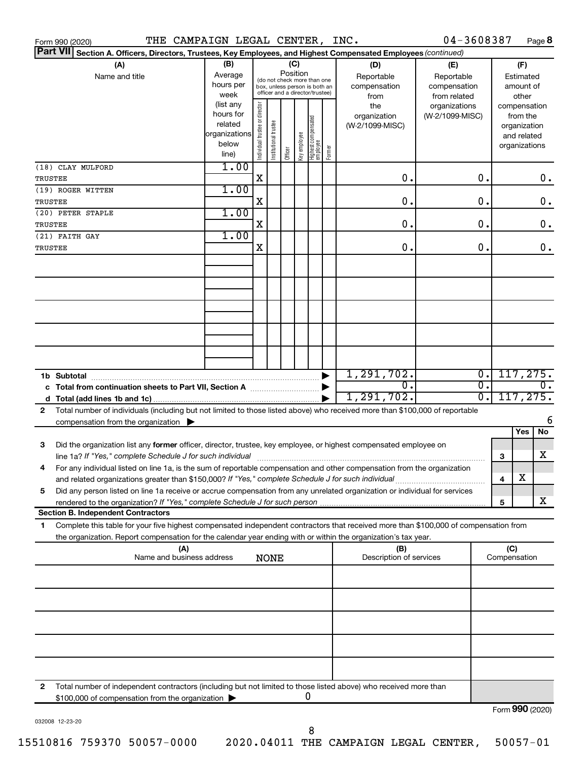Form 990 (2020) THE CAMPAIGN LEGAL CENTER, INC. 04-3608387 Page **8**

**Part VII** **Section A. Officers, Directors, Trustees, Key Employees, and Highest Compensated Employees** *(continued)*

| (A) Name and title | (B) Average hours per week (list any hours for related organizations below line) | (C) Position: Individual trustee or director | Institutional trustee | Officer | Key employee | Highest compensated employee | Former | (D) Reportable compensation from the organization (W-2/1099-MISC) | (E) Reportable compensation from related organizations (W-2/1099-MISC) | (F) Estimated amount of other compensation from the organization and related organizations |
|---|---|---|---|---|---|---|---|---|---|---|
| (18) CLAY MULFORD<br>TRUSTEE | 1.00 | X | | | | | | 0. | 0. | 0. |
| (19) ROGER WITTEN<br>TRUSTEE | 1.00 | X | | | | | | 0. | 0. | 0. |
| (20) PETER STAPLE<br>TRUSTEE | 1.00 | X | | | | | | 0. | 0. | 0. |
| (21) FAITH GAY<br>TRUSTEE | 1.00 | X | | | | | | 0. | 0. | 0. |
| | | | | | | | | | | |
| | | | | | | | | | | |
| | | | | | | | | | | |
| | | | | | | | | | | |
| | | | | | | | | | | |
| **1b Subtotal** | | | | | | | | 1,291,702. | 0. | 117,275. |
| **c Total from continuation sheets to Part VII, Section A** | | | | | | | | 0. | 0. | 0. |
| **d Total (add lines 1b and 1c)** | | | | | | | | 1,291,702. | 0. | 117,275. |

**2** Total number of individuals (including but not limited to those listed above) who received more than $100,000 of reportable compensation from the organization ▶ 6

| | | Yes | No |
|---|---|---|---|
| **3** Did the organization list any **former** officer, director, trustee, key employee, or highest compensated employee on line 1a? *If "Yes," complete Schedule J for such individual* | 3 | | X |
| **4** For any individual listed on line 1a, is the sum of reportable compensation and other compensation from the organization and related organizations greater than $150,000? *If "Yes," complete Schedule J for such individual* | 4 | X | |
| **5** Did any person listed on line 1a receive or accrue compensation from any unrelated organization or individual for services rendered to the organization? *If "Yes," complete Schedule J for such person* | 5 | | X |

**Section B. Independent Contractors**

**1** Complete this table for your five highest compensated independent contractors that received more than $100,000 of compensation from the organization. Report compensation for the calendar year ending with or within the organization's tax year.

| (A) Name and business address | (B) Description of services | (C) Compensation |
|---|---|---|
| NONE | | |
| | | |
| | | |
| | | |
| | | |

**2** Total number of independent contractors (including but not limited to those listed above) who received more than $100,000 of compensation from the organization ▶ 0

Form **990** (2020)

032008 12-23-20

15510816 759370 50057-0000 2020.04011 THE CAMPAIGN LEGAL CENTER, 50057-01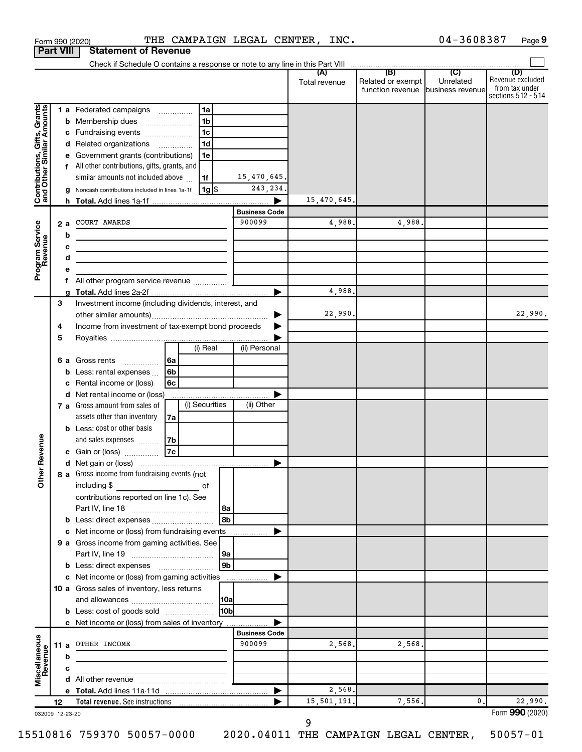Form 990 (2020) THE CAMPAIGN LEGAL CENTER, INC. 04-3608387

**Part VIII** **Statement of Revenue**

Check if Schedule O contains a response or note to any line in this Part VIII

| | | | (A) Total revenue | (B) Related or exempt function revenue | (C) Unrelated business revenue | (D) Revenue excluded from tax under sections 512 - 514 |
|---|---|---|---|---|---|---|
| **Contributions, Gifts, Grants and Other Similar Amounts** | 1 a Federated campaigns 1a | | | | | |
| | b Membership dues 1b | | | | | |
| | c Fundraising events 1c | | | | | |
| | d Related organizations 1d | | | | | |
| | e Government grants (contributions) 1e | | | | | |
| | f All other contributions, gifts, grants, and similar amounts not included above 1f | 15,470,645. | | | | |
| | g Noncash contributions included in lines 1a-1f 1g $ | 243,234. | | | | |
| | h **Total.** Add lines 1a-1f | | 15,470,645. | | | |
| **Program Service Revenue** | | **Business Code** | | | | |
| | 2 a COURT AWARDS | 900099 | 4,988. | 4,988. | | |
| | b | | | | | |
| | c | | | | | |
| | d | | | | | |
| | e | | | | | |
| | f All other program service revenue | | | | | |
| | g **Total.** Add lines 2a-2f | | 4,988. | | | |
| **Other Revenue** | 3 Investment income (including dividends, interest, and other similar amounts) | | 22,990. | | | 22,990. |
| | 4 Income from investment of tax-exempt bond proceeds | | | | | |
| | 5 Royalties | | | | | |
| | 6 a Gross rents 6a — (i) Real / (ii) Personal | | | | | |
| | b Less: rental expenses 6b | | | | | |
| | c Rental income or (loss) 6c | | | | | |
| | d Net rental income or (loss) | | | | | |
| | 7 a Gross amount from sales of assets other than inventory 7a — (i) Securities / (ii) Other | | | | | |
| | b Less: cost or other basis and sales expenses 7b | | | | | |
| | c Gain or (loss) 7c | | | | | |
| | d Net gain or (loss) | | | | | |
| | 8 a Gross income from fundraising events (not including $ of contributions reported on line 1c). See Part IV, line 18 8a | | | | | |
| | b Less: direct expenses 8b | | | | | |
| | c Net income or (loss) from fundraising events | | | | | |
| | 9 a Gross income from gaming activities. See Part IV, line 19 9a | | | | | |
| | b Less: direct expenses 9b | | | | | |
| | c Net income or (loss) from gaming activities | | | | | |
| | 10 a Gross sales of inventory, less returns and allowances 10a | | | | | |
| | b Less: cost of goods sold 10b | | | | | |
| | c Net income or (loss) from sales of inventory | | | | | |
| **Miscellaneous Revenue** | | **Business Code** | | | | |
| | 11 a OTHER INCOME | 900099 | 2,568. | 2,568. | | |
| | b | | | | | |
| | c | | | | | |
| | d All other revenue | | | | | |
| | e **Total.** Add lines 11a-11d | | 2,568. | | | |
| | 12 **Total revenue.** See instructions | | 15,501,191. | 7,556. | 0. | 22,990. |

032009 12-23-20 Form **990** (2020)

15510816 759370 50057-0000 2020.04011 THE CAMPAIGN LEGAL CENTER, 50057-01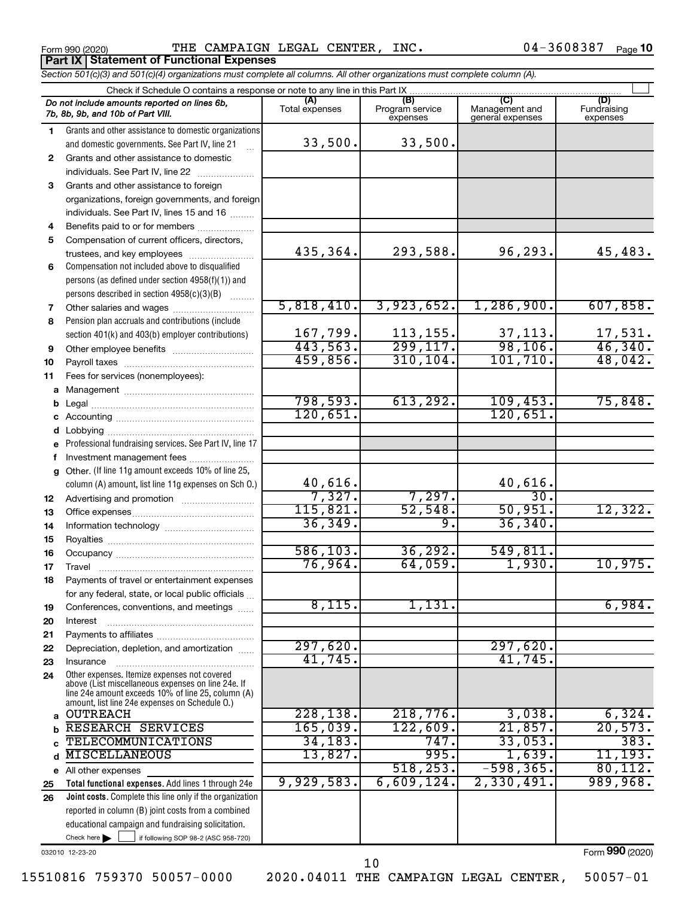Form 990 (2020) THE CAMPAIGN LEGAL CENTER, INC. 04-3608387 Page 10

**Part IX Statement of Functional Expenses**

*Section 501(c)(3) and 501(c)(4) organizations must complete all columns. All other organizations must complete column (A).*

Check if Schedule O contains a response or note to any line in this Part IX

| | *Do not include amounts reported on lines 6b, 7b, 8b, 9b, and 10b of Part VIII.* | (A) Total expenses | (B) Program service expenses | (C) Management and general expenses | (D) Fundraising expenses |
|---|---|---|---|---|---|
| 1 | Grants and other assistance to domestic organizations and domestic governments. See Part IV, line 21 | 33,500. | 33,500. | | |
| 2 | Grants and other assistance to domestic individuals. See Part IV, line 22 | | | | |
| 3 | Grants and other assistance to foreign organizations, foreign governments, and foreign individuals. See Part IV, lines 15 and 16 | | | | |
| 4 | Benefits paid to or for members | | | | |
| 5 | Compensation of current officers, directors, trustees, and key employees | 435,364. | 293,588. | 96,293. | 45,483. |
| 6 | Compensation not included above to disqualified persons (as defined under section 4958(f)(1)) and persons described in section 4958(c)(3)(B) | | | | |
| 7 | Other salaries and wages | 5,818,410. | 3,923,652. | 1,286,900. | 607,858. |
| 8 | Pension plan accruals and contributions (include section 401(k) and 403(b) employer contributions) | 167,799. | 113,155. | 37,113. | 17,531. |
| 9 | Other employee benefits | 443,563. | 299,117. | 98,106. | 46,340. |
| 10 | Payroll taxes | 459,856. | 310,104. | 101,710. | 48,042. |
| 11 | Fees for services (nonemployees): | | | | |
| a | Management | | | | |
| b | Legal | 798,593. | 613,292. | 109,453. | 75,848. |
| c | Accounting | 120,651. | | 120,651. | |
| d | Lobbying | | | | |
| e | Professional fundraising services. See Part IV, line 17 | | | | |
| f | Investment management fees | | | | |
| g | Other. (If line 11g amount exceeds 10% of line 25, column (A) amount, list line 11g expenses on Sch O.) | 40,616. | | 40,616. | |
| 12 | Advertising and promotion | 7,327. | 7,297. | 30. | |
| 13 | Office expenses | 115,821. | 52,548. | 50,951. | 12,322. |
| 14 | Information technology | 36,349. | 9. | 36,340. | |
| 15 | Royalties | | | | |
| 16 | Occupancy | 586,103. | 36,292. | 549,811. | |
| 17 | Travel | 76,964. | 64,059. | 1,930. | 10,975. |
| 18 | Payments of travel or entertainment expenses for any federal, state, or local public officials | | | | |
| 19 | Conferences, conventions, and meetings | 8,115. | 1,131. | | 6,984. |
| 20 | Interest | | | | |
| 21 | Payments to affiliates | | | | |
| 22 | Depreciation, depletion, and amortization | 297,620. | | 297,620. | |
| 23 | Insurance | 41,745. | | 41,745. | |
| 24 | Other expenses. Itemize expenses not covered above (List miscellaneous expenses on line 24e. If line 24e amount exceeds 10% of line 25, column (A) amount, list line 24e expenses on Schedule O.) | | | | |
| a | OUTREACH | 228,138. | 218,776. | 3,038. | 6,324. |
| b | RESEARCH SERVICES | 165,039. | 122,609. | 21,857. | 20,573. |
| c | TELECOMMUNICATIONS | 34,183. | 747. | 33,053. | 383. |
| d | MISCELLANEOUS | 13,827. | 995. | 1,639. | 11,193. |
| e | All other expenses | | 518,253. | -598,365. | 80,112. |
| 25 | **Total functional expenses.** Add lines 1 through 24e | 9,929,583. | 6,609,124. | 2,330,491. | 989,968. |
| 26 | **Joint costs.** Complete this line only if the organization reported in column (B) joint costs from a combined educational campaign and fundraising solicitation. Check here ☐ if following SOP 98-2 (ASC 958-720) | | | | |

032010 12-23-20 Form **990** (2020)

15510816 759370 50057-0000 2020.04011 THE CAMPAIGN LEGAL CENTER, 50057-01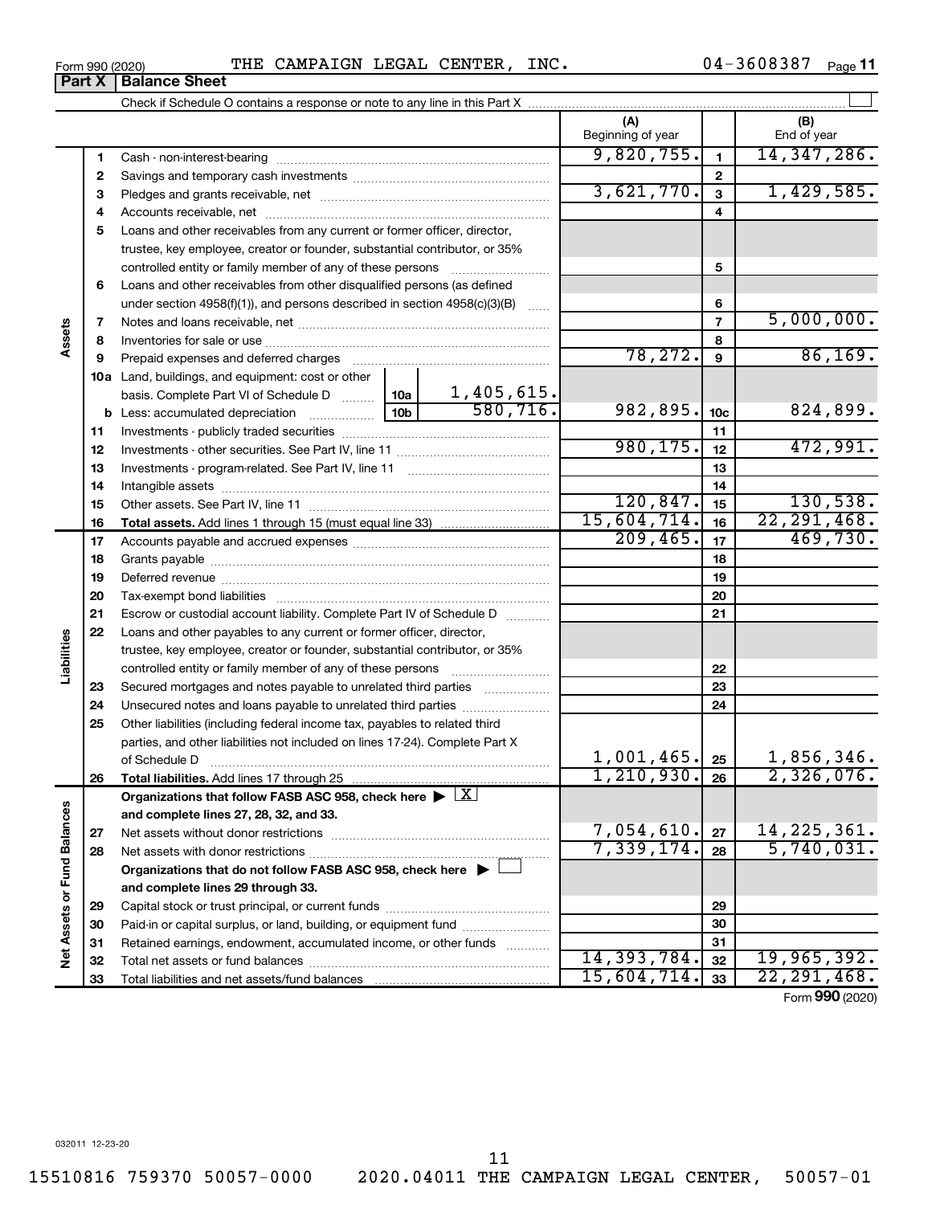Form 990 (2020) THE CAMPAIGN LEGAL CENTER, INC. 04-3608387

**Part X | Balance Sheet**

Check if Schedule O contains a response or note to any line in this Part X ☐

| | | | (A) Beginning of year | | (B) End of year |
|---|---|---|---|---|---|
| Assets | 1 | Cash - non-interest-bearing | 9,820,755. | 1 | 14,347,286. |
| | 2 | Savings and temporary cash investments | | 2 | |
| | 3 | Pledges and grants receivable, net | 3,621,770. | 3 | 1,429,585. |
| | 4 | Accounts receivable, net | | 4 | |
| | 5 | Loans and other receivables from any current or former officer, director, trustee, key employee, creator or founder, substantial contributor, or 35% controlled entity or family member of any of these persons | | 5 | |
| | 6 | Loans and other receivables from other disqualified persons (as defined under section 4958(f)(1)), and persons described in section 4958(c)(3)(B) | | 6 | |
| | 7 | Notes and loans receivable, net | | 7 | 5,000,000. |
| | 8 | Inventories for sale or use | | 8 | |
| | 9 | Prepaid expenses and deferred charges | 78,272. | 9 | 86,169. |
| | 10a | Land, buildings, and equipment: cost or other basis. Complete Part VI of Schedule D — 10a: 1,405,615. | | | |
| | b | Less: accumulated depreciation — 10b: 580,716. | 982,895. | 10c | 824,899. |
| | 11 | Investments - publicly traded securities | | 11 | |
| | 12 | Investments - other securities. See Part IV, line 11 | 980,175. | 12 | 472,991. |
| | 13 | Investments - program-related. See Part IV, line 11 | | 13 | |
| | 14 | Intangible assets | | 14 | |
| | 15 | Other assets. See Part IV, line 11 | 120,847. | 15 | 130,538. |
| | 16 | **Total assets.** Add lines 1 through 15 (must equal line 33) | 15,604,714. | 16 | 22,291,468. |
| Liabilities | 17 | Accounts payable and accrued expenses | 209,465. | 17 | 469,730. |
| | 18 | Grants payable | | 18 | |
| | 19 | Deferred revenue | | 19 | |
| | 20 | Tax-exempt bond liabilities | | 20 | |
| | 21 | Escrow or custodial account liability. Complete Part IV of Schedule D | | 21 | |
| | 22 | Loans and other payables to any current or former officer, director, trustee, key employee, creator or founder, substantial contributor, or 35% controlled entity or family member of any of these persons | | 22 | |
| | 23 | Secured mortgages and notes payable to unrelated third parties | | 23 | |
| | 24 | Unsecured notes and loans payable to unrelated third parties | | 24 | |
| | 25 | Other liabilities (including federal income tax, payables to related third parties, and other liabilities not included on lines 17-24). Complete Part X of Schedule D | 1,001,465. | 25 | 1,856,346. |
| | 26 | **Total liabilities.** Add lines 17 through 25 | 1,210,930. | 26 | 2,326,076. |
| Net Assets or Fund Balances | | **Organizations that follow FASB ASC 958, check here** ☒ **and complete lines 27, 28, 32, and 33.** | | | |
| | 27 | Net assets without donor restrictions | 7,054,610. | 27 | 14,225,361. |
| | 28 | Net assets with donor restrictions | 7,339,174. | 28 | 5,740,031. |
| | | **Organizations that do not follow FASB ASC 958, check here** ☐ **and complete lines 29 through 33.** | | | |
| | 29 | Capital stock or trust principal, or current funds | | 29 | |
| | 30 | Paid-in or capital surplus, or land, building, or equipment fund | | 30 | |
| | 31 | Retained earnings, endowment, accumulated income, or other funds | | 31 | |
| | 32 | Total net assets or fund balances | 14,393,784. | 32 | 19,965,392. |
| | 33 | Total liabilities and net assets/fund balances | 15,604,714. | 33 | 22,291,468. |

Form **990** (2020)

032011 12-23-20

15510816 759370 50057-0000 2020.04011 THE CAMPAIGN LEGAL CENTER, 50057-01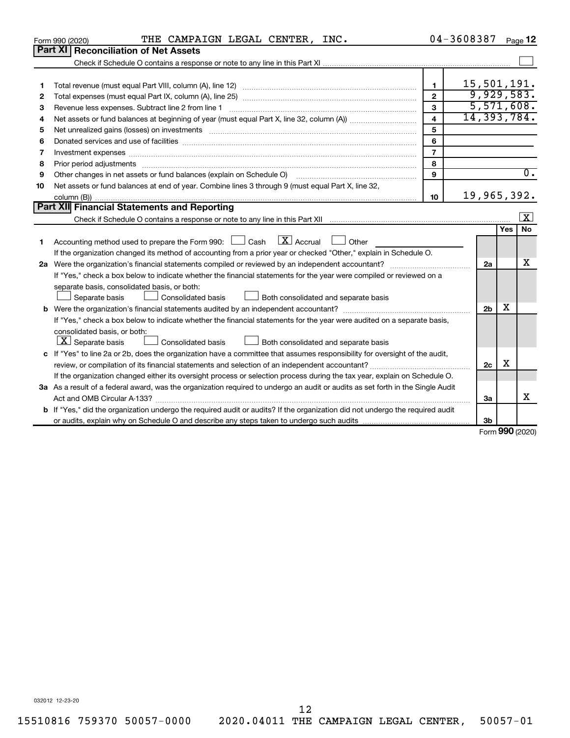Form 990 (2020) THE CAMPAIGN LEGAL CENTER, INC. 04-3608387 Page 12

## Part XI Reconciliation of Net Assets

Check if Schedule O contains a response or note to any line in this Part XI [ ]

| | | | |
|---|---|---|---|
| 1 | Total revenue (must equal Part VIII, column (A), line 12) | 1 | 15,501,191. |
| 2 | Total expenses (must equal Part IX, column (A), line 25) | 2 | 9,929,583. |
| 3 | Revenue less expenses. Subtract line 2 from line 1 | 3 | 5,571,608. |
| 4 | Net assets or fund balances at beginning of year (must equal Part X, line 32, column (A)) | 4 | 14,393,784. |
| 5 | Net unrealized gains (losses) on investments | 5 | |
| 6 | Donated services and use of facilities | 6 | |
| 7 | Investment expenses | 7 | |
| 8 | Prior period adjustments | 8 | |
| 9 | Other changes in net assets or fund balances (explain on Schedule O) | 9 | 0. |
| 10 | Net assets or fund balances at end of year. Combine lines 3 through 9 (must equal Part X, line 32, column (B)) | 10 | 19,965,392. |

## Part XII Financial Statements and Reporting

Check if Schedule O contains a response or note to any line in this Part XII [X]

| | | | Yes | No |
|---|---|---|---|---|
| 1 | Accounting method used to prepare the Form 990: [ ] Cash [X] Accrual [ ] Other<br>If the organization changed its method of accounting from a prior year or checked "Other," explain in Schedule O. | | | |
| 2a | Were the organization's financial statements compiled or reviewed by an independent accountant?<br>If "Yes," check a box below to indicate whether the financial statements for the year were compiled or reviewed on a separate basis, consolidated basis, or both:<br>[ ] Separate basis [ ] Consolidated basis [ ] Both consolidated and separate basis | 2a | | X |
| b | Were the organization's financial statements audited by an independent accountant?<br>If "Yes," check a box below to indicate whether the financial statements for the year were audited on a separate basis, consolidated basis, or both:<br>[X] Separate basis [ ] Consolidated basis [ ] Both consolidated and separate basis | 2b | X | |
| c | If "Yes" to line 2a or 2b, does the organization have a committee that assumes responsibility for oversight of the audit, review, or compilation of its financial statements and selection of an independent accountant?<br>If the organization changed either its oversight process or selection process during the tax year, explain on Schedule O. | 2c | X | |
| 3a | As a result of a federal award, was the organization required to undergo an audit or audits as set forth in the Single Audit Act and OMB Circular A-133? | 3a | | X |
| b | If "Yes," did the organization undergo the required audit or audits? If the organization did not undergo the required audit or audits, explain why on Schedule O and describe any steps taken to undergo such audits | 3b | | |

Form 990 (2020)

032012 12-23-20

15510816 759370 50057-0000 2020.04011 THE CAMPAIGN LEGAL CENTER, 50057-01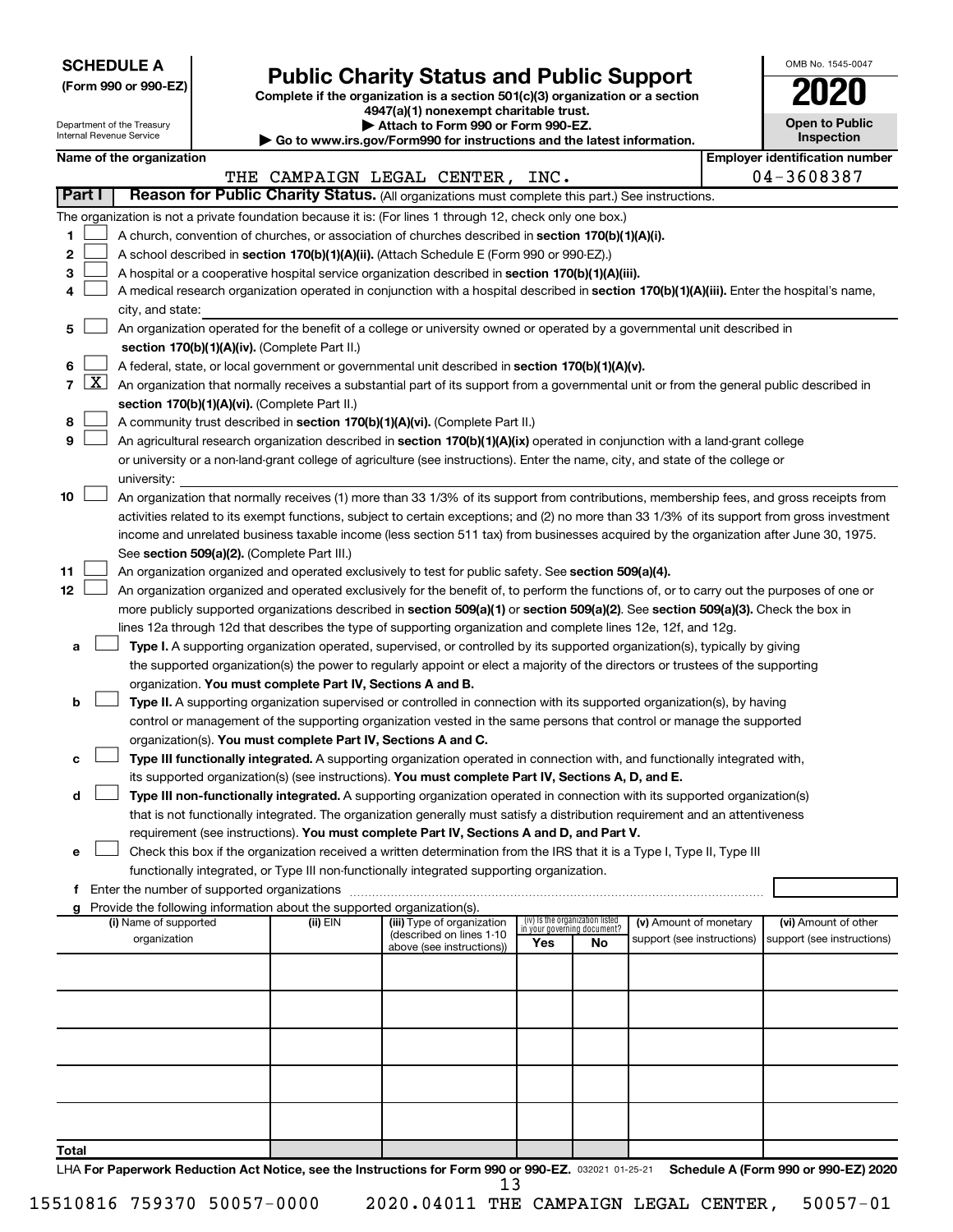**SCHEDULE A**
**(Form 990 or 990-EZ)**

Department of the Treasury
Internal Revenue Service

# Public Charity Status and Public Support

**Complete if the organization is a section 501(c)(3) organization or a section 4947(a)(1) nonexempt charitable trust.**
**▶ Attach to Form 990 or Form 990-EZ.**
**▶ Go to www.irs.gov/Form990 for instructions and the latest information.**

OMB No. 1545-0047
**2020**
**Open to Public Inspection**

**Name of the organization:** THE CAMPAIGN LEGAL CENTER, INC.
**Employer identification number:** 04-3608387

**Part I — Reason for Public Charity Status.** (All organizations must complete this part.) See instructions.

The organization is not a private foundation because it is: (For lines 1 through 12, check only one box.)

1. ☐ A church, convention of churches, or association of churches described in **section 170(b)(1)(A)(i).**
2. ☐ A school described in **section 170(b)(1)(A)(ii).** (Attach Schedule E (Form 990 or 990-EZ).)
3. ☐ A hospital or a cooperative hospital service organization described in **section 170(b)(1)(A)(iii).**
4. ☐ A medical research organization operated in conjunction with a hospital described in **section 170(b)(1)(A)(iii).** Enter the hospital's name, city, and state:
5. ☐ An organization operated for the benefit of a college or university owned or operated by a governmental unit described in **section 170(b)(1)(A)(iv).** (Complete Part II.)
6. ☐ A federal, state, or local government or governmental unit described in **section 170(b)(1)(A)(v).**
7. ☒ An organization that normally receives a substantial part of its support from a governmental unit or from the general public described in **section 170(b)(1)(A)(vi).** (Complete Part II.)
8. ☐ A community trust described in **section 170(b)(1)(A)(vi).** (Complete Part II.)
9. ☐ An agricultural research organization described in **section 170(b)(1)(A)(ix)** operated in conjunction with a land-grant college or university or a non-land-grant college of agriculture (see instructions). Enter the name, city, and state of the college or university:
10. ☐ An organization that normally receives (1) more than 33 1/3% of its support from contributions, membership fees, and gross receipts from activities related to its exempt functions, subject to certain exceptions; and (2) no more than 33 1/3% of its support from gross investment income and unrelated business taxable income (less section 511 tax) from businesses acquired by the organization after June 30, 1975. See **section 509(a)(2).** (Complete Part III.)
11. ☐ An organization organized and operated exclusively to test for public safety. See **section 509(a)(4).**
12. ☐ An organization organized and operated exclusively for the benefit of, to perform the functions of, or to carry out the purposes of one or more publicly supported organizations described in **section 509(a)(1)** or **section 509(a)(2)**. See **section 509(a)(3).** Check the box in lines 12a through 12d that describes the type of supporting organization and complete lines 12e, 12f, and 12g.
   - **a** ☐ **Type I.** A supporting organization operated, supervised, or controlled by its supported organization(s), typically by giving the supported organization(s) the power to regularly appoint or elect a majority of the directors or trustees of the supporting organization. **You must complete Part IV, Sections A and B.**
   - **b** ☐ **Type II.** A supporting organization supervised or controlled in connection with its supported organization(s), by having control or management of the supporting organization vested in the same persons that control or manage the supported organization(s). **You must complete Part IV, Sections A and C.**
   - **c** ☐ **Type III functionally integrated.** A supporting organization operated in connection with, and functionally integrated with, its supported organization(s) (see instructions). **You must complete Part IV, Sections A, D, and E.**
   - **d** ☐ **Type III non-functionally integrated.** A supporting organization operated in connection with its supported organization(s) that is not functionally integrated. The organization generally must satisfy a distribution requirement and an attentiveness requirement (see instructions). **You must complete Part IV, Sections A and D, and Part V.**
   - **e** ☐ Check this box if the organization received a written determination from the IRS that it is a Type I, Type II, Type III functionally integrated, or Type III non-functionally integrated supporting organization.
   - **f** Enter the number of supported organizations
   - **g** Provide the following information about the supported organization(s).

| (i) Name of supported organization | (ii) EIN | (iii) Type of organization (described on lines 1-10 above (see instructions)) | (iv) Is the organization listed in your governing document? Yes | No | (v) Amount of monetary support (see instructions) | (vi) Amount of other support (see instructions) |
|---|---|---|---|---|---|---|
| | | | | | | |
| | | | | | | |
| | | | | | | |
| | | | | | | |
| | | | | | | |
| **Total** | | | | | | |

LHA **For Paperwork Reduction Act Notice, see the Instructions for Form 990 or 990-EZ.** 032021 01-25-21 **Schedule A (Form 990 or 990-EZ) 2020**

15510816 759370 50057-0000 2020.04011 THE CAMPAIGN LEGAL CENTER, 50057-01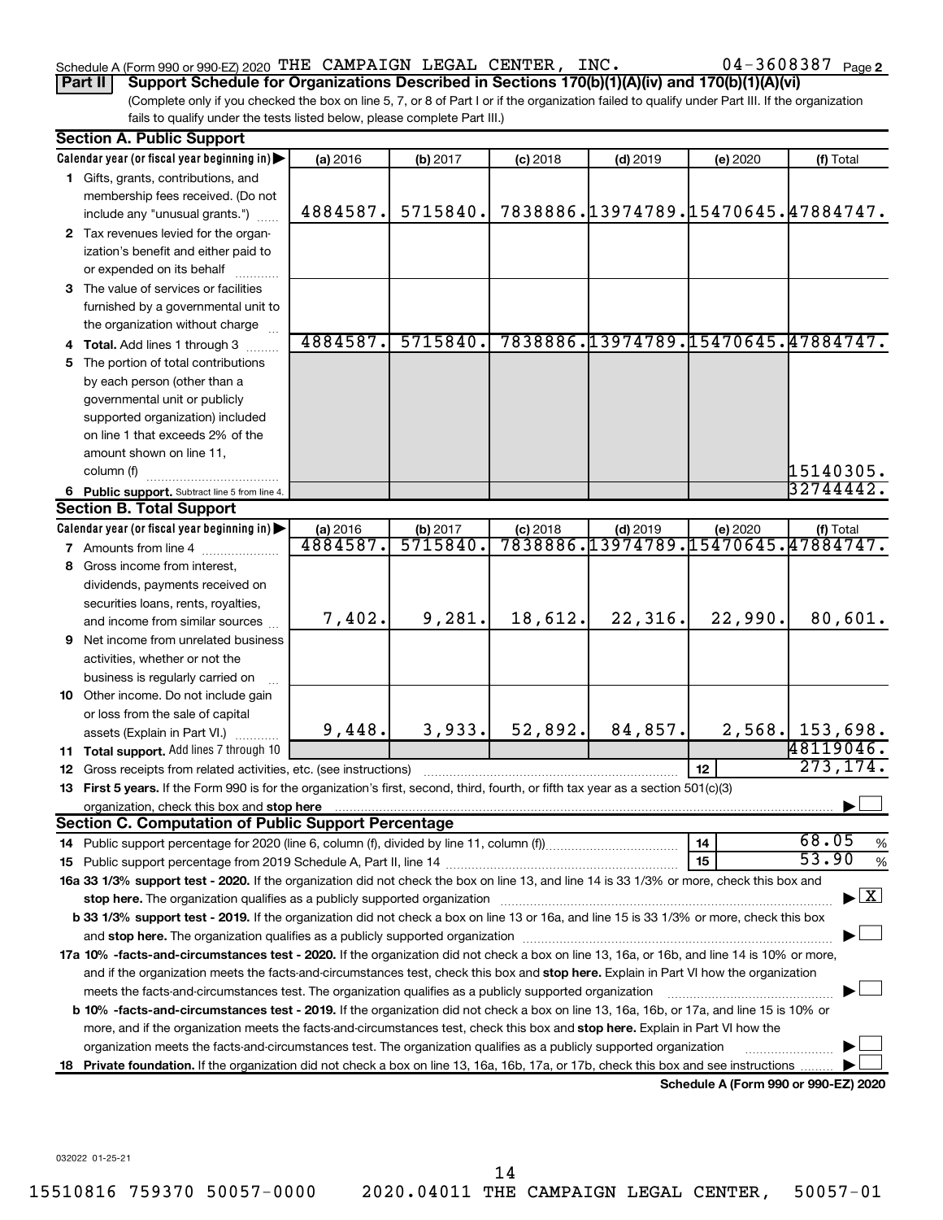Schedule A (Form 990 or 990-EZ) 2020 THE CAMPAIGN LEGAL CENTER, INC. 04-3608387 Page 2

**Part II** **Support Schedule for Organizations Described in Sections 170(b)(1)(A)(iv) and 170(b)(1)(A)(vi)**

(Complete only if you checked the box on line 5, 7, or 8 of Part I or if the organization failed to qualify under Part III. If the organization fails to qualify under the tests listed below, please complete Part III.)

**Section A. Public Support**

| Calendar year (or fiscal year beginning in) | (a) 2016 | (b) 2017 | (c) 2018 | (d) 2019 | (e) 2020 | (f) Total |
|---|---|---|---|---|---|---|
| **1** Gifts, grants, contributions, and membership fees received. (Do not include any "unusual grants.") | 4884587. | 5715840. | 7838886. | 13974789. | 15470645. | 47884747. |
| **2** Tax revenues levied for the organization's benefit and either paid to or expended on its behalf | | | | | | |
| **3** The value of services or facilities furnished by a governmental unit to the organization without charge | | | | | | |
| **4 Total.** Add lines 1 through 3 | 4884587. | 5715840. | 7838886. | 13974789. | 15470645. | 47884747. |
| **5** The portion of total contributions by each person (other than a governmental unit or publicly supported organization) included on line 1 that exceeds 2% of the amount shown on line 11, column (f) | | | | | | 15140305. |
| **6 Public support.** Subtract line 5 from line 4. | | | | | | 32744442. |

**Section B. Total Support**

| Calendar year (or fiscal year beginning in) | (a) 2016 | (b) 2017 | (c) 2018 | (d) 2019 | (e) 2020 | (f) Total |
|---|---|---|---|---|---|---|
| **7** Amounts from line 4 | 4884587. | 5715840. | 7838886. | 13974789. | 15470645. | 47884747. |
| **8** Gross income from interest, dividends, payments received on securities loans, rents, royalties, and income from similar sources | 7,402. | 9,281. | 18,612. | 22,316. | 22,990. | 80,601. |
| **9** Net income from unrelated business activities, whether or not the business is regularly carried on | | | | | | |
| **10** Other income. Do not include gain or loss from the sale of capital assets (Explain in Part VI.) | 9,448. | 3,933. | 52,892. | 84,857. | 2,568. | 153,698. |
| **11 Total support.** Add lines 7 through 10 | | | | | | 48119046. |

**12** Gross receipts from related activities, etc. (see instructions) | **12** | 273,174.

**13 First 5 years.** If the Form 990 is for the organization's first, second, third, fourth, or fifth tax year as a section 501(c)(3) organization, check this box and **stop here** ☐

**Section C. Computation of Public Support Percentage**

**14** Public support percentage for 2020 (line 6, column (f), divided by line 11, column (f)) | **14** | 68.05 %

**15** Public support percentage from 2019 Schedule A, Part II, line 14 | **15** | 53.90 %

**16a 33 1/3% support test - 2020.** If the organization did not check the box on line 13, and line 14 is 33 1/3% or more, check this box and **stop here.** The organization qualifies as a publicly supported organization ☒

**b 33 1/3% support test - 2019.** If the organization did not check a box on line 13 or 16a, and line 15 is 33 1/3% or more, check this box and **stop here.** The organization qualifies as a publicly supported organization ☐

**17a 10% -facts-and-circumstances test - 2020.** If the organization did not check a box on line 13, 16a, or 16b, and line 14 is 10% or more, and if the organization meets the facts-and-circumstances test, check this box and **stop here.** Explain in Part VI how the organization meets the facts-and-circumstances test. The organization qualifies as a publicly supported organization ☐

**b 10% -facts-and-circumstances test - 2019.** If the organization did not check a box on line 13, 16a, 16b, or 17a, and line 15 is 10% or more, and if the organization meets the facts-and-circumstances test, check this box and **stop here.** Explain in Part VI how the organization meets the facts-and-circumstances test. The organization qualifies as a publicly supported organization ☐

**18 Private foundation.** If the organization did not check a box on line 13, 16a, 16b, 17a, or 17b, check this box and see instructions ☐

**Schedule A (Form 990 or 990-EZ) 2020**

032022 01-25-21

15510816 759370 50057-0000 2020.04011 THE CAMPAIGN LEGAL CENTER, 50057-01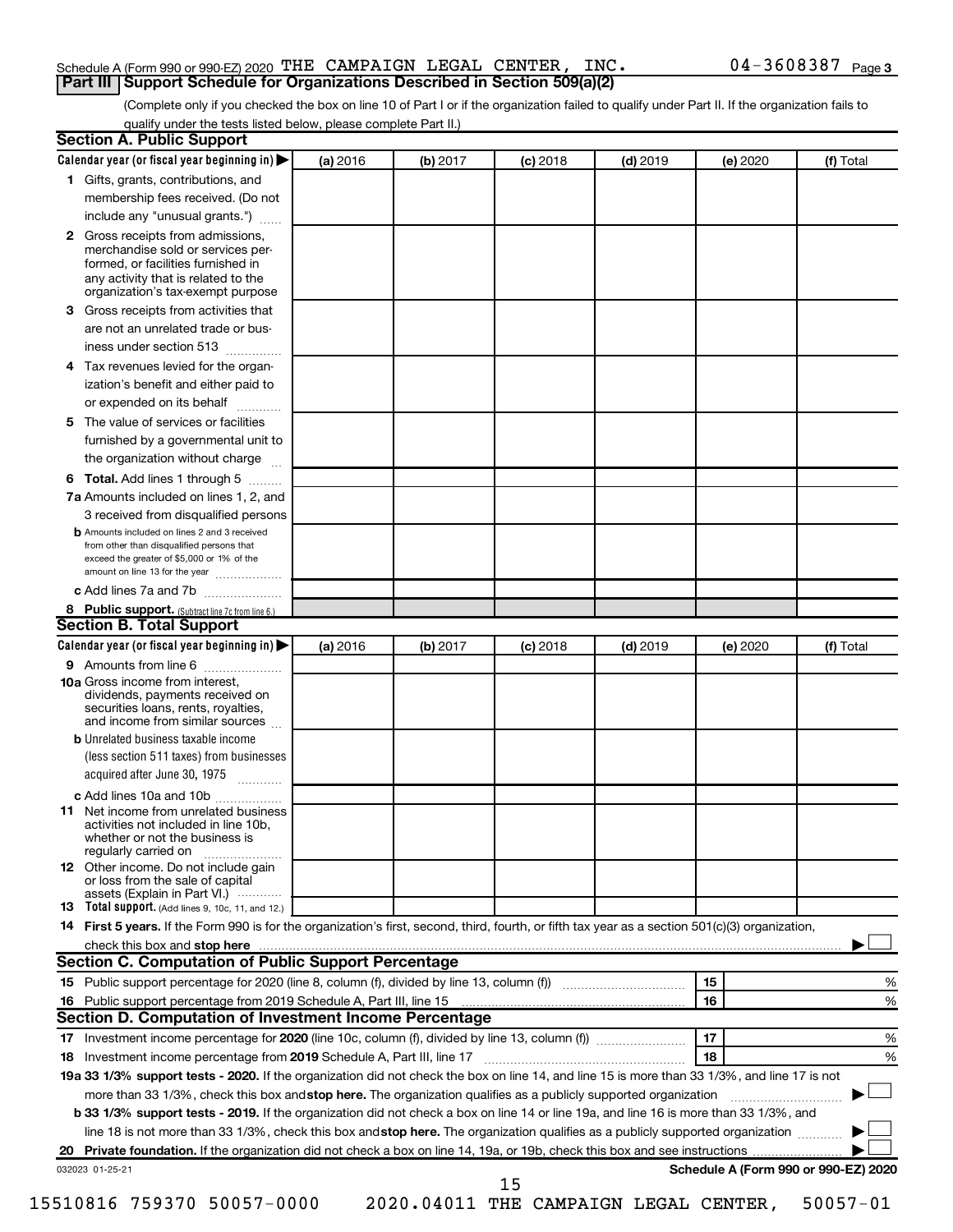Schedule A (Form 990 or 990-EZ) 2020 THE CAMPAIGN LEGAL CENTER, INC. 04-3608387 Page 3

## Part III Support Schedule for Organizations Described in Section 509(a)(2)

(Complete only if you checked the box on line 10 of Part I or if the organization failed to qualify under Part II. If the organization fails to qualify under the tests listed below, please complete Part II.)

### Section A. Public Support

| Calendar year (or fiscal year beginning in) ▶ | (a) 2016 | (b) 2017 | (c) 2018 | (d) 2019 | (e) 2020 | (f) Total |
|---|---|---|---|---|---|---|
| **1** Gifts, grants, contributions, and membership fees received. (Do not include any "unusual grants.") | | | | | | |
| **2** Gross receipts from admissions, merchandise sold or services performed, or facilities furnished in any activity that is related to the organization's tax-exempt purpose | | | | | | |
| **3** Gross receipts from activities that are not an unrelated trade or business under section 513 | | | | | | |
| **4** Tax revenues levied for the organization's benefit and either paid to or expended on its behalf | | | | | | |
| **5** The value of services or facilities furnished by a governmental unit to the organization without charge | | | | | | |
| **6 Total.** Add lines 1 through 5 | | | | | | |
| **7a** Amounts included on lines 1, 2, and 3 received from disqualified persons | | | | | | |
| **b** Amounts included on lines 2 and 3 received from other than disqualified persons that exceed the greater of $5,000 or 1% of the amount on line 13 for the year | | | | | | |
| **c** Add lines 7a and 7b | | | | | | |
| **8 Public support.** (Subtract line 7c from line 6.) | | | | | | |

### Section B. Total Support

| Calendar year (or fiscal year beginning in) ▶ | (a) 2016 | (b) 2017 | (c) 2018 | (d) 2019 | (e) 2020 | (f) Total |
|---|---|---|---|---|---|---|
| **9** Amounts from line 6 | | | | | | |
| **10a** Gross income from interest, dividends, payments received on securities loans, rents, royalties, and income from similar sources | | | | | | |
| **b** Unrelated business taxable income (less section 511 taxes) from businesses acquired after June 30, 1975 | | | | | | |
| **c** Add lines 10a and 10b | | | | | | |
| **11** Net income from unrelated business activities not included in line 10b, whether or not the business is regularly carried on | | | | | | |
| **12** Other income. Do not include gain or loss from the sale of capital assets (Explain in Part VI.) | | | | | | |
| **13 Total support.** (Add lines 9, 10c, 11, and 12.) | | | | | | |

**14 First 5 years.** If the Form 990 is for the organization's first, second, third, fourth, or fifth tax year as a section 501(c)(3) organization, check this box and **stop here** ▶ ☐

### Section C. Computation of Public Support Percentage

| | | | |
|---|---|---|---|
| **15** Public support percentage for 2020 (line 8, column (f), divided by line 13, column (f)) | 15 | | % |
| **16** Public support percentage from 2019 Schedule A, Part III, line 15 | 16 | | % |

### Section D. Computation of Investment Income Percentage

| | | | |
|---|---|---|---|
| **17** Investment income percentage for **2020** (line 10c, column (f), divided by line 13, column (f)) | 17 | | % |
| **18** Investment income percentage from **2019** Schedule A, Part III, line 17 | 18 | | % |

**19a 33 1/3% support tests - 2020.** If the organization did not check the box on line 14, and line 15 is more than 33 1/3%, and line 17 is not more than 33 1/3%, check this box and **stop here.** The organization qualifies as a publicly supported organization ▶ ☐

**b 33 1/3% support tests - 2019.** If the organization did not check a box on line 14 or line 19a, and line 16 is more than 33 1/3%, and line 18 is not more than 33 1/3%, check this box and **stop here.** The organization qualifies as a publicly supported organization ▶ ☐

**20 Private foundation.** If the organization did not check a box on line 14, 19a, or 19b, check this box and see instructions ▶ ☐

032023 01-25-21 **Schedule A (Form 990 or 990-EZ) 2020**

15510816 759370 50057-0000 2020.04011 THE CAMPAIGN LEGAL CENTER, 50057-01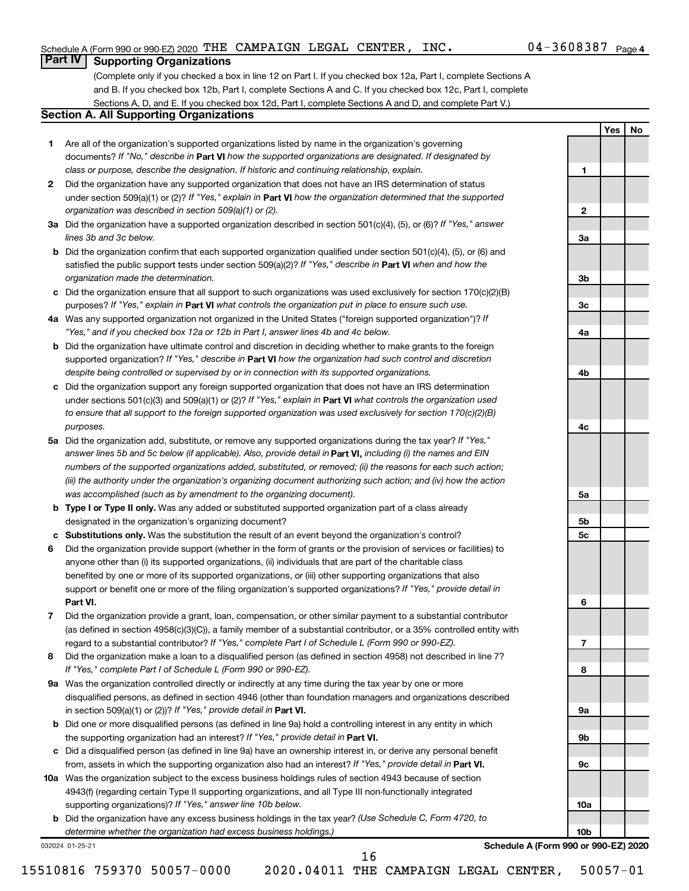Schedule A (Form 990 or 990-EZ) 2020 THE CAMPAIGN LEGAL CENTER, INC. 04-3608387 Page 4

## Part IV Supporting Organizations

(Complete only if you checked a box in line 12 on Part I. If you checked box 12a, Part I, complete Sections A and B. If you checked box 12b, Part I, complete Sections A and C. If you checked box 12c, Part I, complete Sections A, D, and E. If you checked box 12d, Part I, complete Sections A and D, and complete Part V.)

### Section A. All Supporting Organizations

| | | Line | Yes | No |
|---|---|---|---|---|
| **1** | Are all of the organization's supported organizations listed by name in the organization's governing documents? *If "No," describe in* **Part VI** *how the supported organizations are designated. If designated by class or purpose, describe the designation. If historic and continuing relationship, explain.* | 1 | | |
| **2** | Did the organization have any supported organization that does not have an IRS determination of status under section 509(a)(1) or (2)? *If "Yes," explain in* **Part VI** *how the organization determined that the supported organization was described in section 509(a)(1) or (2).* | 2 | | |
| **3a** | Did the organization have a supported organization described in section 501(c)(4), (5), or (6)? *If "Yes," answer lines 3b and 3c below.* | 3a | | |
| **b** | Did the organization confirm that each supported organization qualified under section 501(c)(4), (5), or (6) and satisfied the public support tests under section 509(a)(2)? *If "Yes," describe in* **Part VI** *when and how the organization made the determination.* | 3b | | |
| **c** | Did the organization ensure that all support to such organizations was used exclusively for section 170(c)(2)(B) purposes? *If "Yes," explain in* **Part VI** *what controls the organization put in place to ensure such use.* | 3c | | |
| **4a** | Was any supported organization not organized in the United States ("foreign supported organization")? *If "Yes," and if you checked box 12a or 12b in Part I, answer lines 4b and 4c below.* | 4a | | |
| **b** | Did the organization have ultimate control and discretion in deciding whether to make grants to the foreign supported organization? *If "Yes," describe in* **Part VI** *how the organization had such control and discretion despite being controlled or supervised by or in connection with its supported organizations.* | 4b | | |
| **c** | Did the organization support any foreign supported organization that does not have an IRS determination under sections 501(c)(3) and 509(a)(1) or (2)? *If "Yes," explain in* **Part VI** *what controls the organization used to ensure that all support to the foreign supported organization was used exclusively for section 170(c)(2)(B) purposes.* | 4c | | |
| **5a** | Did the organization add, substitute, or remove any supported organizations during the tax year? *If "Yes," answer lines 5b and 5c below (if applicable). Also, provide detail in* **Part VI,** *including (i) the names and EIN numbers of the supported organizations added, substituted, or removed; (ii) the reasons for each such action; (iii) the authority under the organization's organizing document authorizing such action; and (iv) how the action was accomplished (such as by amendment to the organizing document).* | 5a | | |
| **b** | **Type I or Type II only.** Was any added or substituted supported organization part of a class already designated in the organization's organizing document? | 5b | | |
| **c** | **Substitutions only.** Was the substitution the result of an event beyond the organization's control? | 5c | | |
| **6** | Did the organization provide support (whether in the form of grants or the provision of services or facilities) to anyone other than (i) its supported organizations, (ii) individuals that are part of the charitable class benefited by one or more of its supported organizations, or (iii) other supporting organizations that also support or benefit one or more of the filing organization's supported organizations? *If "Yes," provide detail in* **Part VI.** | 6 | | |
| **7** | Did the organization provide a grant, loan, compensation, or other similar payment to a substantial contributor (as defined in section 4958(c)(3)(C)), a family member of a substantial contributor, or a 35% controlled entity with regard to a substantial contributor? *If "Yes," complete Part I of Schedule L (Form 990 or 990-EZ).* | 7 | | |
| **8** | Did the organization make a loan to a disqualified person (as defined in section 4958) not described in line 7? *If "Yes," complete Part I of Schedule L (Form 990 or 990-EZ).* | 8 | | |
| **9a** | Was the organization controlled directly or indirectly at any time during the tax year by one or more disqualified persons, as defined in section 4946 (other than foundation managers and organizations described in section 509(a)(1) or (2))? *If "Yes," provide detail in* **Part VI.** | 9a | | |
| **b** | Did one or more disqualified persons (as defined in line 9a) hold a controlling interest in any entity in which the supporting organization had an interest? *If "Yes," provide detail in* **Part VI.** | 9b | | |
| **c** | Did a disqualified person (as defined in line 9a) have an ownership interest in, or derive any personal benefit from, assets in which the supporting organization also had an interest? *If "Yes," provide detail in* **Part VI.** | 9c | | |
| **10a** | Was the organization subject to the excess business holdings rules of section 4943 because of section 4943(f) (regarding certain Type II supporting organizations, and all Type III non-functionally integrated supporting organizations)? *If "Yes," answer line 10b below.* | 10a | | |
| **b** | Did the organization have any excess business holdings in the tax year? *(Use Schedule C, Form 4720, to determine whether the organization had excess business holdings.)* | 10b | | |

032024 01-25-21 **Schedule A (Form 990 or 990-EZ) 2020**

15510816 759370 50057-0000 2020.04011 THE CAMPAIGN LEGAL CENTER, 50057-01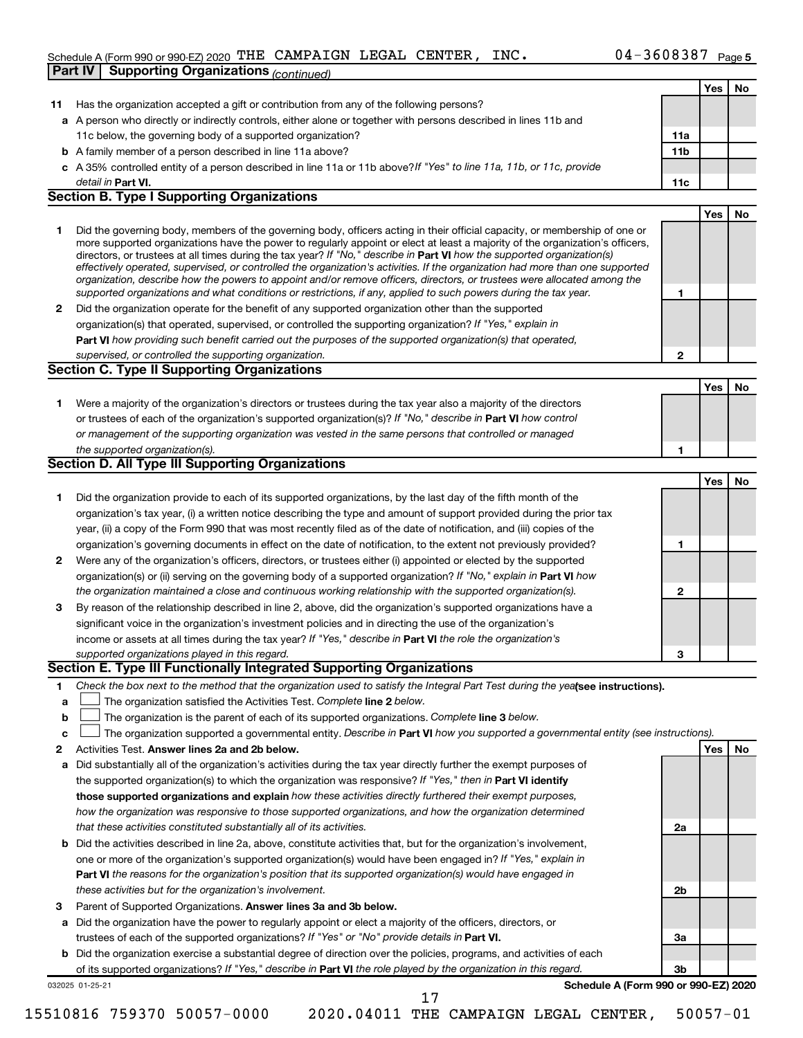Schedule A (Form 990 or 990-EZ) 2020 THE CAMPAIGN LEGAL CENTER, INC. 04-3608387 Page 5

**Part IV | Supporting Organizations** *(continued)*

| | | | Yes | No |
|---|---|---|---|---|
| **11** | Has the organization accepted a gift or contribution from any of the following persons? | | | |
| **a** | A person who directly or indirectly controls, either alone or together with persons described in lines 11b and 11c below, the governing body of a supported organization? | **11a** | | |
| **b** | A family member of a person described in line 11a above? | **11b** | | |
| **c** | A 35% controlled entity of a person described in line 11a or 11b above? *If "Yes" to line 11a, 11b, or 11c, provide detail in* **Part VI.** | **11c** | | |

## Section B. Type I Supporting Organizations

| | | | Yes | No |
|---|---|---|---|---|
| **1** | Did the governing body, members of the governing body, officers acting in their official capacity, or membership of one or more supported organizations have the power to regularly appoint or elect at least a majority of the organization's officers, directors, or trustees at all times during the tax year? *If "No," describe in* **Part VI** *how the supported organization(s) effectively operated, supervised, or controlled the organization's activities. If the organization had more than one supported organization, describe how the powers to appoint and/or remove officers, directors, or trustees were allocated among the supported organizations and what conditions or restrictions, if any, applied to such powers during the tax year.* | **1** | | |
| **2** | Did the organization operate for the benefit of any supported organization other than the supported organization(s) that operated, supervised, or controlled the supporting organization? *If "Yes," explain in* **Part VI** *how providing such benefit carried out the purposes of the supported organization(s) that operated, supervised, or controlled the supporting organization.* | **2** | | |

## Section C. Type II Supporting Organizations

| | | | Yes | No |
|---|---|---|---|---|
| **1** | Were a majority of the organization's directors or trustees during the tax year also a majority of the directors or trustees of each of the organization's supported organization(s)? *If "No," describe in* **Part VI** *how control or management of the supporting organization was vested in the same persons that controlled or managed the supported organization(s).* | **1** | | |

## Section D. All Type III Supporting Organizations

| | | | Yes | No |
|---|---|---|---|---|
| **1** | Did the organization provide to each of its supported organizations, by the last day of the fifth month of the organization's tax year, (i) a written notice describing the type and amount of support provided during the prior tax year, (ii) a copy of the Form 990 that was most recently filed as of the date of notification, and (iii) copies of the organization's governing documents in effect on the date of notification, to the extent not previously provided? | **1** | | |
| **2** | Were any of the organization's officers, directors, or trustees either (i) appointed or elected by the supported organization(s) or (ii) serving on the governing body of a supported organization? *If "No," explain in* **Part VI** *how the organization maintained a close and continuous working relationship with the supported organization(s).* | **2** | | |
| **3** | By reason of the relationship described in line 2, above, did the organization's supported organizations have a significant voice in the organization's investment policies and in directing the use of the organization's income or assets at all times during the tax year? *If "Yes," describe in* **Part VI** *the role the organization's supported organizations played in this regard.* | **3** | | |

## Section E. Type III Functionally Integrated Supporting Organizations

**1** *Check the box next to the method that the organization used to satisfy the Integral Part Test during the year* **(see instructions).**

- **a** ☐ The organization satisfied the Activities Test. *Complete* **line 2** *below.*
- **b** ☐ The organization is the parent of each of its supported organizations. *Complete* **line 3** *below.*
- **c** ☐ The organization supported a governmental entity. *Describe in* **Part VI** *how you supported a governmental entity (see instructions).*

| | | | Yes | No |
|---|---|---|---|---|
| **2** | Activities Test. **Answer lines 2a and 2b below.** | | | |
| **a** | Did substantially all of the organization's activities during the tax year directly further the exempt purposes of the supported organization(s) to which the organization was responsive? *If "Yes," then in* **Part VI identify those supported organizations and explain** *how these activities directly furthered their exempt purposes, how the organization was responsive to those supported organizations, and how the organization determined that these activities constituted substantially all of its activities.* | **2a** | | |
| **b** | Did the activities described in line 2a, above, constitute activities that, but for the organization's involvement, one or more of the organization's supported organization(s) would have been engaged in? *If "Yes," explain in* **Part VI** *the reasons for the organization's position that its supported organization(s) would have engaged in these activities but for the organization's involvement.* | **2b** | | |
| **3** | Parent of Supported Organizations. **Answer lines 3a and 3b below.** | | | |
| **a** | Did the organization have the power to regularly appoint or elect a majority of the officers, directors, or trustees of each of the supported organizations? *If "Yes" or "No" provide details in* **Part VI.** | **3a** | | |
| **b** | Did the organization exercise a substantial degree of direction over the policies, programs, and activities of each of its supported organizations? *If "Yes," describe in* **Part VI** *the role played by the organization in this regard.* | **3b** | | |

032025 01-25-21 **Schedule A (Form 990 or 990-EZ) 2020**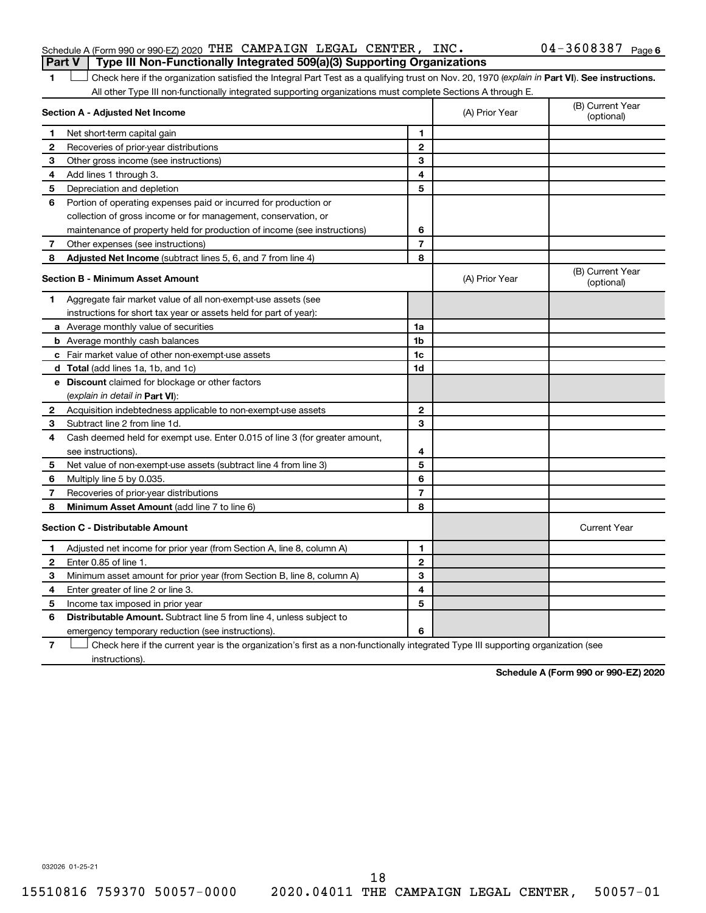Schedule A (Form 990 or 990-EZ) 2020 THE CAMPAIGN LEGAL CENTER, INC. 04-3608387 Page 6

## Part V Type III Non-Functionally Integrated 509(a)(3) Supporting Organizations

1 ☐ Check here if the organization satisfied the Integral Part Test as a qualifying trust on Nov. 20, 1970 (*explain in* **Part VI**). **See instructions.** All other Type III non-functionally integrated supporting organizations must complete Sections A through E.

| **Section A - Adjusted Net Income** | | | (A) Prior Year | (B) Current Year (optional) |
|---|---|---|---|---|
| 1 | Net short-term capital gain | 1 | | |
| 2 | Recoveries of prior-year distributions | 2 | | |
| 3 | Other gross income (see instructions) | 3 | | |
| 4 | Add lines 1 through 3. | 4 | | |
| 5 | Depreciation and depletion | 5 | | |
| 6 | Portion of operating expenses paid or incurred for production or collection of gross income or for management, conservation, or maintenance of property held for production of income (see instructions) | 6 | | |
| 7 | Other expenses (see instructions) | 7 | | |
| 8 | **Adjusted Net Income** (subtract lines 5, 6, and 7 from line 4) | 8 | | |

| **Section B - Minimum Asset Amount** | | | (A) Prior Year | (B) Current Year (optional) |
|---|---|---|---|---|
| 1 | Aggregate fair market value of all non-exempt-use assets (see instructions for short tax year or assets held for part of year): | | | |
| a | Average monthly value of securities | 1a | | |
| b | Average monthly cash balances | 1b | | |
| c | Fair market value of other non-exempt-use assets | 1c | | |
| d | **Total** (add lines 1a, 1b, and 1c) | 1d | | |
| e | **Discount** claimed for blockage or other factors (*explain in detail in* **Part VI**): | | | |
| 2 | Acquisition indebtedness applicable to non-exempt-use assets | 2 | | |
| 3 | Subtract line 2 from line 1d. | 3 | | |
| 4 | Cash deemed held for exempt use. Enter 0.015 of line 3 (for greater amount, see instructions). | 4 | | |
| 5 | Net value of non-exempt-use assets (subtract line 4 from line 3) | 5 | | |
| 6 | Multiply line 5 by 0.035. | 6 | | |
| 7 | Recoveries of prior-year distributions | 7 | | |
| 8 | **Minimum Asset Amount** (add line 7 to line 6) | 8 | | |

| **Section C - Distributable Amount** | | | | Current Year |
|---|---|---|---|---|
| 1 | Adjusted net income for prior year (from Section A, line 8, column A) | 1 | | |
| 2 | Enter 0.85 of line 1. | 2 | | |
| 3 | Minimum asset amount for prior year (from Section B, line 8, column A) | 3 | | |
| 4 | Enter greater of line 2 or line 3. | 4 | | |
| 5 | Income tax imposed in prior year | 5 | | |
| 6 | **Distributable Amount.** Subtract line 5 from line 4, unless subject to emergency temporary reduction (see instructions). | 6 | | |

7 ☐ Check here if the current year is the organization's first as a non-functionally integrated Type III supporting organization (see instructions).

**Schedule A (Form 990 or 990-EZ) 2020**

032026 01-25-21

15510816 759370 50057-0000 2020.04011 THE CAMPAIGN LEGAL CENTER, 50057-01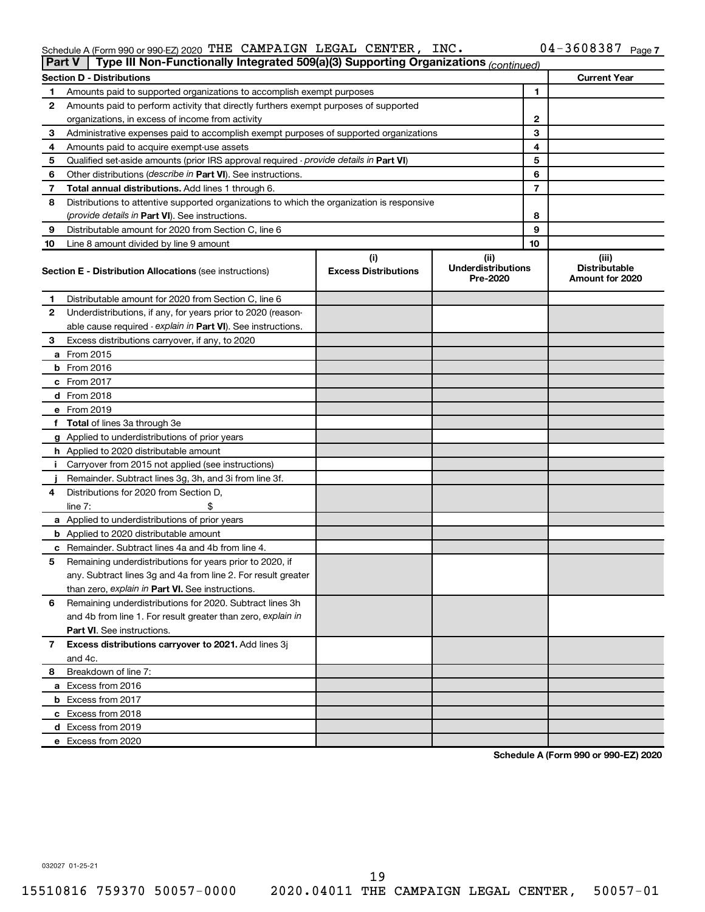Schedule A (Form 990 or 990-EZ) 2020 THE CAMPAIGN LEGAL CENTER, INC. 04-3608387 Page 7

**Part V | Type III Non-Functionally Integrated 509(a)(3) Supporting Organizations** *(continued)*

| **Section D - Distributions** | | | **Current Year** |
|---|---|---|---|
| 1 | Amounts paid to supported organizations to accomplish exempt purposes | 1 | |
| 2 | Amounts paid to perform activity that directly furthers exempt purposes of supported organizations, in excess of income from activity | 2 | |
| 3 | Administrative expenses paid to accomplish exempt purposes of supported organizations | 3 | |
| 4 | Amounts paid to acquire exempt-use assets | 4 | |
| 5 | Qualified set-aside amounts (prior IRS approval required - *provide details in* **Part VI**) | 5 | |
| 6 | Other distributions (*describe in* **Part VI**). See instructions. | 6 | |
| 7 | **Total annual distributions.** Add lines 1 through 6. | 7 | |
| 8 | Distributions to attentive supported organizations to which the organization is responsive (*provide details in* **Part VI**). See instructions. | 8 | |
| 9 | Distributable amount for 2020 from Section C, line 6 | 9 | |
| 10 | Line 8 amount divided by line 9 amount | 10 | |

| **Section E - Distribution Allocations** (see instructions) | (i) **Excess Distributions** | (ii) **Underdistributions Pre-2020** | (iii) **Distributable Amount for 2020** |
|---|---|---|---|
| **1** Distributable amount for 2020 from Section C, line 6 | | | |
| **2** Underdistributions, if any, for years prior to 2020 (reasonable cause required - *explain in* **Part VI**). See instructions. | | | |
| **3** Excess distributions carryover, if any, to 2020 | | | |
| **a** From 2015 | | | |
| **b** From 2016 | | | |
| **c** From 2017 | | | |
| **d** From 2018 | | | |
| **e** From 2019 | | | |
| **f Total** of lines 3a through 3e | | | |
| **g** Applied to underdistributions of prior years | | | |
| **h** Applied to 2020 distributable amount | | | |
| **i** Carryover from 2015 not applied (see instructions) | | | |
| **j** Remainder. Subtract lines 3g, 3h, and 3i from line 3f. | | | |
| **4** Distributions for 2020 from Section D, line 7: $ | | | |
| **a** Applied to underdistributions of prior years | | | |
| **b** Applied to 2020 distributable amount | | | |
| **c** Remainder. Subtract lines 4a and 4b from line 4. | | | |
| **5** Remaining underdistributions for years prior to 2020, if any. Subtract lines 3g and 4a from line 2. For result greater than zero, *explain in* **Part VI.** See instructions. | | | |
| **6** Remaining underdistributions for 2020. Subtract lines 3h and 4b from line 1. For result greater than zero, *explain in* **Part VI**. See instructions. | | | |
| **7 Excess distributions carryover to 2021.** Add lines 3j and 4c. | | | |
| **8** Breakdown of line 7: | | | |
| **a** Excess from 2016 | | | |
| **b** Excess from 2017 | | | |
| **c** Excess from 2018 | | | |
| **d** Excess from 2019 | | | |
| **e** Excess from 2020 | | | |

**Schedule A (Form 990 or 990-EZ) 2020**

032027 01-25-21

15510816 759370 50057-0000 2020.04011 THE CAMPAIGN LEGAL CENTER, 50057-01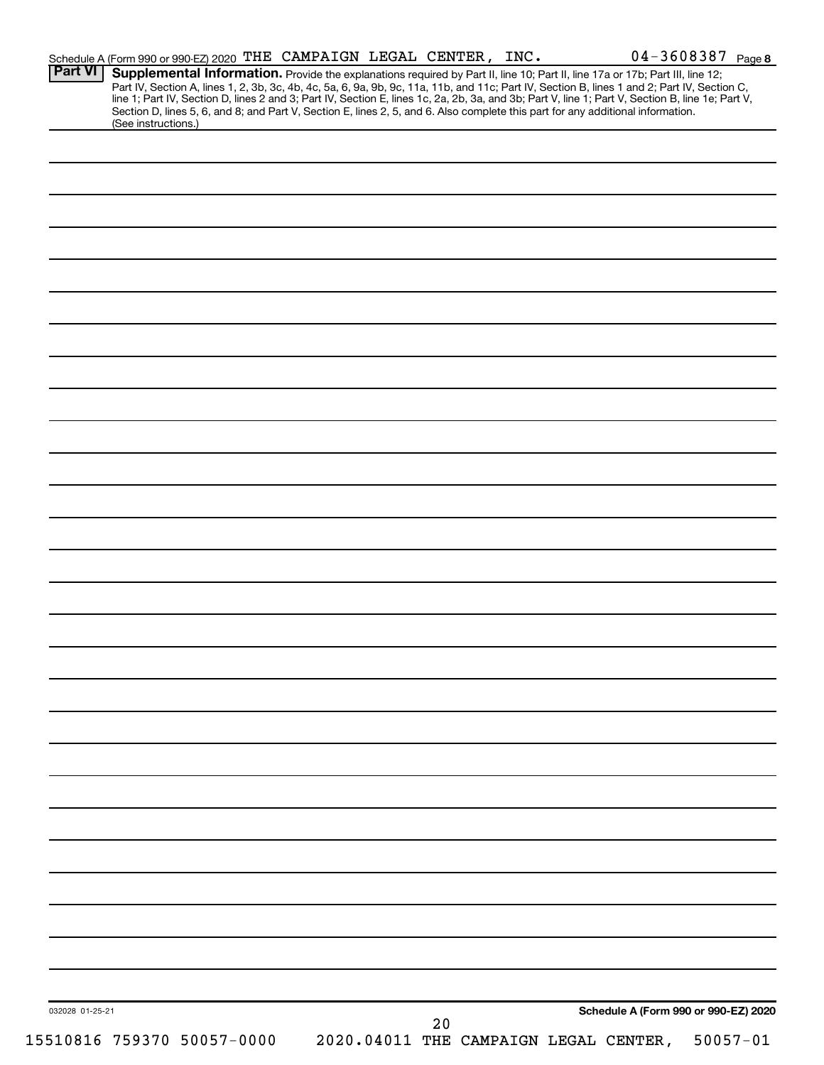Schedule A (Form 990 or 990-EZ) 2020 THE CAMPAIGN LEGAL CENTER, INC. 04-3608387 Page 8

## Part VI Supplemental Information.

Provide the explanations required by Part II, line 10; Part II, line 17a or 17b; Part III, line 12; Part IV, Section A, lines 1, 2, 3b, 3c, 4b, 4c, 5a, 6, 9a, 9b, 9c, 11a, 11b, and 11c; Part IV, Section B, lines 1 and 2; Part IV, Section C, line 1; Part IV, Section D, lines 2 and 3; Part IV, Section E, lines 1c, 2a, 2b, 3a, and 3b; Part V, line 1; Part V, Section B, line 1e; Part V, Section D, lines 5, 6, and 8; and Part V, Section E, lines 2, 5, and 6. Also complete this part for any additional information. (See instructions.)

032028 01-25-21

Schedule A (Form 990 or 990-EZ) 2020

15510816 759370 50057-0000 2020.04011 THE CAMPAIGN LEGAL CENTER, 50057-01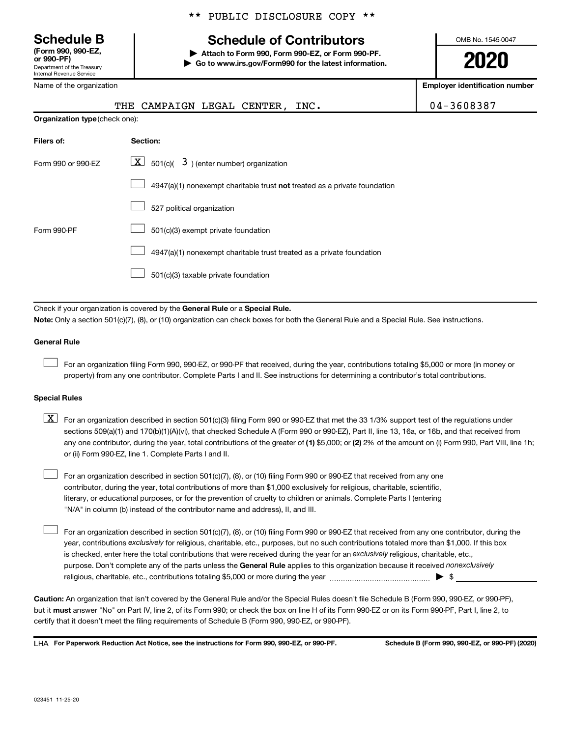\*\* PUBLIC DISCLOSURE COPY \*\*

# Schedule B

**(Form 990, 990-EZ, or 990-PF)**
Department of the Treasury
Internal Revenue Service

## Schedule of Contributors

**▶ Attach to Form 990, Form 990-EZ, or Form 990-PF.**
**▶ Go to www.irs.gov/Form990 for the latest information.**

OMB No. 1545-0047

**2020**

Name of the organization: THE CAMPAIGN LEGAL CENTER, INC.

**Employer identification number:** 04-3608387

**Organization type** (check one):

| Filers of: | Section: |
|---|---|
| Form 990 or 990-EZ | [X] 501(c)( 3 ) (enter number) organization |
| | [ ] 4947(a)(1) nonexempt charitable trust **not** treated as a private foundation |
| | [ ] 527 political organization |
| Form 990-PF | [ ] 501(c)(3) exempt private foundation |
| | [ ] 4947(a)(1) nonexempt charitable trust treated as a private foundation |
| | [ ] 501(c)(3) taxable private foundation |

Check if your organization is covered by the **General Rule** or a **Special Rule.**

**Note:** Only a section 501(c)(7), (8), or (10) organization can check boxes for both the General Rule and a Special Rule. See instructions.

### General Rule

[ ] For an organization filing Form 990, 990-EZ, or 990-PF that received, during the year, contributions totaling $5,000 or more (in money or property) from any one contributor. Complete Parts I and II. See instructions for determining a contributor's total contributions.

### Special Rules

[X] For an organization described in section 501(c)(3) filing Form 990 or 990-EZ that met the 33 1/3% support test of the regulations under sections 509(a)(1) and 170(b)(1)(A)(vi), that checked Schedule A (Form 990 or 990-EZ), Part II, line 13, 16a, or 16b, and that received from any one contributor, during the year, total contributions of the greater of **(1)** $5,000; or **(2)** 2% of the amount on (i) Form 990, Part VIII, line 1h; or (ii) Form 990-EZ, line 1. Complete Parts I and II.

[ ] For an organization described in section 501(c)(7), (8), or (10) filing Form 990 or 990-EZ that received from any one contributor, during the year, total contributions of more than $1,000 exclusively for religious, charitable, scientific, literary, or educational purposes, or for the prevention of cruelty to children or animals. Complete Parts I (entering "N/A" in column (b) instead of the contributor name and address), II, and III.

[ ] For an organization described in section 501(c)(7), (8), or (10) filing Form 990 or 990-EZ that received from any one contributor, during the year, contributions *exclusively* for religious, charitable, etc., purposes, but no such contributions totaled more than $1,000. If this box is checked, enter here the total contributions that were received during the year for an *exclusively* religious, charitable, etc., purpose. Don't complete any of the parts unless the **General Rule** applies to this organization because it received *nonexclusively* religious, charitable, etc., contributions totaling $5,000 or more during the year ▶ $ ____________

**Caution:** An organization that isn't covered by the General Rule and/or the Special Rules doesn't file Schedule B (Form 990, 990-EZ, or 990-PF), but it **must** answer "No" on Part IV, line 2, of its Form 990; or check the box on line H of its Form 990-EZ or on its Form 990-PF, Part I, line 2, to certify that it doesn't meet the filing requirements of Schedule B (Form 990, 990-EZ, or 990-PF).

LHA **For Paperwork Reduction Act Notice, see the instructions for Form 990, 990-EZ, or 990-PF.** **Schedule B (Form 990, 990-EZ, or 990-PF) (2020)**

023451 11-25-20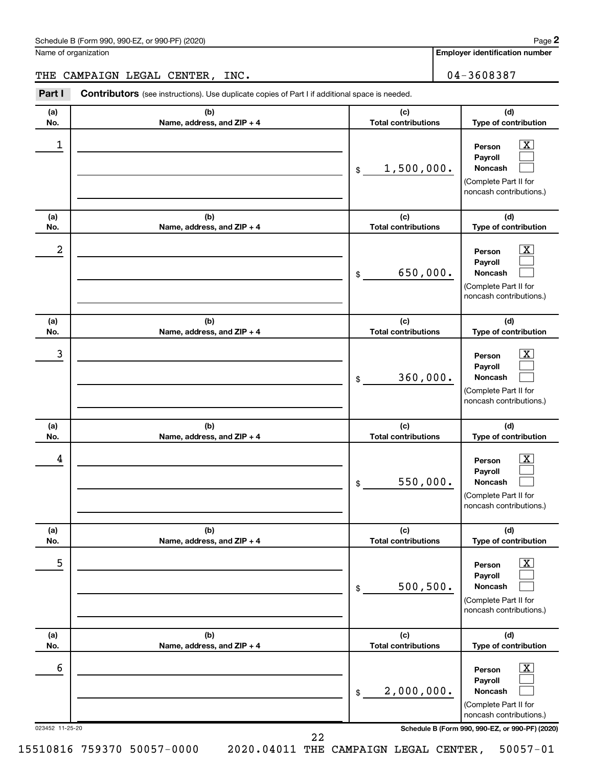Schedule B (Form 990, 990-EZ, or 990-PF) (2020)

Name of organization: THE CAMPAIGN LEGAL CENTER, INC.

Employer identification number: 04-3608387

**Part I** **Contributors** (see instructions). Use duplicate copies of Part I if additional space is needed.

| (a) No. | (b) Name, address, and ZIP + 4 | (c) Total contributions | (d) Type of contribution |
|---|---|---|---|
| 1 | | $ 1,500,000. | Person [X] Payroll [ ] Noncash [ ] (Complete Part II for noncash contributions.) |
| 2 | | $ 650,000. | Person [X] Payroll [ ] Noncash [ ] (Complete Part II for noncash contributions.) |
| 3 | | $ 360,000. | Person [X] Payroll [ ] Noncash [ ] (Complete Part II for noncash contributions.) |
| 4 | | $ 550,000. | Person [X] Payroll [ ] Noncash [ ] (Complete Part II for noncash contributions.) |
| 5 | | $ 500,500. | Person [X] Payroll [ ] Noncash [ ] (Complete Part II for noncash contributions.) |
| 6 | | $ 2,000,000. | Person [X] Payroll [ ] Noncash [ ] (Complete Part II for noncash contributions.) |

023452 11-25-20

15510816 759370 50057-0000 2020.04011 THE CAMPAIGN LEGAL CENTER, 50057-01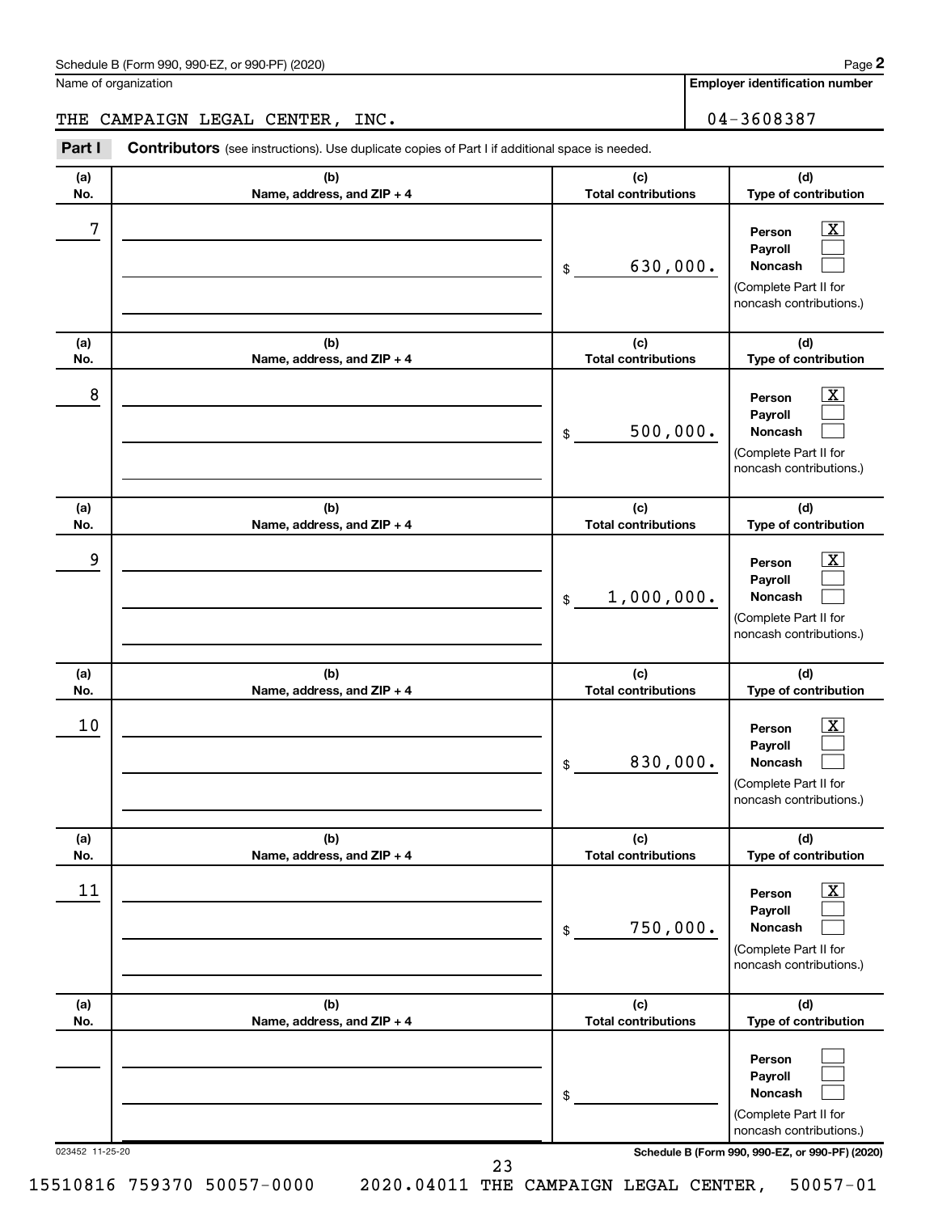Schedule B (Form 990, 990-EZ, or 990-PF) (2020)

Name of organization: THE CAMPAIGN LEGAL CENTER, INC.

Employer identification number: 04-3608387

## Part I Contributors (see instructions). Use duplicate copies of Part I if additional space is needed.

| (a) No. | (b) Name, address, and ZIP + 4 | (c) Total contributions | (d) Type of contribution |
|---|---|---|---|
| 7 | | $ 630,000. | Person [X] Payroll [ ] Noncash [ ] (Complete Part II for noncash contributions.) |
| 8 | | $ 500,000. | Person [X] Payroll [ ] Noncash [ ] (Complete Part II for noncash contributions.) |
| 9 | | $ 1,000,000. | Person [X] Payroll [ ] Noncash [ ] (Complete Part II for noncash contributions.) |
| 10 | | $ 830,000. | Person [X] Payroll [ ] Noncash [ ] (Complete Part II for noncash contributions.) |
| 11 | | $ 750,000. | Person [X] Payroll [ ] Noncash [ ] (Complete Part II for noncash contributions.) |
| | | $ | Person [ ] Payroll [ ] Noncash [ ] (Complete Part II for noncash contributions.) |

023452 11-25-20

Schedule B (Form 990, 990-EZ, or 990-PF) (2020)

15510816 759370 50057-0000 2020.04011 THE CAMPAIGN LEGAL CENTER, 50057-01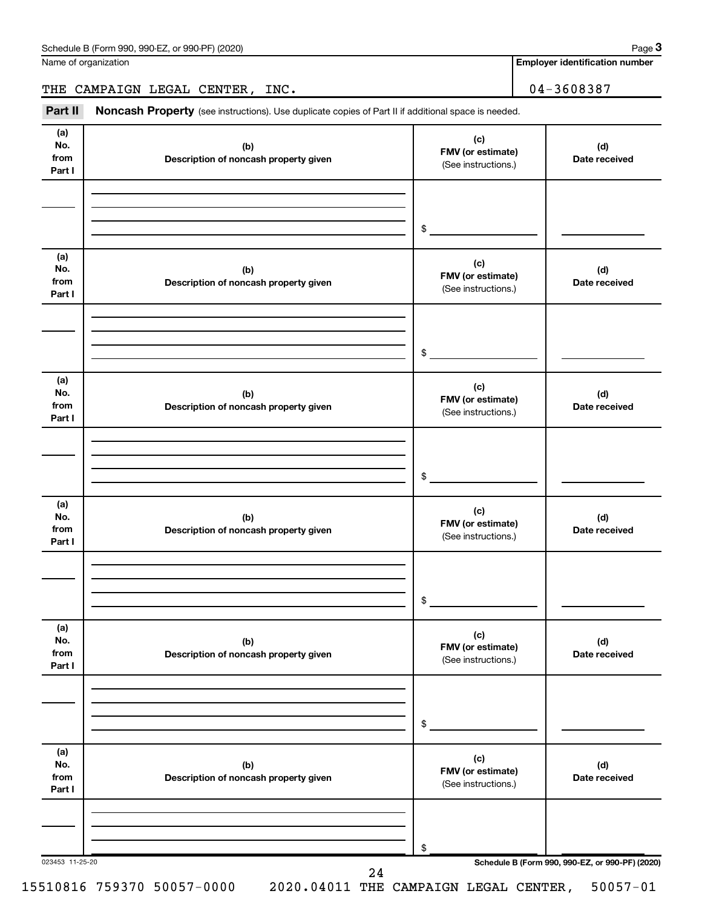Name of organization

THE CAMPAIGN LEGAL CENTER, INC.

**Employer identification number**

04-3608387

**Part II** **Noncash Property** (see instructions). Use duplicate copies of Part II if additional space is needed.

| (a) No. from Part I | (b) Description of noncash property given | (c) FMV (or estimate) (See instructions.) | (d) Date received |
|---|---|---|---|
| | | $ | |

| (a) No. from Part I | (b) Description of noncash property given | (c) FMV (or estimate) (See instructions.) | (d) Date received |
|---|---|---|---|
| | | $ | |

| (a) No. from Part I | (b) Description of noncash property given | (c) FMV (or estimate) (See instructions.) | (d) Date received |
|---|---|---|---|
| | | $ | |

| (a) No. from Part I | (b) Description of noncash property given | (c) FMV (or estimate) (See instructions.) | (d) Date received |
|---|---|---|---|
| | | $ | |

| (a) No. from Part I | (b) Description of noncash property given | (c) FMV (or estimate) (See instructions.) | (d) Date received |
|---|---|---|---|
| | | $ | |

| (a) No. from Part I | (b) Description of noncash property given | (c) FMV (or estimate) (See instructions.) | (d) Date received |
|---|---|---|---|
| | | $ | |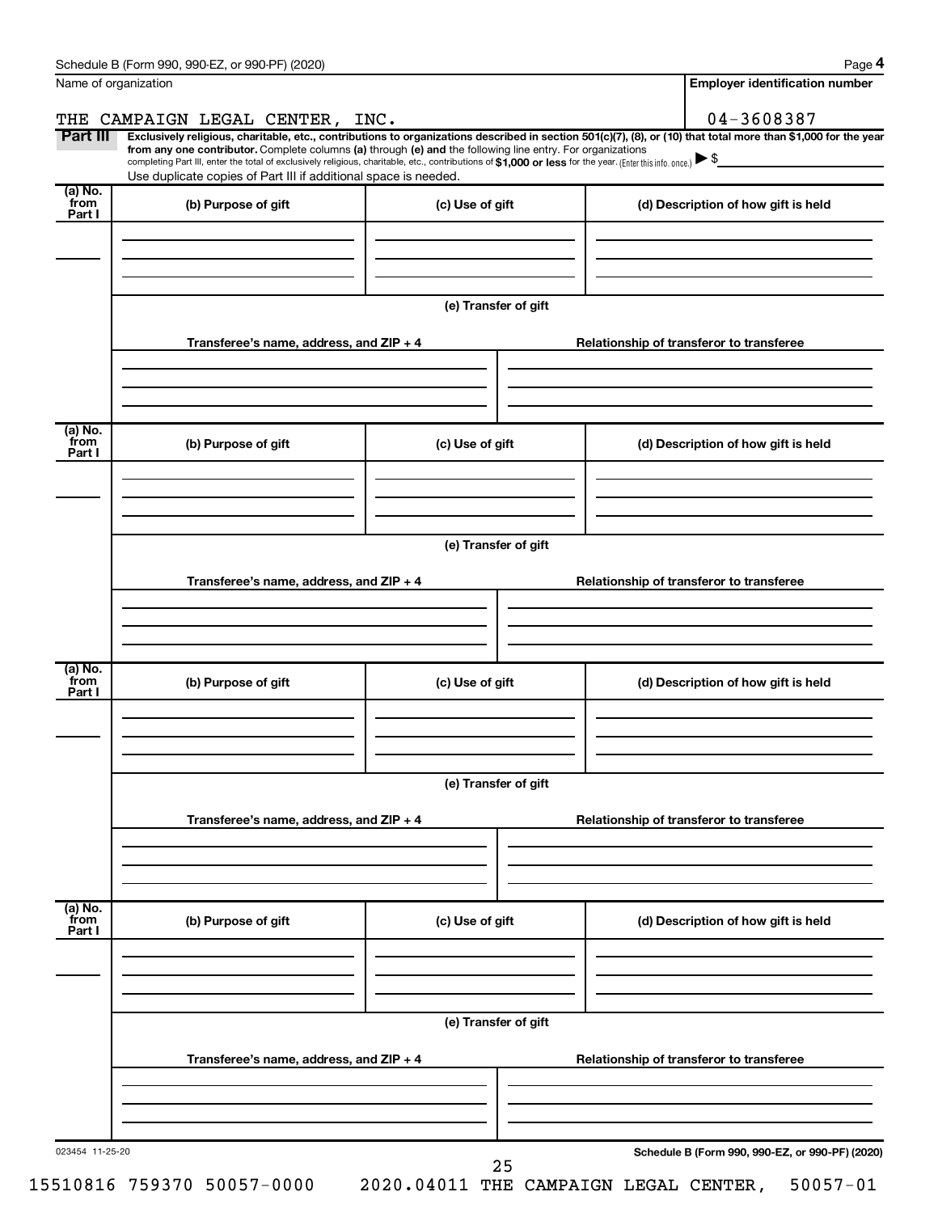Schedule B (Form 990, 990-EZ, or 990-PF) (2020)

Name of organization: THE CAMPAIGN LEGAL CENTER, INC.

Employer identification number: 04-3608387

**Part III** **Exclusively religious, charitable, etc., contributions to organizations described in section 501(c)(7), (8), or (10) that total more than $1,000 for the year from any one contributor.** Complete columns **(a)** through **(e)** and the following line entry. For organizations completing Part III, enter the total of exclusively religious, charitable, etc., contributions of **$1,000 or less** for the year. (Enter this info. once.) ▶ $

Use duplicate copies of Part III if additional space is needed.

| (a) No. from Part I | (b) Purpose of gift | (c) Use of gift | (d) Description of how gift is held |
|---|---|---|---|
| | | | |

(e) Transfer of gift

| Transferee's name, address, and ZIP + 4 | Relationship of transferor to transferee |
|---|---|
| | |

| (a) No. from Part I | (b) Purpose of gift | (c) Use of gift | (d) Description of how gift is held |
|---|---|---|---|
| | | | |

(e) Transfer of gift

| Transferee's name, address, and ZIP + 4 | Relationship of transferor to transferee |
|---|---|
| | |

| (a) No. from Part I | (b) Purpose of gift | (c) Use of gift | (d) Description of how gift is held |
|---|---|---|---|
| | | | |

(e) Transfer of gift

| Transferee's name, address, and ZIP + 4 | Relationship of transferor to transferee |
|---|---|
| | |

| (a) No. from Part I | (b) Purpose of gift | (c) Use of gift | (d) Description of how gift is held |
|---|---|---|---|
| | | | |

(e) Transfer of gift

| Transferee's name, address, and ZIP + 4 | Relationship of transferor to transferee |
|---|---|
| | |

023454 11-25-20

**Schedule B (Form 990, 990-EZ, or 990-PF) (2020)**

15510816 759370 50057-0000 2020.04011 THE CAMPAIGN LEGAL CENTER, 50057-01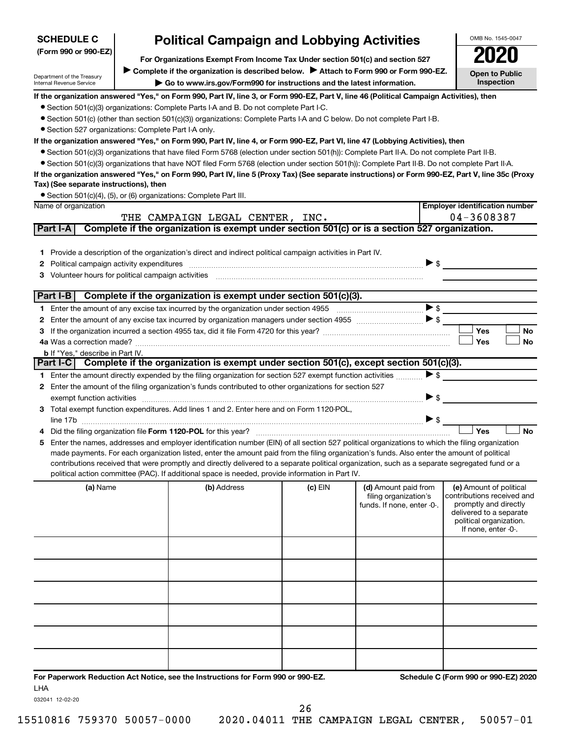**SCHEDULE C**
**(Form 990 or 990-EZ)**

Department of the Treasury
Internal Revenue Service

# Political Campaign and Lobbying Activities

**For Organizations Exempt From Income Tax Under section 501(c) and section 527**

▶ **Complete if the organization is described below.** ▶ **Attach to Form 990 or Form 990-EZ.**

▶ **Go to www.irs.gov/Form990 for instructions and the latest information.**

OMB No. 1545-0047

**2020**

**Open to Public Inspection**

**If the organization answered "Yes," on Form 990, Part IV, line 3, or Form 990-EZ, Part V, line 46 (Political Campaign Activities), then**

- Section 501(c)(3) organizations: Complete Parts I-A and B. Do not complete Part I-C.
- Section 501(c) (other than section 501(c)(3)) organizations: Complete Parts I-A and C below. Do not complete Part I-B.
- Section 527 organizations: Complete Part I-A only.

**If the organization answered "Yes," on Form 990, Part IV, line 4, or Form 990-EZ, Part VI, line 47 (Lobbying Activities), then**

- Section 501(c)(3) organizations that have filed Form 5768 (election under section 501(h)): Complete Part II-A. Do not complete Part II-B.
- Section 501(c)(3) organizations that have NOT filed Form 5768 (election under section 501(h)): Complete Part II-B. Do not complete Part II-A.

**If the organization answered "Yes," on Form 990, Part IV, line 5 (Proxy Tax) (See separate instructions) or Form 990-EZ, Part V, line 35c (Proxy Tax) (See separate instructions), then**

- Section 501(c)(4), (5), or (6) organizations: Complete Part III.

| Name of organization | Employer identification number |
|---|---|
| THE CAMPAIGN LEGAL CENTER, INC. | 04-3608387 |

## Part I-A Complete if the organization is exempt under section 501(c) or is a section 527 organization.

1. Provide a description of the organization's direct and indirect political campaign activities in Part IV.
2. Political campaign activity expenditures ▶ $
3. Volunteer hours for political campaign activities

## Part I-B Complete if the organization is exempt under section 501(c)(3).

1. Enter the amount of any excise tax incurred by the organization under section 4955 ▶ $
2. Enter the amount of any excise tax incurred by organization managers under section 4955 ▶ $
3. If the organization incurred a section 4955 tax, did it file Form 4720 for this year? ☐ Yes ☐ No

4a. Was a correction made? ☐ Yes ☐ No

b. If "Yes," describe in Part IV.

## Part I-C Complete if the organization is exempt under section 501(c), except section 501(c)(3).

1. Enter the amount directly expended by the filing organization for section 527 exempt function activities ▶ $
2. Enter the amount of the filing organization's funds contributed to other organizations for section 527 exempt function activities ▶ $
3. Total exempt function expenditures. Add lines 1 and 2. Enter here and on Form 1120-POL, line 17b ▶ $
4. Did the filing organization file **Form 1120-POL** for this year? ☐ Yes ☐ No
5. Enter the names, addresses and employer identification number (EIN) of all section 527 political organizations to which the filing organization made payments. For each organization listed, enter the amount paid from the filing organization's funds. Also enter the amount of political contributions received that were promptly and directly delivered to a separate political organization, such as a separate segregated fund or a political action committee (PAC). If additional space is needed, provide information in Part IV.

| (a) Name | (b) Address | (c) EIN | (d) Amount paid from filing organization's funds. If none, enter -0-. | (e) Amount of political contributions received and promptly and directly delivered to a separate political organization. If none, enter -0-. |
|---|---|---|---|---|
| | | | | |
| | | | | |
| | | | | |
| | | | | |
| | | | | |
| | | | | |

**For Paperwork Reduction Act Notice, see the Instructions for Form 990 or 990-EZ.**

**Schedule C (Form 990 or 990-EZ) 2020**

LHA

032041 12-02-20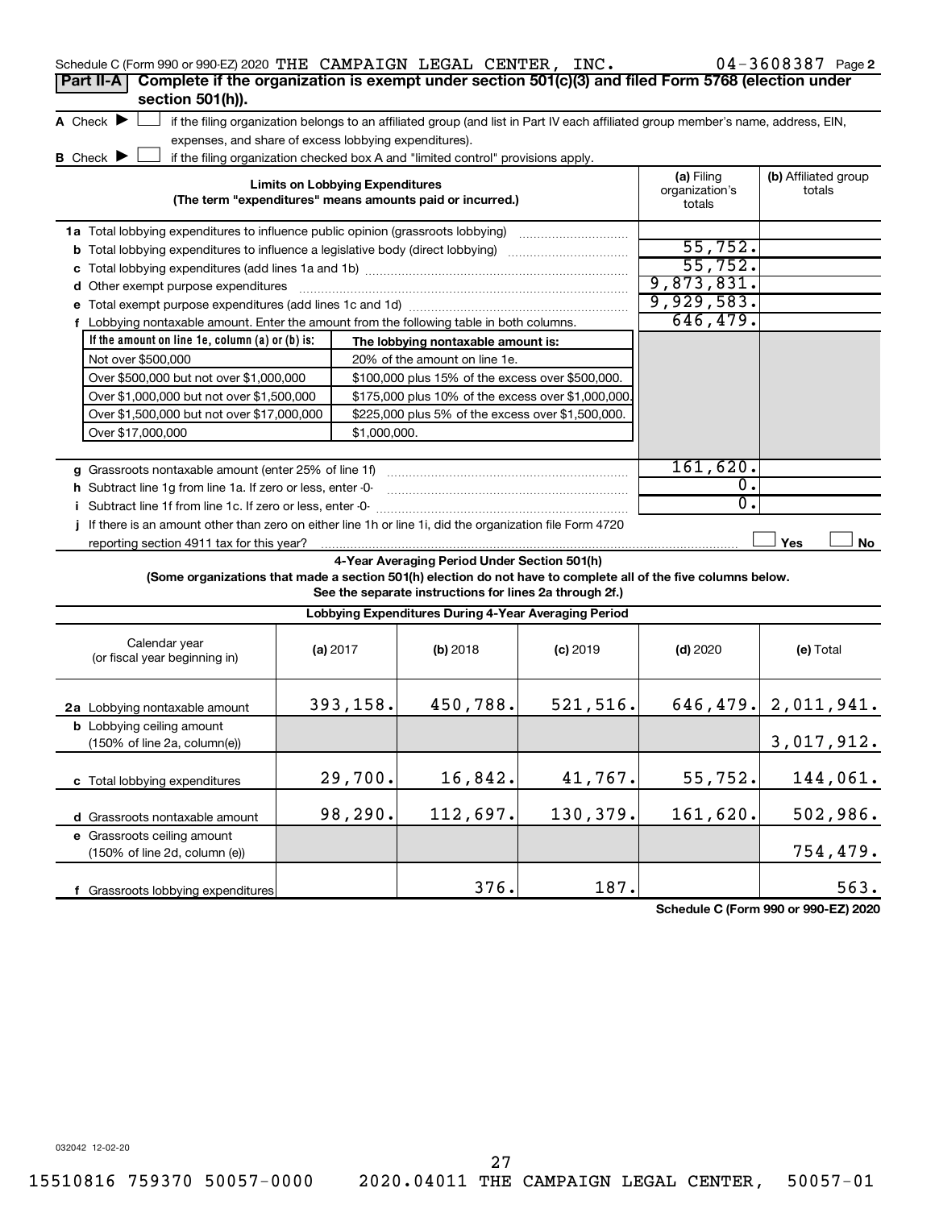Schedule C (Form 990 or 990-EZ) 2020 THE CAMPAIGN LEGAL CENTER, INC. 04-3608387 Page 2

## Part II-A Complete if the organization is exempt under section 501(c)(3) and filed Form 5768 (election under section 501(h)).

**A** Check ▶ ☐ if the filing organization belongs to an affiliated group (and list in Part IV each affiliated group member's name, address, EIN, expenses, and share of excess lobbying expenditures).

**B** Check ▶ ☐ if the filing organization checked box A and "limited control" provisions apply.

| Limits on Lobbying Expenditures (The term "expenditures" means amounts paid or incurred.) | (a) Filing organization's totals | (b) Affiliated group totals |
|---|---|---|
| **1a** Total lobbying expenditures to influence public opinion (grassroots lobbying) | | |
| **b** Total lobbying expenditures to influence a legislative body (direct lobbying) | 55,752. | |
| **c** Total lobbying expenditures (add lines 1a and 1b) | 55,752. | |
| **d** Other exempt purpose expenditures | 9,873,831. | |
| **e** Total exempt purpose expenditures (add lines 1c and 1d) | 9,929,583. | |
| **f** Lobbying nontaxable amount. Enter the amount from the following table in both columns. | 646,479. | |

| If the amount on line 1e, column (a) or (b) is: | The lobbying nontaxable amount is: |
|---|---|
| Not over $500,000 | 20% of the amount on line 1e. |
| Over $500,000 but not over $1,000,000 | $100,000 plus 15% of the excess over $500,000. |
| Over $1,000,000 but not over $1,500,000 | $175,000 plus 10% of the excess over $1,000,000. |
| Over $1,500,000 but not over $17,000,000 | $225,000 plus 5% of the excess over $1,500,000. |
| Over $17,000,000 | $1,000,000. |

| | (a) Filing organization's totals | (b) Affiliated group totals |
|---|---|---|
| **g** Grassroots nontaxable amount (enter 25% of line 1f) | 161,620. | |
| **h** Subtract line 1g from line 1a. If zero or less, enter -0- | 0. | |
| **i** Subtract line 1f from line 1c. If zero or less, enter -0- | 0. | |
| **j** If there is an amount other than zero on either line 1h or line 1i, did the organization file Form 4720 reporting section 4911 tax for this year? | ☐ Yes | ☐ No |

### 4-Year Averaging Period Under Section 501(h)

**(Some organizations that made a section 501(h) election do not have to complete all of the five columns below. See the separate instructions for lines 2a through 2f.)**

**Lobbying Expenditures During 4-Year Averaging Period**

| Calendar year (or fiscal year beginning in) | (a) 2017 | (b) 2018 | (c) 2019 | (d) 2020 | (e) Total |
|---|---|---|---|---|---|
| **2a** Lobbying nontaxable amount | 393,158. | 450,788. | 521,516. | 646,479. | 2,011,941. |
| **b** Lobbying ceiling amount (150% of line 2a, column(e)) | | | | | 3,017,912. |
| **c** Total lobbying expenditures | 29,700. | 16,842. | 41,767. | 55,752. | 144,061. |
| **d** Grassroots nontaxable amount | 98,290. | 112,697. | 130,379. | 161,620. | 502,986. |
| **e** Grassroots ceiling amount (150% of line 2d, column (e)) | | | | | 754,479. |
| **f** Grassroots lobbying expenditures | | 376. | 187. | | 563. |

Schedule C (Form 990 or 990-EZ) 2020

032042 12-02-20

15510816 759370 50057-0000 2020.04011 THE CAMPAIGN LEGAL CENTER, 50057-01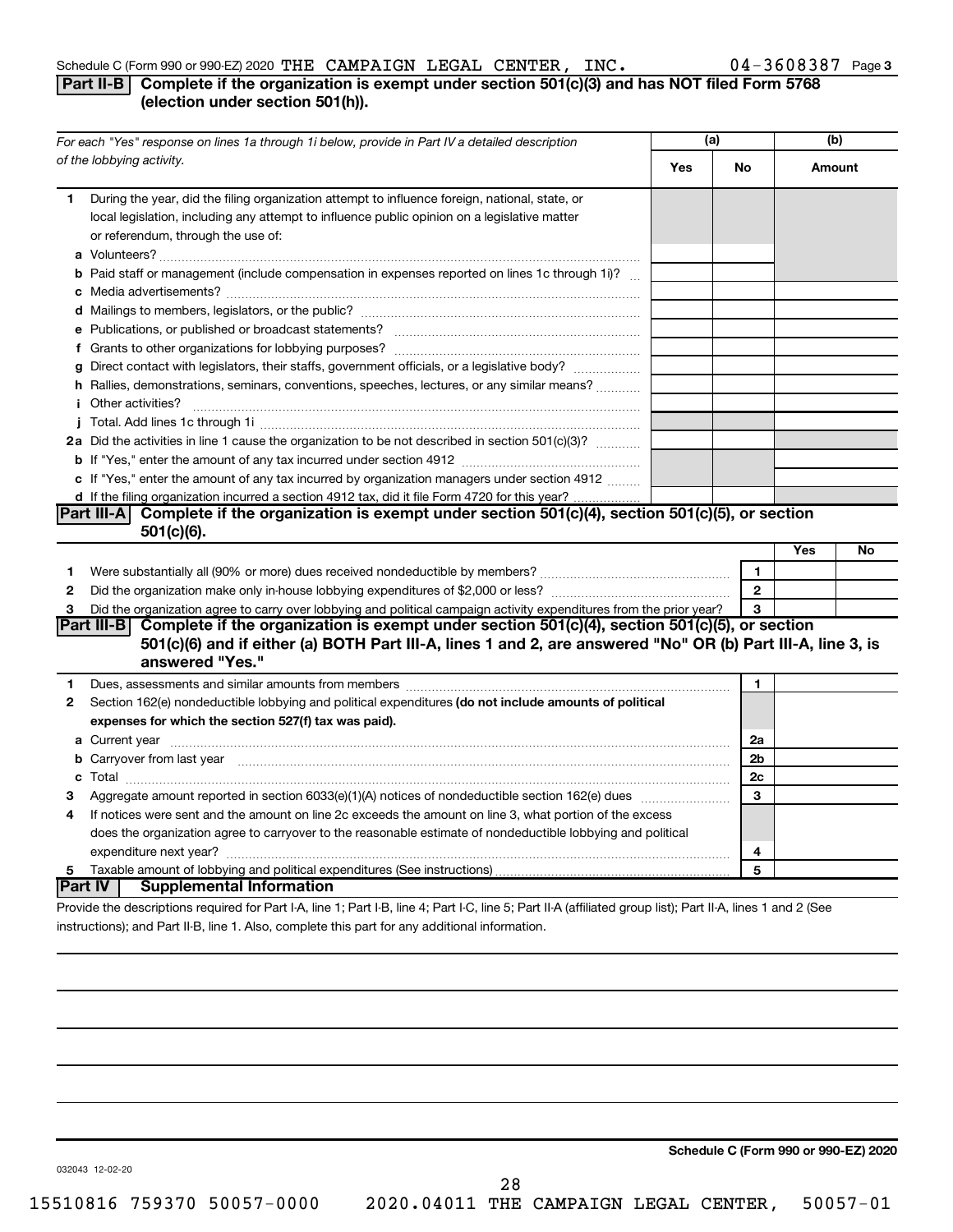Schedule C (Form 990 or 990-EZ) 2020 THE CAMPAIGN LEGAL CENTER, INC. 04-3608387 Page 3

## Part II-B Complete if the organization is exempt under section 501(c)(3) and has NOT filed Form 5768 (election under section 501(h)).

| For each "Yes" response on lines 1a through 1i below, provide in Part IV a detailed description of the lobbying activity. | (a) Yes | (a) No | (b) Amount |
|---|---|---|---|
| **1** During the year, did the filing organization attempt to influence foreign, national, state, or local legislation, including any attempt to influence public opinion on a legislative matter or referendum, through the use of: | | | |
| **a** Volunteers? | | | |
| **b** Paid staff or management (include compensation in expenses reported on lines 1c through 1i)? | | | |
| **c** Media advertisements? | | | |
| **d** Mailings to members, legislators, or the public? | | | |
| **e** Publications, or published or broadcast statements? | | | |
| **f** Grants to other organizations for lobbying purposes? | | | |
| **g** Direct contact with legislators, their staffs, government officials, or a legislative body? | | | |
| **h** Rallies, demonstrations, seminars, conventions, speeches, lectures, or any similar means? | | | |
| **i** Other activities? | | | |
| **j** Total. Add lines 1c through 1i | | | |
| **2a** Did the activities in line 1 cause the organization to be not described in section 501(c)(3)? | | | |
| **b** If "Yes," enter the amount of any tax incurred under section 4912 | | | |
| **c** If "Yes," enter the amount of any tax incurred by organization managers under section 4912 | | | |
| **d** If the filing organization incurred a section 4912 tax, did it file Form 4720 for this year? | | | |

## Part III-A Complete if the organization is exempt under section 501(c)(4), section 501(c)(5), or section 501(c)(6).

| | | | Yes | No |
|---|---|---|---|---|
| **1** | Were substantially all (90% or more) dues received nondeductible by members? | 1 | | |
| **2** | Did the organization make only in-house lobbying expenditures of $2,000 or less? | 2 | | |
| **3** | Did the organization agree to carry over lobbying and political campaign activity expenditures from the prior year? | 3 | | |

## Part III-B Complete if the organization is exempt under section 501(c)(4), section 501(c)(5), or section 501(c)(6) and if either (a) BOTH Part III-A, lines 1 and 2, are answered "No" OR (b) Part III-A, line 3, is answered "Yes."

| | | | |
|---|---|---|---|
| **1** | Dues, assessments and similar amounts from members | 1 | |
| **2** | Section 162(e) nondeductible lobbying and political expenditures **(do not include amounts of political expenses for which the section 527(f) tax was paid).** | | |
| **a** | Current year | 2a | |
| **b** | Carryover from last year | 2b | |
| **c** | Total | 2c | |
| **3** | Aggregate amount reported in section 6033(e)(1)(A) notices of nondeductible section 162(e) dues | 3 | |
| **4** | If notices were sent and the amount on line 2c exceeds the amount on line 3, what portion of the excess does the organization agree to carryover to the reasonable estimate of nondeductible lobbying and political expenditure next year? | 4 | |
| **5** | Taxable amount of lobbying and political expenditures (See instructions) | 5 | |

## Part IV Supplemental Information

Provide the descriptions required for Part I-A, line 1; Part I-B, line 4; Part I-C, line 5; Part II-A (affiliated group list); Part II-A, lines 1 and 2 (See instructions); and Part II-B, line 1. Also, complete this part for any additional information.

**Schedule C (Form 990 or 990-EZ) 2020**

032043 12-02-20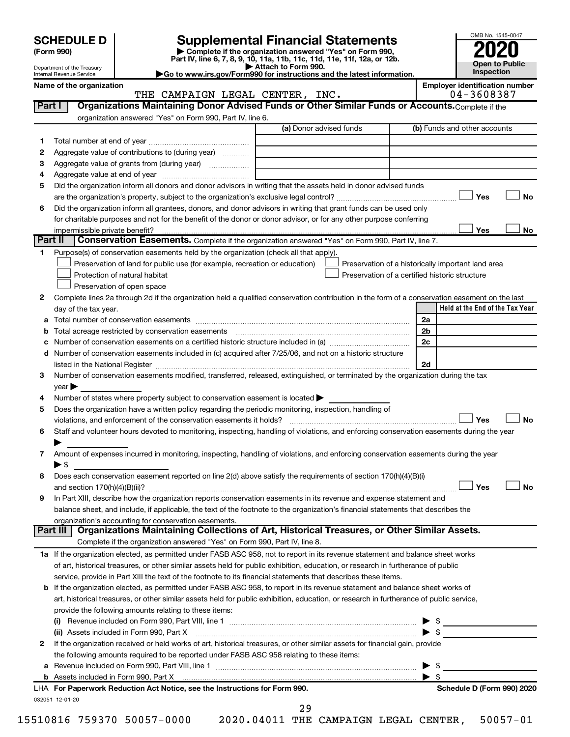# SCHEDULE D (Form 990)

Department of the Treasury
Internal Revenue Service

# Supplemental Financial Statements

▶ Complete if the organization answered "Yes" on Form 990, Part IV, line 6, 7, 8, 9, 10, 11a, 11b, 11c, 11d, 11e, 11f, 12a, or 12b.
▶ Attach to Form 990.
▶Go to www.irs.gov/Form990 for instructions and the latest information.

OMB No. 1545-0047

**2020**

**Open to Public Inspection**

**Name of the organization:** THE CAMPAIGN LEGAL CENTER, INC.

**Employer identification number:** 04-3608387

## Part I — Organizations Maintaining Donor Advised Funds or Other Similar Funds or Accounts.

Complete if the organization answered "Yes" on Form 990, Part IV, line 6.

| | | (a) Donor advised funds | (b) Funds and other accounts |
|---|---|---|---|
| 1 | Total number at end of year | | |
| 2 | Aggregate value of contributions to (during year) | | |
| 3 | Aggregate value of grants from (during year) | | |
| 4 | Aggregate value at end of year | | |

5 Did the organization inform all donors and donor advisors in writing that the assets held in donor advised funds are the organization's property, subject to the organization's exclusive legal control? ☐ Yes ☐ No

6 Did the organization inform all grantees, donors, and donor advisors in writing that grant funds can be used only for charitable purposes and not for the benefit of the donor or donor advisor, or for any other purpose conferring impermissible private benefit? ☐ Yes ☐ No

## Part II — Conservation Easements.

Complete if the organization answered "Yes" on Form 990, Part IV, line 7.

1 Purpose(s) of conservation easements held by the organization (check all that apply).

- ☐ Preservation of land for public use (for example, recreation or education)
- ☐ Protection of natural habitat
- ☐ Preservation of open space
- ☐ Preservation of a historically important land area
- ☐ Preservation of a certified historic structure

2 Complete lines 2a through 2d if the organization held a qualified conservation contribution in the form of a conservation easement on the last day of the tax year.

| | | | Held at the End of the Tax Year |
|---|---|---|---|
| a | Total number of conservation easements | 2a | |
| b | Total acreage restricted by conservation easements | 2b | |
| c | Number of conservation easements on a certified historic structure included in (a) | 2c | |
| d | Number of conservation easements included in (c) acquired after 7/25/06, and not on a historic structure listed in the National Register | 2d | |

3 Number of conservation easements modified, transferred, released, extinguished, or terminated by the organization during the tax year ▶

4 Number of states where property subject to conservation easement is located ▶

5 Does the organization have a written policy regarding the periodic monitoring, inspection, handling of violations, and enforcement of the conservation easements it holds? ☐ Yes ☐ No

6 Staff and volunteer hours devoted to monitoring, inspecting, handling of violations, and enforcing conservation easements during the year ▶

7 Amount of expenses incurred in monitoring, inspecting, handling of violations, and enforcing conservation easements during the year ▶ $

8 Does each conservation easement reported on line 2(d) above satisfy the requirements of section 170(h)(4)(B)(i) and section 170(h)(4)(B)(ii)? ☐ Yes ☐ No

9 In Part XIII, describe how the organization reports conservation easements in its revenue and expense statement and balance sheet, and include, if applicable, the text of the footnote to the organization's financial statements that describes the organization's accounting for conservation easements.

## Part III — Organizations Maintaining Collections of Art, Historical Treasures, or Other Similar Assets.

Complete if the organization answered "Yes" on Form 990, Part IV, line 8.

1a If the organization elected, as permitted under FASB ASC 958, not to report in its revenue statement and balance sheet works of art, historical treasures, or other similar assets held for public exhibition, education, or research in furtherance of public service, provide in Part XIII the text of the footnote to its financial statements that describes these items.

b If the organization elected, as permitted under FASB ASC 958, to report in its revenue statement and balance sheet works of art, historical treasures, or other similar assets held for public exhibition, education, or research in furtherance of public service, provide the following amounts relating to these items:

(i) Revenue included on Form 990, Part VIII, line 1 ▶ $

(ii) Assets included in Form 990, Part X ▶ $

2 If the organization received or held works of art, historical treasures, or other similar assets for financial gain, provide the following amounts required to be reported under FASB ASC 958 relating to these items:

a Revenue included on Form 990, Part VIII, line 1 ▶ $

b Assets included in Form 990, Part X ▶ $

**LHA For Paperwork Reduction Act Notice, see the Instructions for Form 990.** **Schedule D (Form 990) 2020**

032051 12-01-20

15510816 759370 50057-0000 2020.04011 THE CAMPAIGN LEGAL CENTER, 50057-01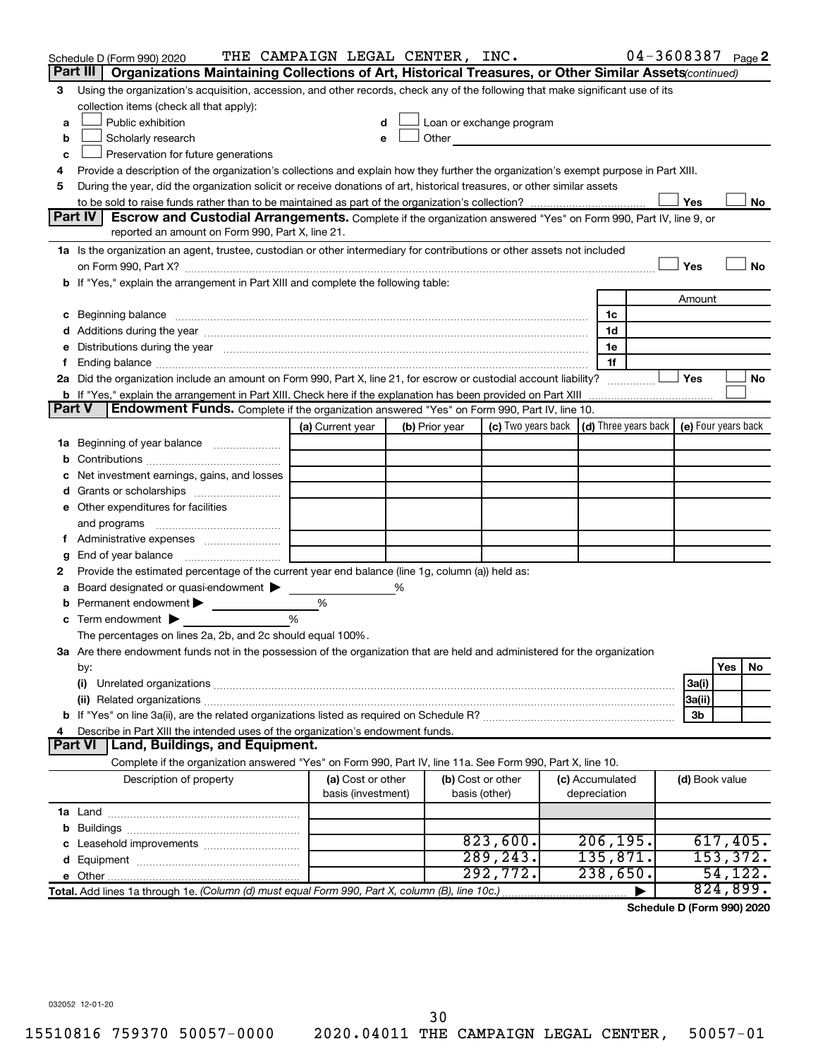Schedule D (Form 990) 2020 THE CAMPAIGN LEGAL CENTER, INC. 04-3608387 Page 2

## Part III Organizations Maintaining Collections of Art, Historical Treasures, or Other Similar Assets *(continued)*

3 Using the organization's acquisition, accession, and other records, check any of the following that make significant use of its collection items (check all that apply):

- a ☐ Public exhibition
- b ☐ Scholarly research
- c ☐ Preservation for future generations
- d ☐ Loan or exchange program
- e ☐ Other

4 Provide a description of the organization's collections and explain how they further the organization's exempt purpose in Part XIII.

5 During the year, did the organization solicit or receive donations of art, historical treasures, or other similar assets to be sold to raise funds rather than to be maintained as part of the organization's collection? ☐ Yes ☐ No

## Part IV Escrow and Custodial Arrangements.

Complete if the organization answered "Yes" on Form 990, Part IV, line 9, or reported an amount on Form 990, Part X, line 21.

1a Is the organization an agent, trustee, custodian or other intermediary for contributions or other assets not included on Form 990, Part X? ☐ Yes ☐ No

b If "Yes," explain the arrangement in Part XIII and complete the following table:

| | | Amount |
|---|---|---|
| c Beginning balance | 1c | |
| d Additions during the year | 1d | |
| e Distributions during the year | 1e | |
| f Ending balance | 1f | |

2a Did the organization include an amount on Form 990, Part X, line 21, for escrow or custodial account liability? ☐ Yes ☐ No

b If "Yes," explain the arrangement in Part XIII. Check here if the explanation has been provided on Part XIII ☐

## Part V Endowment Funds.

Complete if the organization answered "Yes" on Form 990, Part IV, line 10.

| | (a) Current year | (b) Prior year | (c) Two years back | (d) Three years back | (e) Four years back |
|---|---|---|---|---|---|
| 1a Beginning of year balance | | | | | |
| b Contributions | | | | | |
| c Net investment earnings, gains, and losses | | | | | |
| d Grants or scholarships | | | | | |
| e Other expenditures for facilities and programs | | | | | |
| f Administrative expenses | | | | | |
| g End of year balance | | | | | |

2 Provide the estimated percentage of the current year end balance (line 1g, column (a)) held as:

- a Board designated or quasi-endowment ▶ %
- b Permanent endowment ▶ %
- c Term endowment ▶ %

The percentages on lines 2a, 2b, and 2c should equal 100%.

3a Are there endowment funds not in the possession of the organization that are held and administered for the organization by:

| | | Yes | No |
|---|---|---|---|
| (i) Unrelated organizations | 3a(i) | | |
| (ii) Related organizations | 3a(ii) | | |
| b If "Yes" on line 3a(ii), are the related organizations listed as required on Schedule R? | 3b | | |

4 Describe in Part XIII the intended uses of the organization's endowment funds.

## Part VI Land, Buildings, and Equipment.

Complete if the organization answered "Yes" on Form 990, Part IV, line 11a. See Form 990, Part X, line 10.

| Description of property | (a) Cost or other basis (investment) | (b) Cost or other basis (other) | (c) Accumulated depreciation | (d) Book value |
|---|---|---|---|---|
| 1a Land | | | | |
| b Buildings | | | | |
| c Leasehold improvements | | 823,600. | 206,195. | 617,405. |
| d Equipment | | 289,243. | 135,871. | 153,372. |
| e Other | | 292,772. | 238,650. | 54,122. |
| **Total.** Add lines 1a through 1e. *(Column (d) must equal Form 990, Part X, column (B), line 10c.)* | | | ▶ | 824,899. |

**Schedule D (Form 990) 2020**

032052 12-01-20

15510816 759370 50057-0000 2020.04011 THE CAMPAIGN LEGAL CENTER, 50057-01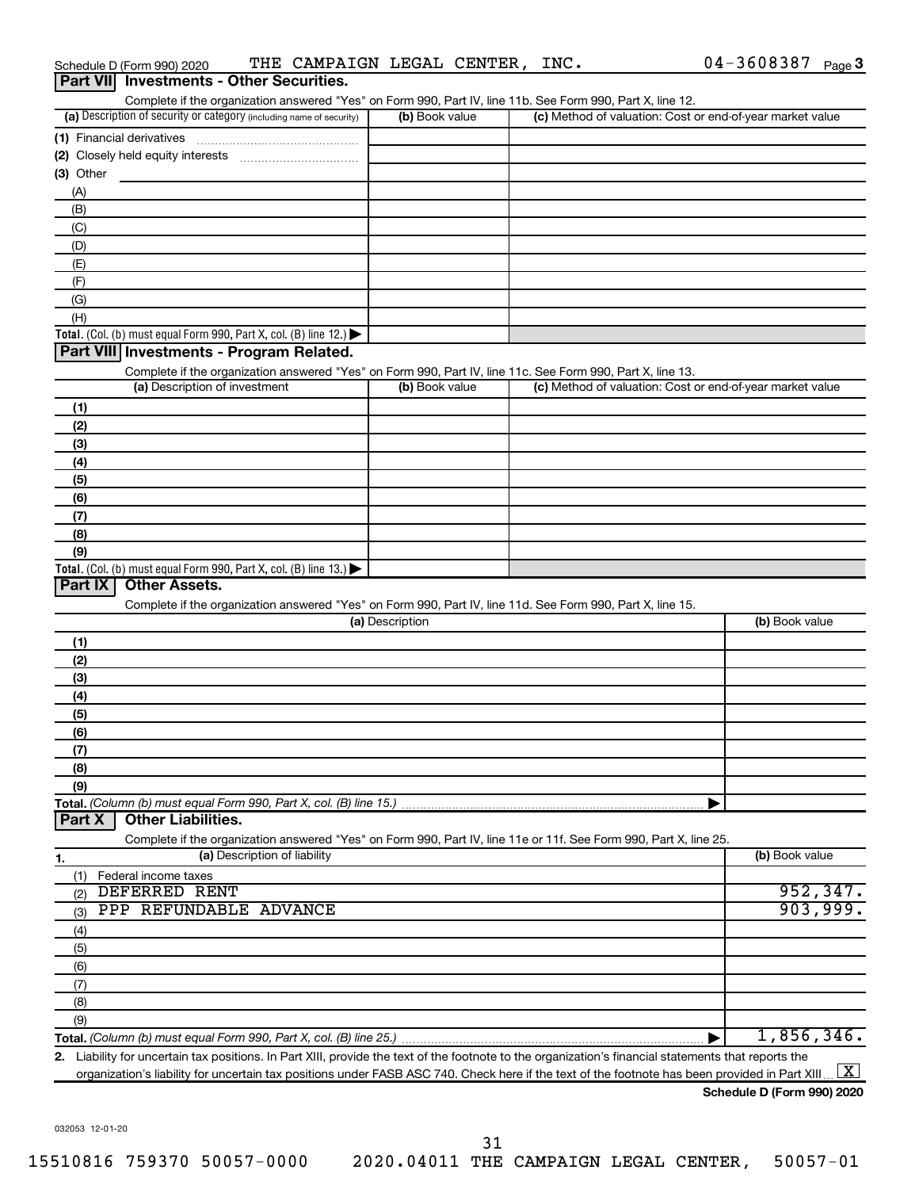Schedule D (Form 990) 2020 THE CAMPAIGN LEGAL CENTER, INC. 04-3608387 Page 3

## Part VII Investments - Other Securities.

Complete if the organization answered "Yes" on Form 990, Part IV, line 11b. See Form 990, Part X, line 12.

| (a) Description of security or category (including name of security) | (b) Book value | (c) Method of valuation: Cost or end-of-year market value |
|---|---|---|
| (1) Financial derivatives | | |
| (2) Closely held equity interests | | |
| (3) Other | | |
| (A) | | |
| (B) | | |
| (C) | | |
| (D) | | |
| (E) | | |
| (F) | | |
| (G) | | |
| (H) | | |
| **Total.** (Col. (b) must equal Form 990, Part X, col. (B) line 12.) | | |

## Part VIII Investments - Program Related.

Complete if the organization answered "Yes" on Form 990, Part IV, line 11c. See Form 990, Part X, line 13.

| (a) Description of investment | (b) Book value | (c) Method of valuation: Cost or end-of-year market value |
|---|---|---|
| (1) | | |
| (2) | | |
| (3) | | |
| (4) | | |
| (5) | | |
| (6) | | |
| (7) | | |
| (8) | | |
| (9) | | |
| **Total.** (Col. (b) must equal Form 990, Part X, col. (B) line 13.) | | |

## Part IX Other Assets.

Complete if the organization answered "Yes" on Form 990, Part IV, line 11d. See Form 990, Part X, line 15.

| (a) Description | (b) Book value |
|---|---|
| (1) | |
| (2) | |
| (3) | |
| (4) | |
| (5) | |
| (6) | |
| (7) | |
| (8) | |
| (9) | |
| **Total.** *(Column (b) must equal Form 990, Part X, col. (B) line 15.)* | |

## Part X Other Liabilities.

Complete if the organization answered "Yes" on Form 990, Part IV, line 11e or 11f. See Form 990, Part X, line 25.

| 1. (a) Description of liability | (b) Book value |
|---|---|
| (1) Federal income taxes | |
| (2) DEFERRED RENT | 952,347. |
| (3) PPP REFUNDABLE ADVANCE | 903,999. |
| (4) | |
| (5) | |
| (6) | |
| (7) | |
| (8) | |
| (9) | |
| **Total.** *(Column (b) must equal Form 990, Part X, col. (B) line 25.)* | 1,856,346. |

2. Liability for uncertain tax positions. In Part XIII, provide the text of the footnote to the organization's financial statements that reports the organization's liability for uncertain tax positions under FASB ASC 740. Check here if the text of the footnote has been provided in Part XIII [X]

**Schedule D (Form 990) 2020**

032053 12-01-20

15510816 759370 50057-0000 2020.04011 THE CAMPAIGN LEGAL CENTER, 50057-01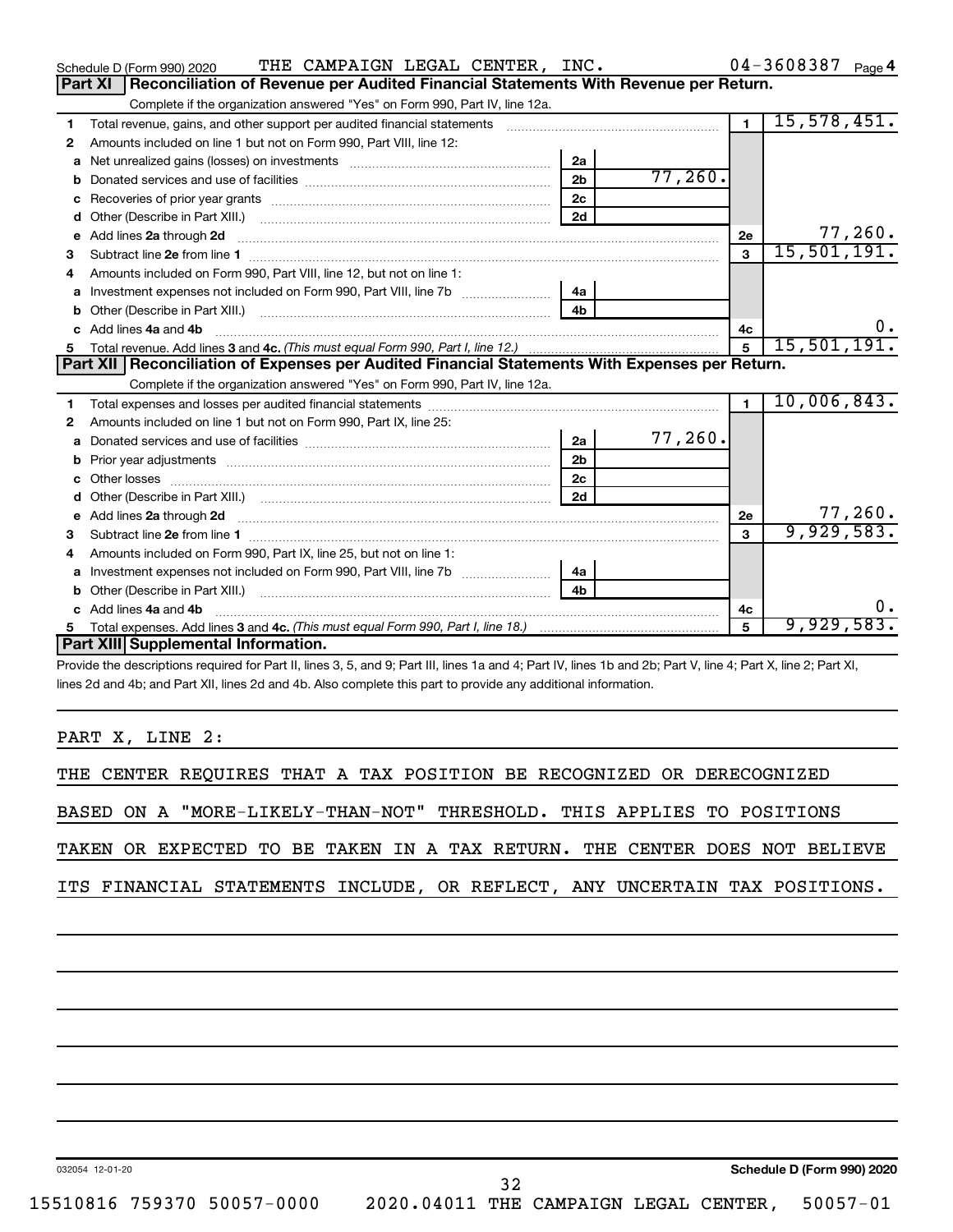Schedule D (Form 990) 2020 THE CAMPAIGN LEGAL CENTER, INC. 04-3608387 Page 4

## Part XI Reconciliation of Revenue per Audited Financial Statements With Revenue per Return.

Complete if the organization answered "Yes" on Form 990, Part IV, line 12a.

| | | | | | |
|---|---|---|---|---|---|
| 1 | Total revenue, gains, and other support per audited financial statements | | | 1 | 15,578,451. |
| 2 | Amounts included on line 1 but not on Form 990, Part VIII, line 12: | | | | |
| a | Net unrealized gains (losses) on investments | 2a | | | |
| b | Donated services and use of facilities | 2b | 77,260. | | |
| c | Recoveries of prior year grants | 2c | | | |
| d | Other (Describe in Part XIII.) | 2d | | | |
| e | Add lines 2a through 2d | | | 2e | 77,260. |
| 3 | Subtract line 2e from line 1 | | | 3 | 15,501,191. |
| 4 | Amounts included on Form 990, Part VIII, line 12, but not on line 1: | | | | |
| a | Investment expenses not included on Form 990, Part VIII, line 7b | 4a | | | |
| b | Other (Describe in Part XIII.) | 4b | | | |
| c | Add lines 4a and 4b | | | 4c | 0. |
| 5 | Total revenue. Add lines 3 and 4c. *(This must equal Form 990, Part I, line 12.)* | | | 5 | 15,501,191. |

## Part XII Reconciliation of Expenses per Audited Financial Statements With Expenses per Return.

Complete if the organization answered "Yes" on Form 990, Part IV, line 12a.

| | | | | | |
|---|---|---|---|---|---|
| 1 | Total expenses and losses per audited financial statements | | | 1 | 10,006,843. |
| 2 | Amounts included on line 1 but not on Form 990, Part IX, line 25: | | | | |
| a | Donated services and use of facilities | 2a | 77,260. | | |
| b | Prior year adjustments | 2b | | | |
| c | Other losses | 2c | | | |
| d | Other (Describe in Part XIII.) | 2d | | | |
| e | Add lines 2a through 2d | | | 2e | 77,260. |
| 3 | Subtract line 2e from line 1 | | | 3 | 9,929,583. |
| 4 | Amounts included on Form 990, Part IX, line 25, but not on line 1: | | | | |
| a | Investment expenses not included on Form 990, Part VIII, line 7b | 4a | | | |
| b | Other (Describe in Part XIII.) | 4b | | | |
| c | Add lines 4a and 4b | | | 4c | 0. |
| 5 | Total expenses. Add lines 3 and 4c. *(This must equal Form 990, Part I, line 18.)* | | | 5 | 9,929,583. |

## Part XIII Supplemental Information.

Provide the descriptions required for Part II, lines 3, 5, and 9; Part III, lines 1a and 4; Part IV, lines 1b and 2b; Part V, line 4; Part X, line 2; Part XI, lines 2d and 4b; and Part XII, lines 2d and 4b. Also complete this part to provide any additional information.

PART X, LINE 2:

THE CENTER REQUIRES THAT A TAX POSITION BE RECOGNIZED OR DERECOGNIZED BASED ON A "MORE-LIKELY-THAN-NOT" THRESHOLD. THIS APPLIES TO POSITIONS TAKEN OR EXPECTED TO BE TAKEN IN A TAX RETURN. THE CENTER DOES NOT BELIEVE ITS FINANCIAL STATEMENTS INCLUDE, OR REFLECT, ANY UNCERTAIN TAX POSITIONS.

032054 12-01-20 **Schedule D (Form 990) 2020**

15510816 759370 50057-0000 2020.04011 THE CAMPAIGN LEGAL CENTER, 50057-01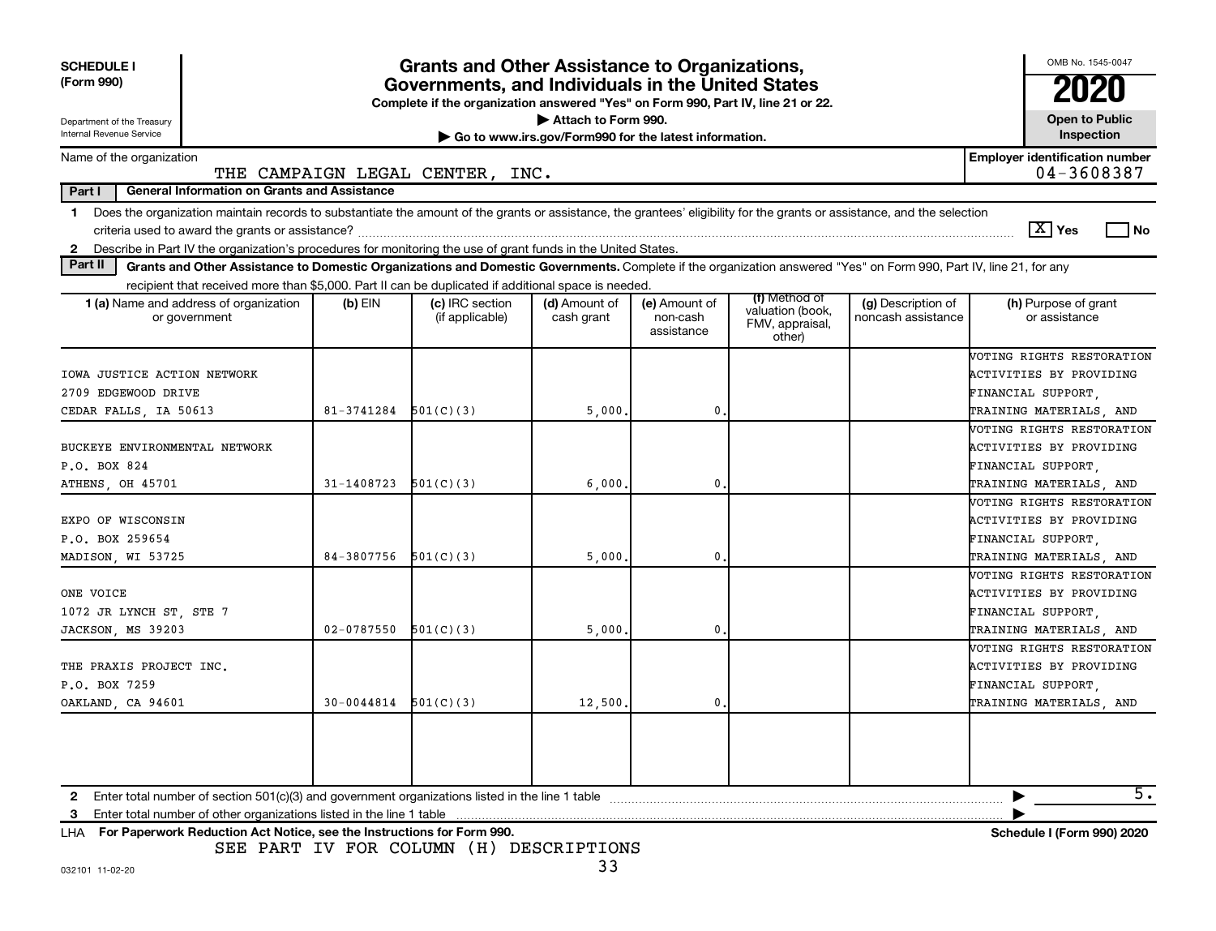**SCHEDULE I (Form 990)**

Department of the Treasury
Internal Revenue Service

# Grants and Other Assistance to Organizations, Governments, and Individuals in the United States

**Complete if the organization answered "Yes" on Form 990, Part IV, line 21 or 22.**

▶ Attach to Form 990.

▶ Go to www.irs.gov/Form990 for the latest information.

OMB No. 1545-0047

**2020**

**Open to Public Inspection**

Name of the organization: THE CAMPAIGN LEGAL CENTER, INC.

**Employer identification number** 04-3608387

**Part I — General Information on Grants and Assistance**

1 Does the organization maintain records to substantiate the amount of the grants or assistance, the grantees' eligibility for the grants or assistance, and the selection criteria used to award the grants or assistance? [X] Yes [ ] No

2 Describe in Part IV the organization's procedures for monitoring the use of grant funds in the United States.

**Part II — Grants and Other Assistance to Domestic Organizations and Domestic Governments.** Complete if the organization answered "Yes" on Form 990, Part IV, line 21, for any recipient that received more than $5,000. Part II can be duplicated if additional space is needed.

| 1 (a) Name and address of organization or government | (b) EIN | (c) IRC section (if applicable) | (d) Amount of cash grant | (e) Amount of non-cash assistance | (f) Method of valuation (book, FMV, appraisal, other) | (g) Description of noncash assistance | (h) Purpose of grant or assistance |
|---|---|---|---|---|---|---|---|
| IOWA JUSTICE ACTION NETWORK<br>2709 EDGEWOOD DRIVE<br>CEDAR FALLS, IA 50613 | 81-3741284 | 501(C)(3) | 5,000. | 0. | | | VOTING RIGHTS RESTORATION ACTIVITIES BY PROVIDING FINANCIAL SUPPORT, TRAINING MATERIALS, AND |
| BUCKEYE ENVIRONMENTAL NETWORK<br>P.O. BOX 824<br>ATHENS, OH 45701 | 31-1408723 | 501(C)(3) | 6,000. | 0. | | | VOTING RIGHTS RESTORATION ACTIVITIES BY PROVIDING FINANCIAL SUPPORT, TRAINING MATERIALS, AND |
| EXPO OF WISCONSIN<br>P.O. BOX 259654<br>MADISON, WI 53725 | 84-3807756 | 501(C)(3) | 5,000. | 0. | | | VOTING RIGHTS RESTORATION ACTIVITIES BY PROVIDING FINANCIAL SUPPORT, TRAINING MATERIALS, AND |
| ONE VOICE<br>1072 JR LYNCH ST, STE 7<br>JACKSON, MS 39203 | 02-0787550 | 501(C)(3) | 5,000. | 0. | | | VOTING RIGHTS RESTORATION ACTIVITIES BY PROVIDING FINANCIAL SUPPORT, TRAINING MATERIALS, AND |
| THE PRAXIS PROJECT INC.<br>P.O. BOX 7259<br>OAKLAND, CA 94601 | 30-0044814 | 501(C)(3) | 12,500. | 0. | | | VOTING RIGHTS RESTORATION ACTIVITIES BY PROVIDING FINANCIAL SUPPORT, TRAINING MATERIALS, AND |
| | | | | | | | |

2 Enter total number of section 501(c)(3) and government organizations listed in the line 1 table ▶ 5.

3 Enter total number of other organizations listed in the line 1 table ▶

LHA **For Paperwork Reduction Act Notice, see the Instructions for Form 990.** **Schedule I (Form 990) 2020**

SEE PART IV FOR COLUMN (H) DESCRIPTIONS

032101 11-02-20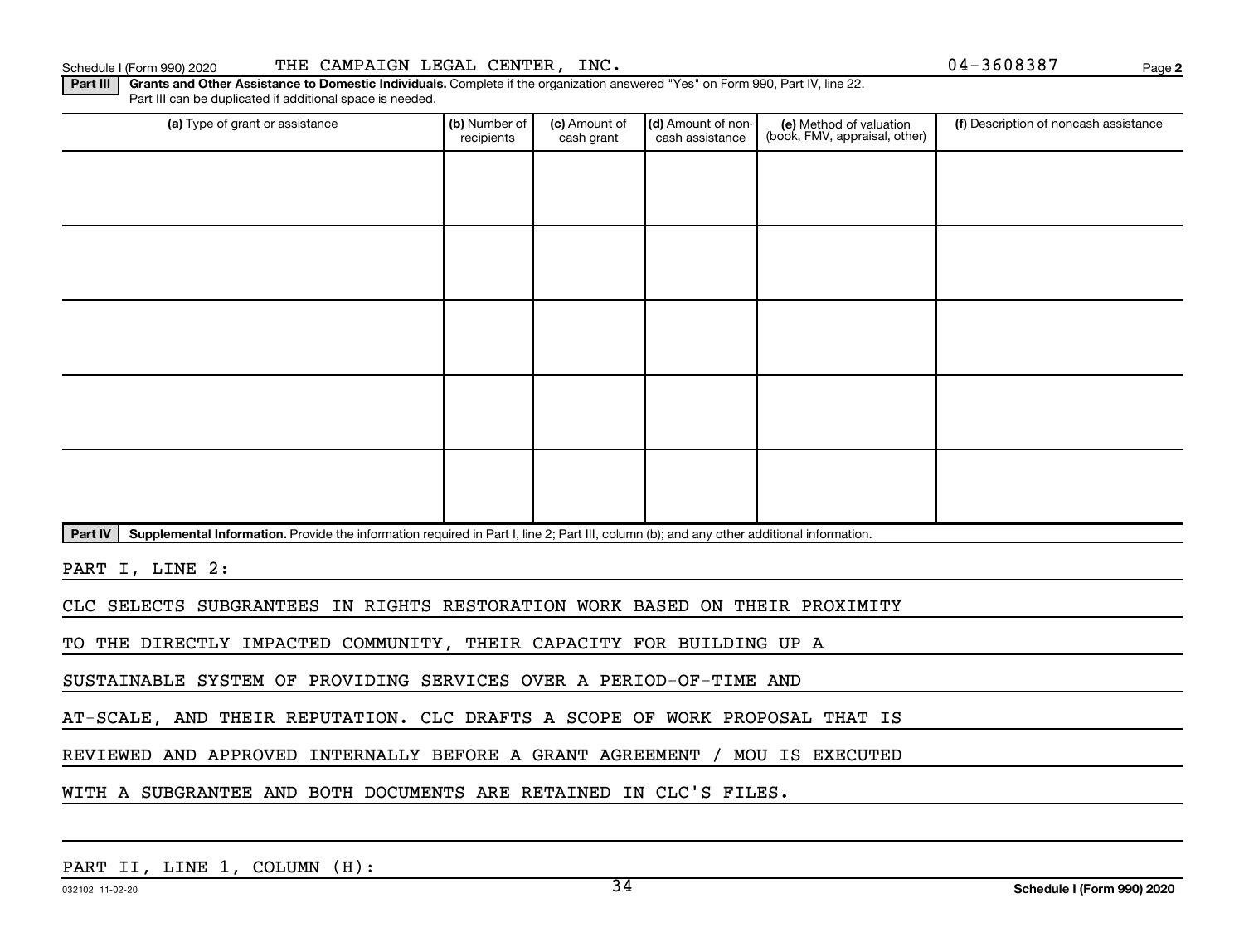Schedule I (Form 990) 2020 THE CAMPAIGN LEGAL CENTER, INC. 04-3608387 Page 2

**Part III** **Grants and Other Assistance to Domestic Individuals.** Complete if the organization answered "Yes" on Form 990, Part IV, line 22. Part III can be duplicated if additional space is needed.

| (a) Type of grant or assistance | (b) Number of recipients | (c) Amount of cash grant | (d) Amount of non-cash assistance | (e) Method of valuation (book, FMV, appraisal, other) | (f) Description of noncash assistance |
|---|---|---|---|---|---|
| | | | | | |
| | | | | | |
| | | | | | |
| | | | | | |
| | | | | | |

**Part IV** **Supplemental Information.** Provide the information required in Part I, line 2; Part III, column (b); and any other additional information.

PART I, LINE 2:

CLC SELECTS SUBGRANTEES IN RIGHTS RESTORATION WORK BASED ON THEIR PROXIMITY TO THE DIRECTLY IMPACTED COMMUNITY, THEIR CAPACITY FOR BUILDING UP A SUSTAINABLE SYSTEM OF PROVIDING SERVICES OVER A PERIOD-OF-TIME AND AT-SCALE, AND THEIR REPUTATION. CLC DRAFTS A SCOPE OF WORK PROPOSAL THAT IS REVIEWED AND APPROVED INTERNALLY BEFORE A GRANT AGREEMENT / MOU IS EXECUTED WITH A SUBGRANTEE AND BOTH DOCUMENTS ARE RETAINED IN CLC'S FILES.

PART II, LINE 1, COLUMN (H):

032102 11-02-20 Schedule I (Form 990) 2020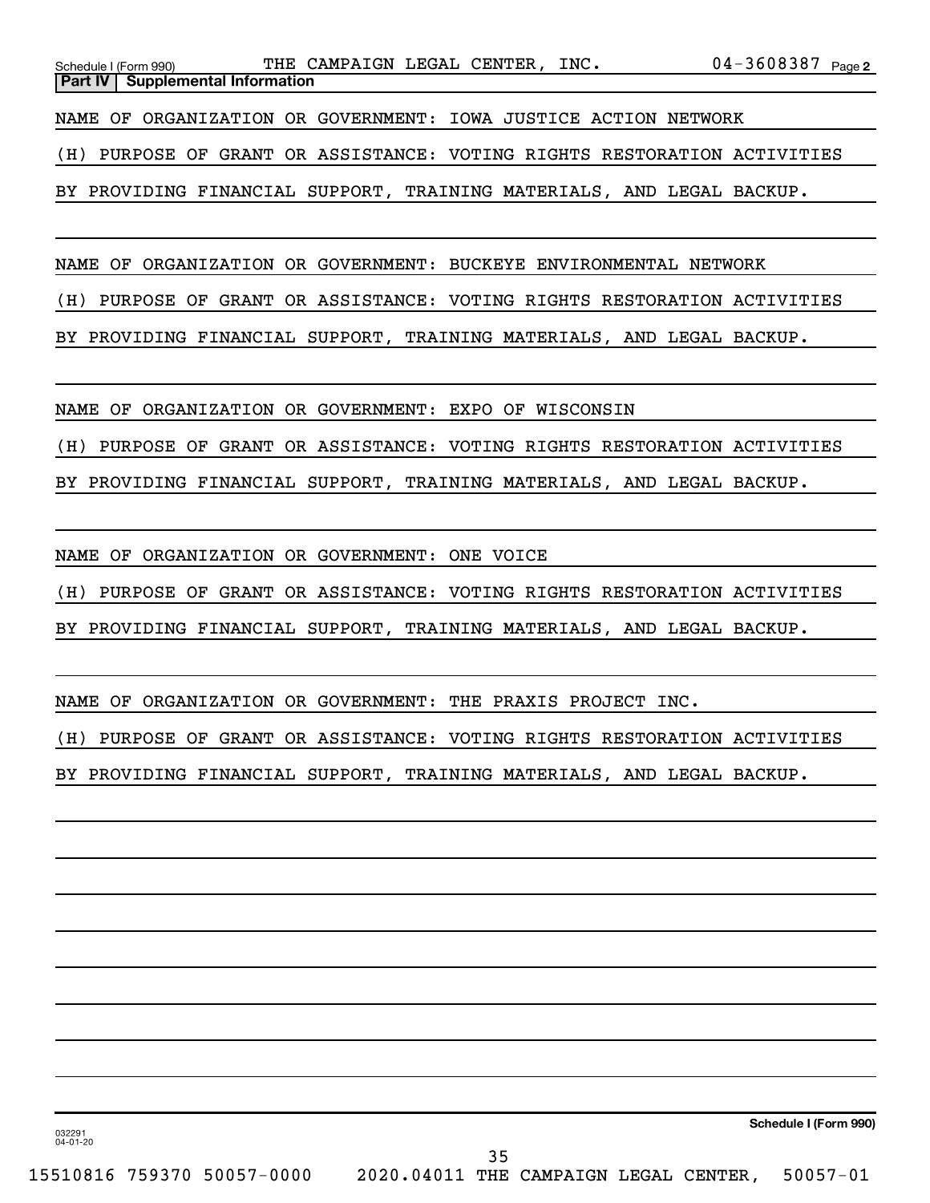Schedule I (Form 990) THE CAMPAIGN LEGAL CENTER, INC. 04-3608387 Page 2

**Part IV | Supplemental Information**

NAME OF ORGANIZATION OR GOVERNMENT: IOWA JUSTICE ACTION NETWORK

(H) PURPOSE OF GRANT OR ASSISTANCE: VOTING RIGHTS RESTORATION ACTIVITIES BY PROVIDING FINANCIAL SUPPORT, TRAINING MATERIALS, AND LEGAL BACKUP.

NAME OF ORGANIZATION OR GOVERNMENT: BUCKEYE ENVIRONMENTAL NETWORK

(H) PURPOSE OF GRANT OR ASSISTANCE: VOTING RIGHTS RESTORATION ACTIVITIES BY PROVIDING FINANCIAL SUPPORT, TRAINING MATERIALS, AND LEGAL BACKUP.

NAME OF ORGANIZATION OR GOVERNMENT: EXPO OF WISCONSIN

(H) PURPOSE OF GRANT OR ASSISTANCE: VOTING RIGHTS RESTORATION ACTIVITIES BY PROVIDING FINANCIAL SUPPORT, TRAINING MATERIALS, AND LEGAL BACKUP.

NAME OF ORGANIZATION OR GOVERNMENT: ONE VOICE

(H) PURPOSE OF GRANT OR ASSISTANCE: VOTING RIGHTS RESTORATION ACTIVITIES BY PROVIDING FINANCIAL SUPPORT, TRAINING MATERIALS, AND LEGAL BACKUP.

NAME OF ORGANIZATION OR GOVERNMENT: THE PRAXIS PROJECT INC.

(H) PURPOSE OF GRANT OR ASSISTANCE: VOTING RIGHTS RESTORATION ACTIVITIES BY PROVIDING FINANCIAL SUPPORT, TRAINING MATERIALS, AND LEGAL BACKUP.

032291 04-01-20

**Schedule I (Form 990)**

15510816 759370 50057-0000 2020.04011 THE CAMPAIGN LEGAL CENTER, 50057-01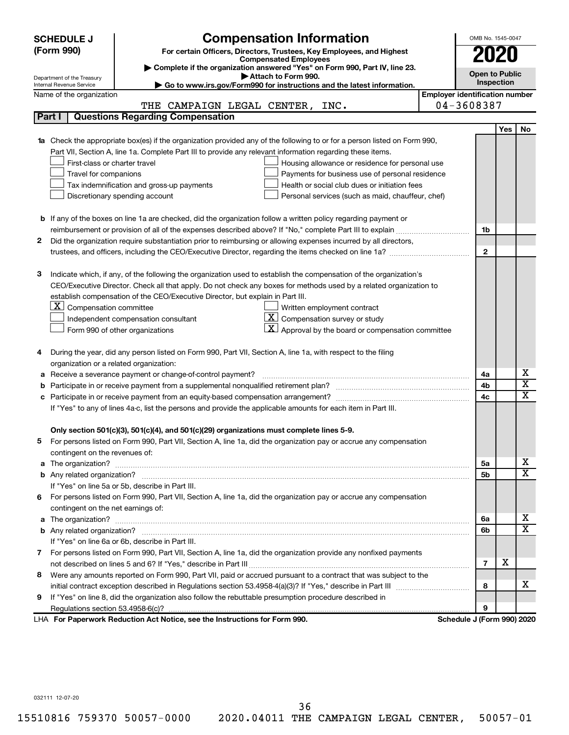**SCHEDULE J (Form 990)**

Department of the Treasury
Internal Revenue Service

# Compensation Information

**For certain Officers, Directors, Trustees, Key Employees, and Highest Compensated Employees**

▶ Complete if the organization answered "Yes" on Form 990, Part IV, line 23.
▶ Attach to Form 990.
▶ Go to www.irs.gov/Form990 for instructions and the latest information.

OMB No. 1545-0047

**2020**

**Open to Public Inspection**

Name of the organization: THE CAMPAIGN LEGAL CENTER, INC.

Employer identification number: 04-3608387

## Part I Questions Regarding Compensation

| | | | Yes | No |
|---|---|---|---|---|
| **1a** | Check the appropriate box(es) if the organization provided any of the following to or for a person listed on Form 990, Part VII, Section A, line 1a. Complete Part III to provide any relevant information regarding these items.<br>☐ First-class or charter travel ☐ Housing allowance or residence for personal use<br>☐ Travel for companions ☐ Payments for business use of personal residence<br>☐ Tax indemnification and gross-up payments ☐ Health or social club dues or initiation fees<br>☐ Discretionary spending account ☐ Personal services (such as maid, chauffeur, chef) | | | |
| **b** | If any of the boxes on line 1a are checked, did the organization follow a written policy regarding payment or reimbursement or provision of all of the expenses described above? If "No," complete Part III to explain | 1b | | |
| **2** | Did the organization require substantiation prior to reimbursing or allowing expenses incurred by all directors, trustees, and officers, including the CEO/Executive Director, regarding the items checked on line 1a? | 2 | | |
| **3** | Indicate which, if any, of the following the organization used to establish the compensation of the organization's CEO/Executive Director. Check all that apply. Do not check any boxes for methods used by a related organization to establish compensation of the CEO/Executive Director, but explain in Part III.<br>☒ Compensation committee ☐ Written employment contract<br>☐ Independent compensation consultant ☒ Compensation survey or study<br>☐ Form 990 of other organizations ☒ Approval by the board or compensation committee | | | |
| **4** | During the year, did any person listed on Form 990, Part VII, Section A, line 1a, with respect to the filing organization or a related organization: | | | |
| **a** | Receive a severance payment or change-of-control payment? | 4a | | X |
| **b** | Participate in or receive payment from a supplemental nonqualified retirement plan? | 4b | | X |
| **c** | Participate in or receive payment from an equity-based compensation arrangement? | 4c | | X |
| | If "Yes" to any of lines 4a-c, list the persons and provide the applicable amounts for each item in Part III. | | | |
| | **Only section 501(c)(3), 501(c)(4), and 501(c)(29) organizations must complete lines 5-9.** | | | |
| **5** | For persons listed on Form 990, Part VII, Section A, line 1a, did the organization pay or accrue any compensation contingent on the revenues of: | | | |
| **a** | The organization? | 5a | | X |
| **b** | Any related organization? | 5b | | X |
| | If "Yes" on line 5a or 5b, describe in Part III. | | | |
| **6** | For persons listed on Form 990, Part VII, Section A, line 1a, did the organization pay or accrue any compensation contingent on the net earnings of: | | | |
| **a** | The organization? | 6a | | X |
| **b** | Any related organization? | 6b | | X |
| | If "Yes" on line 6a or 6b, describe in Part III. | | | |
| **7** | For persons listed on Form 990, Part VII, Section A, line 1a, did the organization provide any nonfixed payments not described on lines 5 and 6? If "Yes," describe in Part III | 7 | X | |
| **8** | Were any amounts reported on Form 990, Part VII, paid or accrued pursuant to a contract that was subject to the initial contract exception described in Regulations section 53.4958-4(a)(3)? If "Yes," describe in Part III | 8 | | X |
| **9** | If "Yes" on line 8, did the organization also follow the rebuttable presumption procedure described in Regulations section 53.4958-6(c)? | 9 | | |

LHA **For Paperwork Reduction Act Notice, see the Instructions for Form 990.** **Schedule J (Form 990) 2020**

032111 12-07-20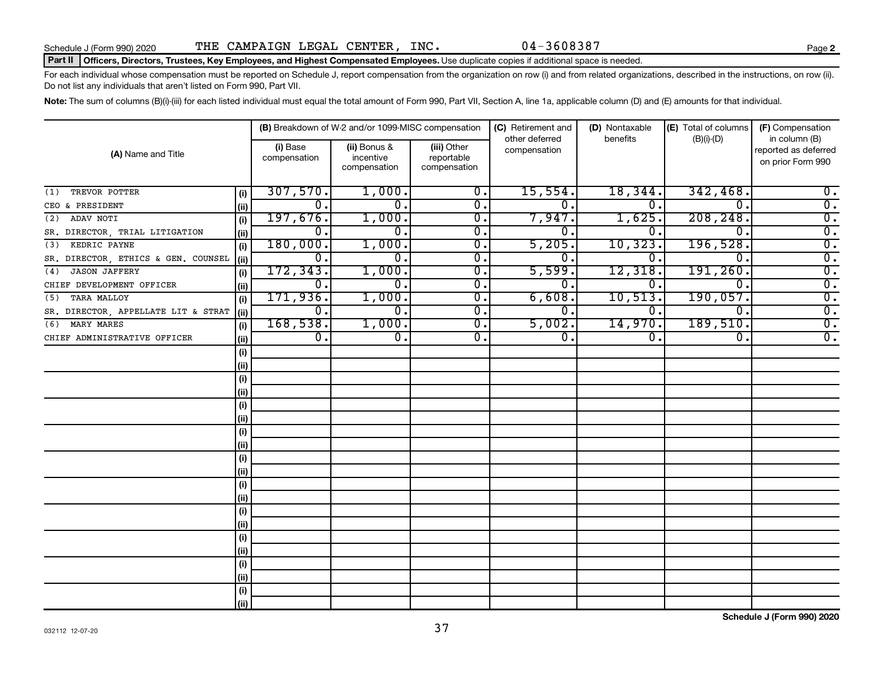Schedule J (Form 990) 2020 THE CAMPAIGN LEGAL CENTER, INC. 04-3608387 Page **2**

**Part II** **Officers, Directors, Trustees, Key Employees, and Highest Compensated Employees.** Use duplicate copies if additional space is needed.

For each individual whose compensation must be reported on Schedule J, report compensation from the organization on row (i) and from related organizations, described in the instructions, on row (ii). Do not list any individuals that aren't listed on Form 990, Part VII.

**Note:** The sum of columns (B)(i)-(iii) for each listed individual must equal the total amount of Form 990, Part VII, Section A, line 1a, applicable column (D) and (E) amounts for that individual.

| (A) Name and Title | | (B) Breakdown of W-2 and/or 1099-MISC compensation | | | (C) Retirement and other deferred compensation | (D) Nontaxable benefits | (E) Total of columns (B)(i)-(D) | (F) Compensation in column (B) reported as deferred on prior Form 990 |
|---|---|---|---|---|---|---|---|---|
| | | (i) Base compensation | (ii) Bonus & incentive compensation | (iii) Other reportable compensation | | | | |
| (1) TREVOR POTTER | (i) | 307,570. | 1,000. | 0. | 15,554. | 18,344. | 342,468. | 0. |
| CEO & PRESIDENT | (ii) | 0. | 0. | 0. | 0. | 0. | 0. | 0. |
| (2) ADAV NOTI | (i) | 197,676. | 1,000. | 0. | 7,947. | 1,625. | 208,248. | 0. |
| SR. DIRECTOR, TRIAL LITIGATION | (ii) | 0. | 0. | 0. | 0. | 0. | 0. | 0. |
| (3) KEDRIC PAYNE | (i) | 180,000. | 1,000. | 0. | 5,205. | 10,323. | 196,528. | 0. |
| SR. DIRECTOR, ETHICS & GEN. COUNSEL | (ii) | 0. | 0. | 0. | 0. | 0. | 0. | 0. |
| (4) JASON JAFFERY | (i) | 172,343. | 1,000. | 0. | 5,599. | 12,318. | 191,260. | 0. |
| CHIEF DEVELOPMENT OFFICER | (ii) | 0. | 0. | 0. | 0. | 0. | 0. | 0. |
| (5) TARA MALLOY | (i) | 171,936. | 1,000. | 0. | 6,608. | 10,513. | 190,057. | 0. |
| SR. DIRECTOR, APPELLATE LIT & STRAT | (ii) | 0. | 0. | 0. | 0. | 0. | 0. | 0. |
| (6) MARY MARES | (i) | 168,538. | 1,000. | 0. | 5,002. | 14,970. | 189,510. | 0. |
| CHIEF ADMINISTRATIVE OFFICER | (ii) | 0. | 0. | 0. | 0. | 0. | 0. | 0. |

032112 12-07-20

**Schedule J (Form 990) 2020**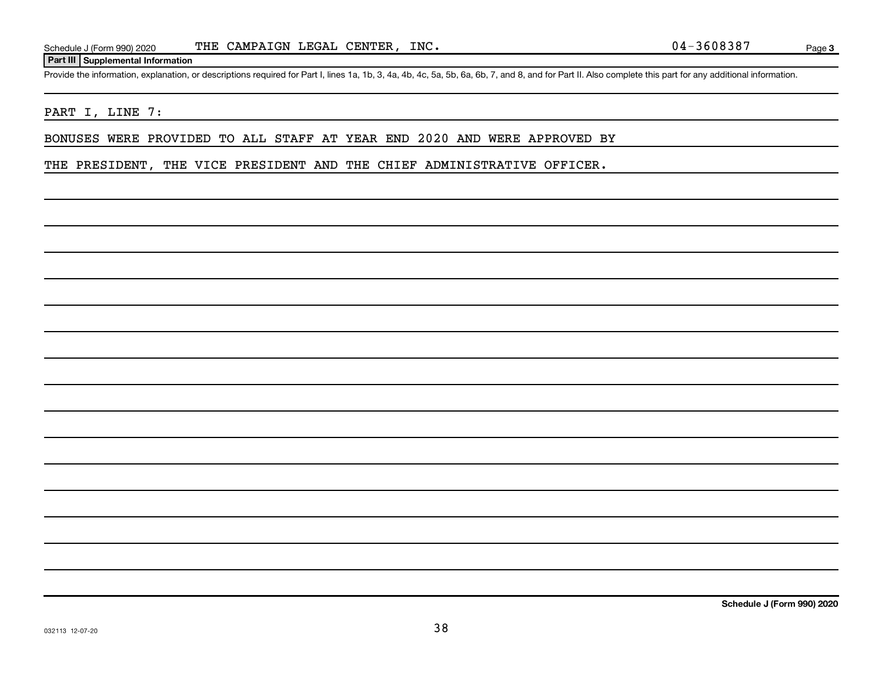Schedule J (Form 990) 2020 THE CAMPAIGN LEGAL CENTER, INC. 04-3608387 Page 3

**Part III Supplemental Information**

Provide the information, explanation, or descriptions required for Part I, lines 1a, 1b, 3, 4a, 4b, 4c, 5a, 5b, 6a, 6b, 7, and 8, and for Part II. Also complete this part for any additional information.

PART I, LINE 7:

BONUSES WERE PROVIDED TO ALL STAFF AT YEAR END 2020 AND WERE APPROVED BY THE PRESIDENT, THE VICE PRESIDENT AND THE CHIEF ADMINISTRATIVE OFFICER.

**Schedule J (Form 990) 2020**

032113 12-07-20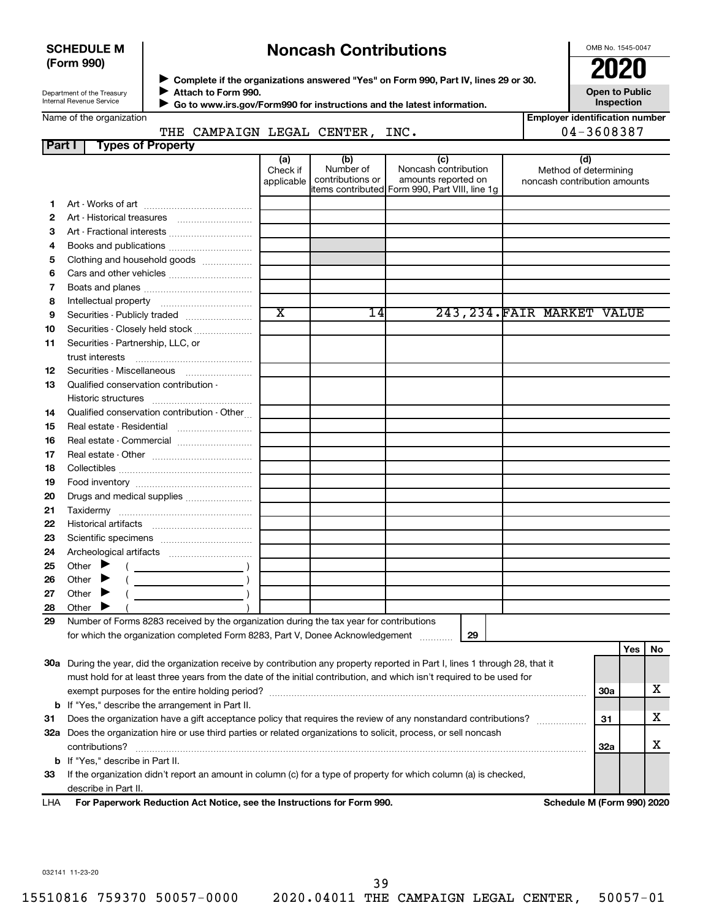**SCHEDULE M (Form 990)**

Department of the Treasury
Internal Revenue Service

# Noncash Contributions

▶ Complete if the organizations answered "Yes" on Form 990, Part IV, lines 29 or 30.
▶ Attach to Form 990.
▶ Go to www.irs.gov/Form990 for instructions and the latest information.

OMB No. 1545-0047

**2020**

**Open to Public Inspection**

Name of the organization: THE CAMPAIGN LEGAL CENTER, INC.

Employer identification number: 04-3608387

## Part I Types of Property

| | | (a) Check if applicable | (b) Number of contributions or items contributed | (c) Noncash contribution amounts reported on Form 990, Part VIII, line 1g | (d) Method of determining noncash contribution amounts |
|---|---|---|---|---|---|
| 1 | Art - Works of art | | | | |
| 2 | Art - Historical treasures | | | | |
| 3 | Art - Fractional interests | | | | |
| 4 | Books and publications | | | | |
| 5 | Clothing and household goods | | | | |
| 6 | Cars and other vehicles | | | | |
| 7 | Boats and planes | | | | |
| 8 | Intellectual property | | | | |
| 9 | Securities - Publicly traded | X | 14 | 243,234. | FAIR MARKET VALUE |
| 10 | Securities - Closely held stock | | | | |
| 11 | Securities - Partnership, LLC, or trust interests | | | | |
| 12 | Securities - Miscellaneous | | | | |
| 13 | Qualified conservation contribution - Historic structures | | | | |
| 14 | Qualified conservation contribution - Other | | | | |
| 15 | Real estate - Residential | | | | |
| 16 | Real estate - Commercial | | | | |
| 17 | Real estate - Other | | | | |
| 18 | Collectibles | | | | |
| 19 | Food inventory | | | | |
| 20 | Drugs and medical supplies | | | | |
| 21 | Taxidermy | | | | |
| 22 | Historical artifacts | | | | |
| 23 | Scientific specimens | | | | |
| 24 | Archeological artifacts | | | | |
| 25 | Other ▶ ( ) | | | | |
| 26 | Other ▶ ( ) | | | | |
| 27 | Other ▶ ( ) | | | | |
| 28 | Other ▶ ( ) | | | | |

29 Number of Forms 8283 received by the organization during the tax year for contributions for which the organization completed Form 8283, Part V, Donee Acknowledgement ..... **29**

| | | | Yes | No |
|---|---|---|---|---|
| 30a | During the year, did the organization receive by contribution any property reported in Part I, lines 1 through 28, that it must hold for at least three years from the date of the initial contribution, and which isn't required to be used for exempt purposes for the entire holding period? | 30a | | X |
| b | If "Yes," describe the arrangement in Part II. | | | |
| 31 | Does the organization have a gift acceptance policy that requires the review of any nonstandard contributions? | 31 | | X |
| 32a | Does the organization hire or use third parties or related organizations to solicit, process, or sell noncash contributions? | 32a | | X |
| b | If "Yes," describe in Part II. | | | |
| 33 | If the organization didn't report an amount in column (c) for a type of property for which column (a) is checked, describe in Part II. | | | |

LHA **For Paperwork Reduction Act Notice, see the Instructions for Form 990.** **Schedule M (Form 990) 2020**

032141 11-23-20

15510816 759370 50057-0000 2020.04011 THE CAMPAIGN LEGAL CENTER, 50057-01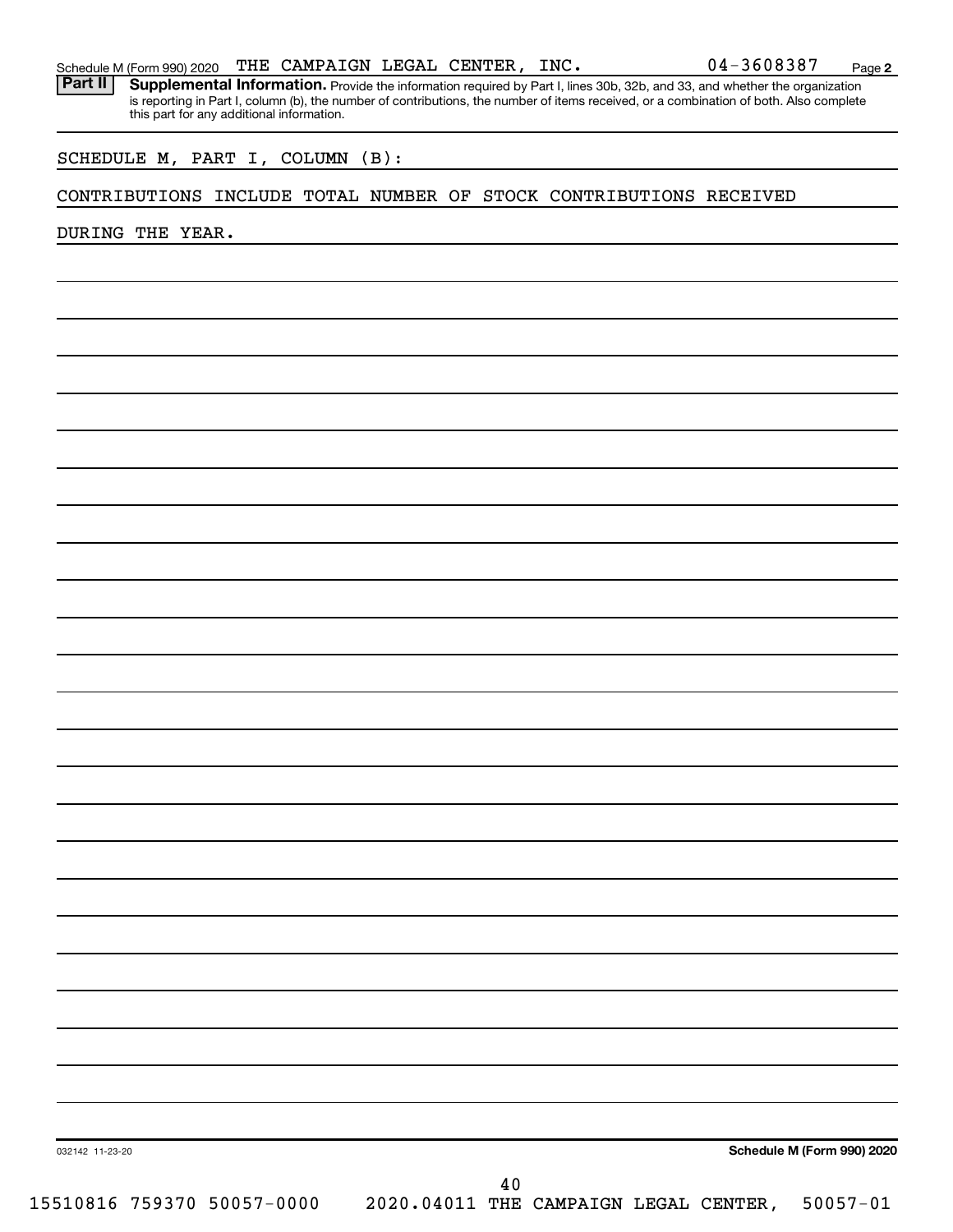Schedule M (Form 990) 2020 THE CAMPAIGN LEGAL CENTER, INC. 04-3608387 Page 2

**Part II** **Supplemental Information.** Provide the information required by Part I, lines 30b, 32b, and 33, and whether the organization is reporting in Part I, column (b), the number of contributions, the number of items received, or a combination of both. Also complete this part for any additional information.

SCHEDULE M, PART I, COLUMN (B):

CONTRIBUTIONS INCLUDE TOTAL NUMBER OF STOCK CONTRIBUTIONS RECEIVED DURING THE YEAR.

032142 11-23-20 **Schedule M (Form 990) 2020**

15510816 759370 50057-0000 2020.04011 THE CAMPAIGN LEGAL CENTER, 50057-01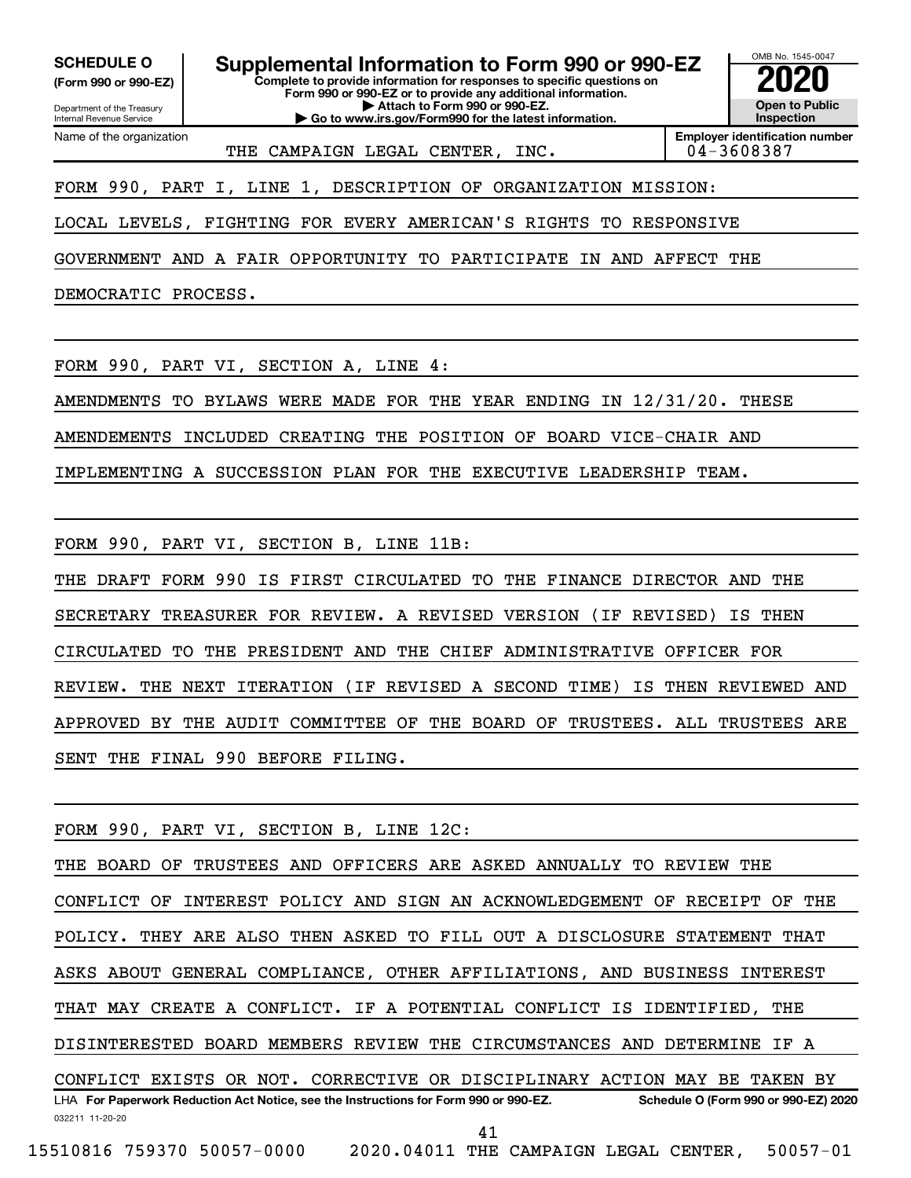**SCHEDULE O** (Form 990 or 990-EZ)

Department of the Treasury
Internal Revenue Service

# Supplemental Information to Form 990 or 990-EZ

**Complete to provide information for responses to specific questions on Form 990 or 990-EZ or to provide any additional information.**
**▶ Attach to Form 990 or 990-EZ.**
**▶ Go to www.irs.gov/Form990 for the latest information.**

OMB No. 1545-0047
**2020**
**Open to Public Inspection**

Name of the organization: THE CAMPAIGN LEGAL CENTER, INC.

**Employer identification number:** 04-3608387

FORM 990, PART I, LINE 1, DESCRIPTION OF ORGANIZATION MISSION:

LOCAL LEVELS, FIGHTING FOR EVERY AMERICAN'S RIGHTS TO RESPONSIVE GOVERNMENT AND A FAIR OPPORTUNITY TO PARTICIPATE IN AND AFFECT THE DEMOCRATIC PROCESS.

FORM 990, PART VI, SECTION A, LINE 4:

AMENDMENTS TO BYLAWS WERE MADE FOR THE YEAR ENDING IN 12/31/20. THESE AMENDEMENTS INCLUDED CREATING THE POSITION OF BOARD VICE-CHAIR AND IMPLEMENTING A SUCCESSION PLAN FOR THE EXECUTIVE LEADERSHIP TEAM.

FORM 990, PART VI, SECTION B, LINE 11B:

THE DRAFT FORM 990 IS FIRST CIRCULATED TO THE FINANCE DIRECTOR AND THE SECRETARY TREASURER FOR REVIEW. A REVISED VERSION (IF REVISED) IS THEN CIRCULATED TO THE PRESIDENT AND THE CHIEF ADMINISTRATIVE OFFICER FOR REVIEW. THE NEXT ITERATION (IF REVISED A SECOND TIME) IS THEN REVIEWED AND APPROVED BY THE AUDIT COMMITTEE OF THE BOARD OF TRUSTEES. ALL TRUSTEES ARE SENT THE FINAL 990 BEFORE FILING.

FORM 990, PART VI, SECTION B, LINE 12C:

THE BOARD OF TRUSTEES AND OFFICERS ARE ASKED ANNUALLY TO REVIEW THE CONFLICT OF INTEREST POLICY AND SIGN AN ACKNOWLEDGEMENT OF RECEIPT OF THE POLICY. THEY ARE ALSO THEN ASKED TO FILL OUT A DISCLOSURE STATEMENT THAT ASKS ABOUT GENERAL COMPLIANCE, OTHER AFFILIATIONS, AND BUSINESS INTEREST THAT MAY CREATE A CONFLICT. IF A POTENTIAL CONFLICT IS IDENTIFIED, THE DISINTERESTED BOARD MEMBERS REVIEW THE CIRCUMSTANCES AND DETERMINE IF A CONFLICT EXISTS OR NOT. CORRECTIVE OR DISCIPLINARY ACTION MAY BE TAKEN BY

LHA **For Paperwork Reduction Act Notice, see the Instructions for Form 990 or 990-EZ.** **Schedule O (Form 990 or 990-EZ) 2020**

032211 11-20-20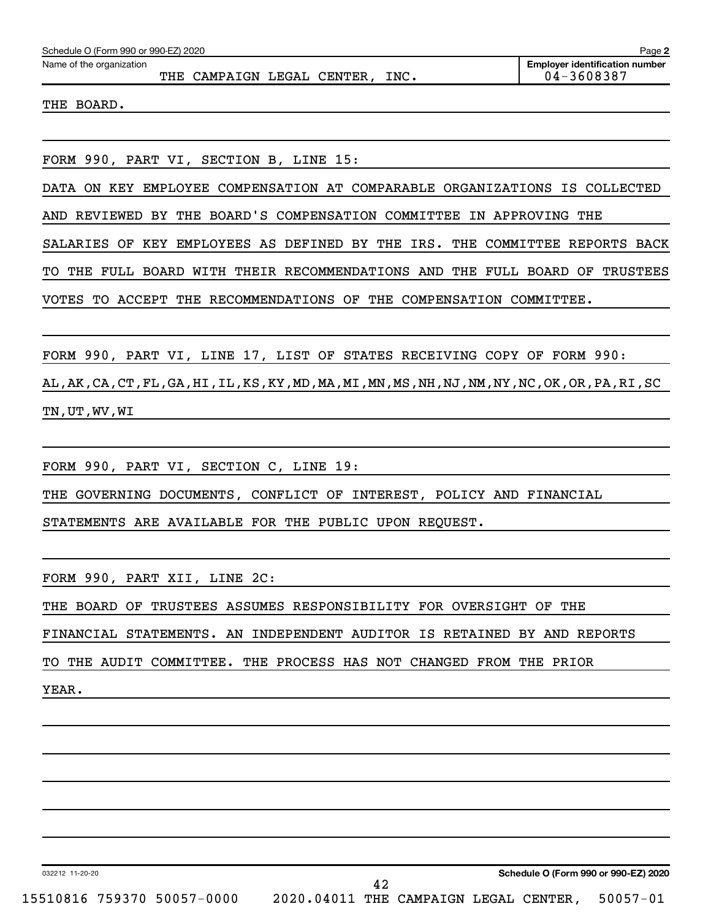Schedule O (Form 990 or 990-EZ) 2020 Page **2**

Name of the organization: THE CAMPAIGN LEGAL CENTER, INC.

**Employer identification number** 04-3608387

THE BOARD.

FORM 990, PART VI, SECTION B, LINE 15:

DATA ON KEY EMPLOYEE COMPENSATION AT COMPARABLE ORGANIZATIONS IS COLLECTED AND REVIEWED BY THE BOARD'S COMPENSATION COMMITTEE IN APPROVING THE SALARIES OF KEY EMPLOYEES AS DEFINED BY THE IRS. THE COMMITTEE REPORTS BACK TO THE FULL BOARD WITH THEIR RECOMMENDATIONS AND THE FULL BOARD OF TRUSTEES VOTES TO ACCEPT THE RECOMMENDATIONS OF THE COMPENSATION COMMITTEE.

FORM 990, PART VI, LINE 17, LIST OF STATES RECEIVING COPY OF FORM 990:

AL,AK,CA,CT,FL,GA,HI,IL,KS,KY,MD,MA,MI,MN,MS,NH,NJ,NM,NY,NC,OK,OR,PA,RI,SC TN,UT,WV,WI

FORM 990, PART VI, SECTION C, LINE 19:

THE GOVERNING DOCUMENTS, CONFLICT OF INTEREST, POLICY AND FINANCIAL STATEMENTS ARE AVAILABLE FOR THE PUBLIC UPON REQUEST.

FORM 990, PART XII, LINE 2C:

THE BOARD OF TRUSTEES ASSUMES RESPONSIBILITY FOR OVERSIGHT OF THE FINANCIAL STATEMENTS. AN INDEPENDENT AUDITOR IS RETAINED BY AND REPORTS TO THE AUDIT COMMITTEE. THE PROCESS HAS NOT CHANGED FROM THE PRIOR YEAR.

032212 11-20-20 **Schedule O (Form 990 or 990-EZ) 2020**

15510816 759370 50057-0000 2020.04011 THE CAMPAIGN LEGAL CENTER, 50057-01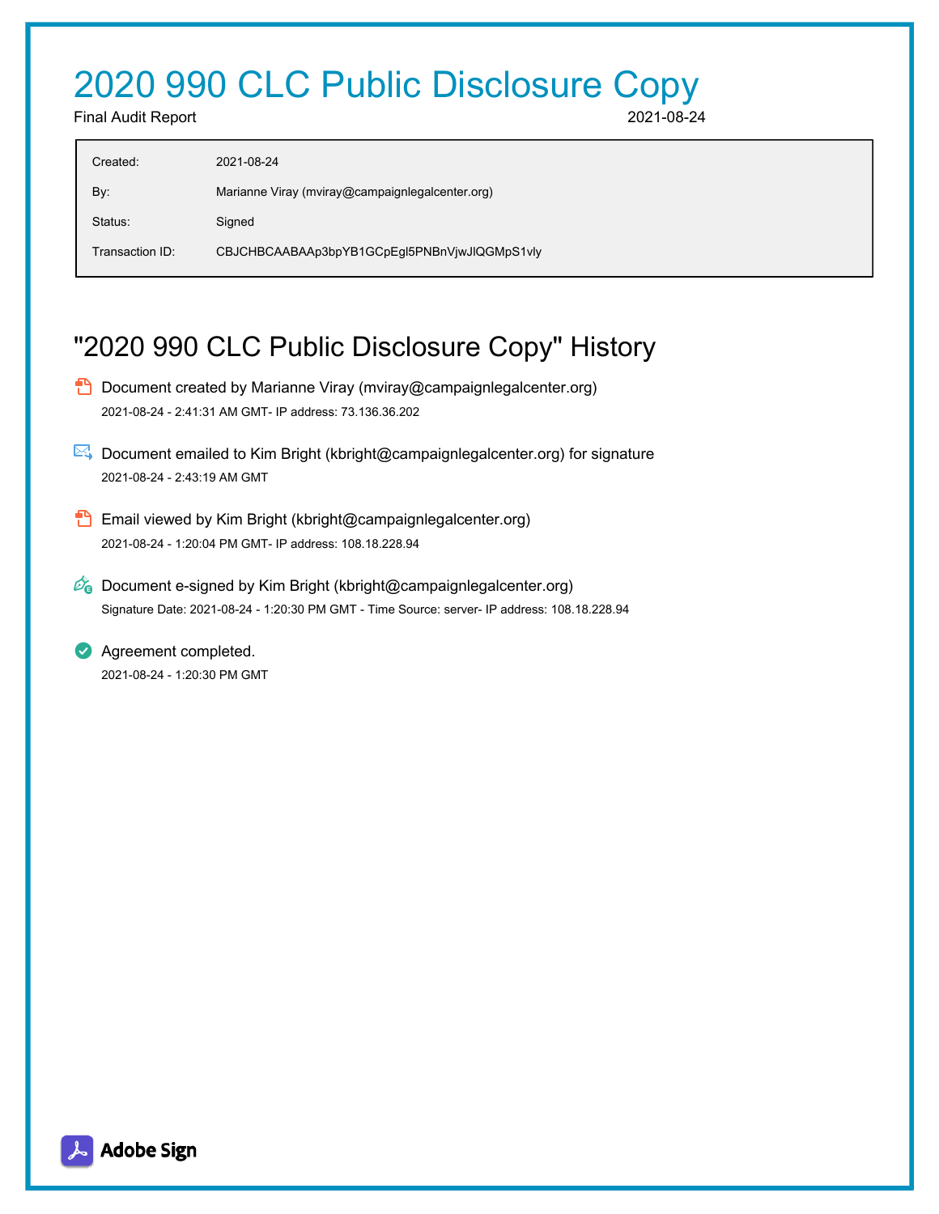# 2020 990 CLC Public Disclosure Copy

Final Audit Report 2021-08-24

| | |
|---|---|
| Created: | 2021-08-24 |
| By: | Marianne Viray (mviray@campaignlegalcenter.org) |
| Status: | Signed |
| Transaction ID: | CBJCHBCAABAAp3bpYB1GCpEgl5PNBnVjwJlQGMpS1vly |

## "2020 990 CLC Public Disclosure Copy" History

- Document created by Marianne Viray (mviray@campaignlegalcenter.org)
  2021-08-24 - 2:41:31 AM GMT- IP address: 73.136.36.202

- Document emailed to Kim Bright (kbright@campaignlegalcenter.org) for signature
  2021-08-24 - 2:43:19 AM GMT

- Email viewed by Kim Bright (kbright@campaignlegalcenter.org)
  2021-08-24 - 1:20:04 PM GMT- IP address: 108.18.228.94

- Document e-signed by Kim Bright (kbright@campaignlegalcenter.org)
  Signature Date: 2021-08-24 - 1:20:30 PM GMT - Time Source: server- IP address: 108.18.228.94

- Agreement completed.
  2021-08-24 - 1:20:30 PM GMT

Adobe Sign